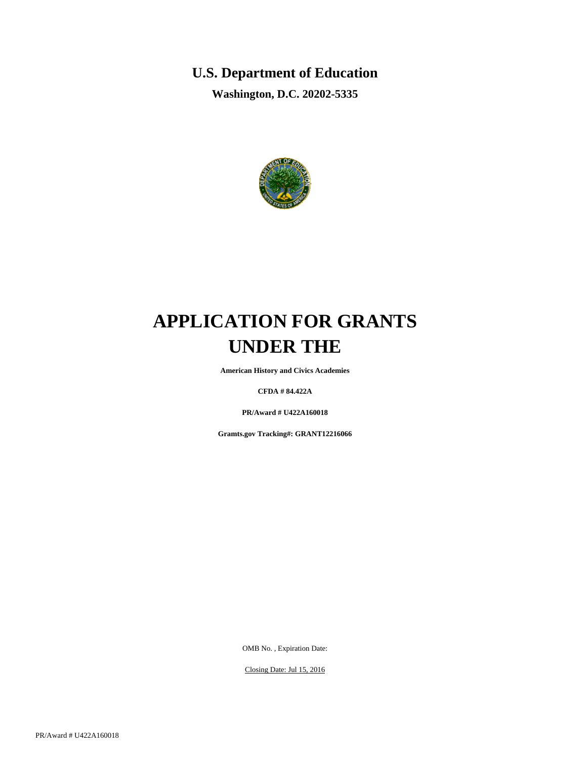# U.S. Department of Education

**Washington, D.C. 20202-5335**

# APPLICATION FOR GRANTS UNDER THE

**American History and Civics Academies**

**CFDA # 84.422A**

**PR/Award # U422A160018**

**Gramts.gov Tracking#: GRANT12216066**

OMB No. , Expiration Date:

Closing Date: Jul 15, 2016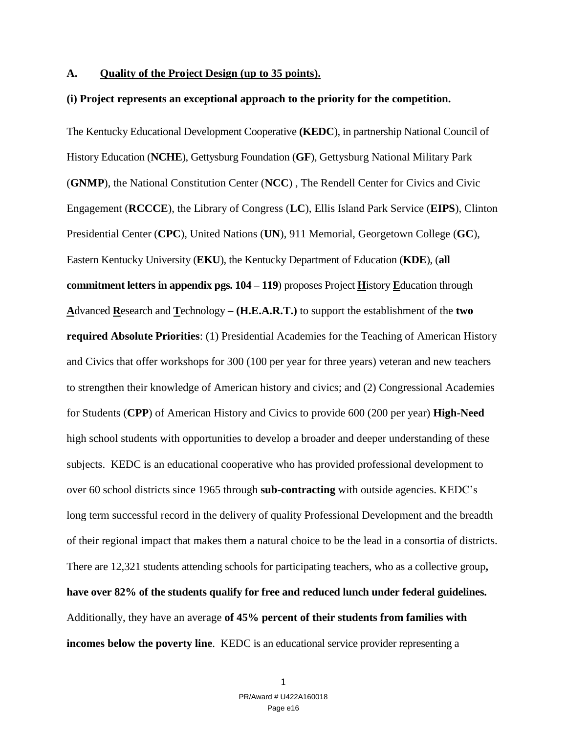## A. Quality of the Project Design (up to 35 points).

**(i) Project represents an exceptional approach to the priority for the competition.**

The Kentucky Educational Development Cooperative **(KEDC**), in partnership National Council of History Education (**NCHE**), Gettysburg Foundation (**GF**), Gettysburg National Military Park (**GNMP**), the National Constitution Center (**NCC**) , The Rendell Center for Civics and Civic Engagement (**RCCCE**), the Library of Congress (**LC**), Ellis Island Park Service (**EIPS**), Clinton Presidential Center (**CPC**), United Nations (**UN**), 911 Memorial, Georgetown College (**GC**), Eastern Kentucky University (**EKU**), the Kentucky Department of Education (**KDE**), (**all commitment letters in appendix pgs. 104 – 119**) proposes Project **H**istory **E**ducation through **A**dvanced **R**esearch and **T**echnology **– (H.E.A.R.T.)** to support the establishment of the **two required Absolute Priorities**: (1) Presidential Academies for the Teaching of American History and Civics that offer workshops for 300 (100 per year for three years) veteran and new teachers to strengthen their knowledge of American history and civics; and (2) Congressional Academies for Students (**CPP**) of American History and Civics to provide 600 (200 per year) **High-Need** high school students with opportunities to develop a broader and deeper understanding of these subjects. KEDC is an educational cooperative who has provided professional development to over 60 school districts since 1965 through **sub-contracting** with outside agencies. KEDC's long term successful record in the delivery of quality Professional Development and the breadth of their regional impact that makes them a natural choice to be the lead in a consortia of districts. There are 12,321 students attending schools for participating teachers, who as a collective group**, have over 82% of the students qualify for free and reduced lunch under federal guidelines.** Additionally, they have an average **of 45% percent of their students from families with incomes below the poverty line**. KEDC is an educational service provider representing a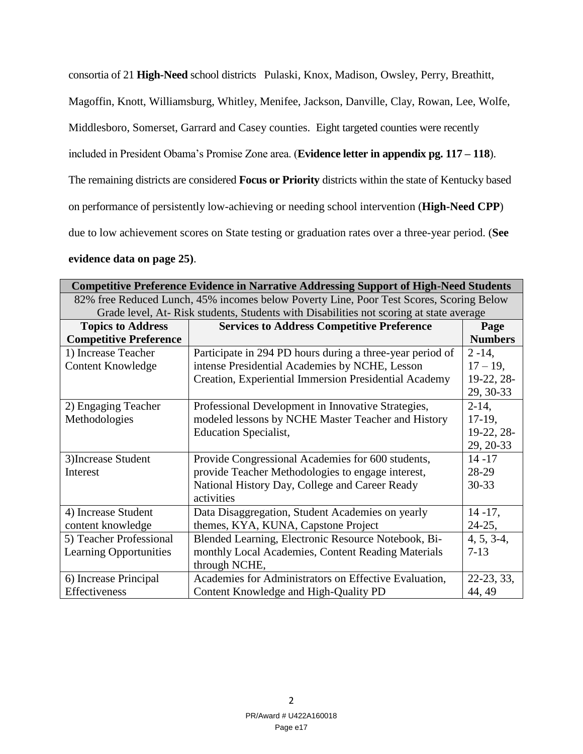consortia of 21 **High-Need** school districts  Pulaski, Knox, Madison, Owsley, Perry, Breathitt, Magoffin, Knott, Williamsburg, Whitley, Menifee, Jackson, Danville, Clay, Rowan, Lee, Wolfe, Middlesboro, Somerset, Garrard and Casey counties.  Eight targeted counties were recently included in President Obama's Promise Zone area. (**Evidence letter in appendix pg. 117 – 118**). The remaining districts are considered **Focus or Priority** districts within the state of Kentucky based on performance of persistently low-achieving or needing school intervention (**High-Need CPP**) due to low achievement scores on State testing or graduation rates over a three-year period. (**See evidence data on page 25)**.

| **Competitive Preference Evidence in Narrative Addressing Support of High-Need Students** | | |
|---|---|---|
| 82% free Reduced Lunch, 45% incomes below Poverty Line, Poor Test Scores, Scoring Below Grade level, At- Risk students, Students with Disabilities not scoring at state average | | |
| **Topics to Address Competitive Preference** | **Services to Address Competitive Preference** | **Page Numbers** |
| 1) Increase Teacher Content Knowledge | Participate in 294 PD hours during a three-year period of intense Presidential Academies by NCHE, Lesson Creation, Experiential Immersion Presidential Academy | 2 -14, 17 – 19, 19-22, 28-29, 30-33 |
| 2) Engaging Teacher Methodologies | Professional Development in Innovative Strategies, modeled lessons by NCHE Master Teacher and History Education Specialist, | 2-14, 17-19, 19-22, 28-29, 20-33 |
| 3)Increase Student Interest | Provide Congressional Academies for 600 students, provide Teacher Methodologies to engage interest, National History Day, College and Career Ready activities | 14 -17 28-29 30-33 |
| 4) Increase Student content knowledge | Data Disaggregation, Student Academies on yearly themes, KYA, KUNA, Capstone Project | 14 -17, 24-25, |
| 5) Teacher Professional Learning Opportunities | Blended Learning, Electronic Resource Notebook, Bi-monthly Local Academies, Content Reading Materials through NCHE, | 4, 5, 3-4, 7-13 |
| 6) Increase Principal Effectiveness | Academies for Administrators on Effective Evaluation, Content Knowledge and High-Quality PD | 22-23, 33, 44, 49 |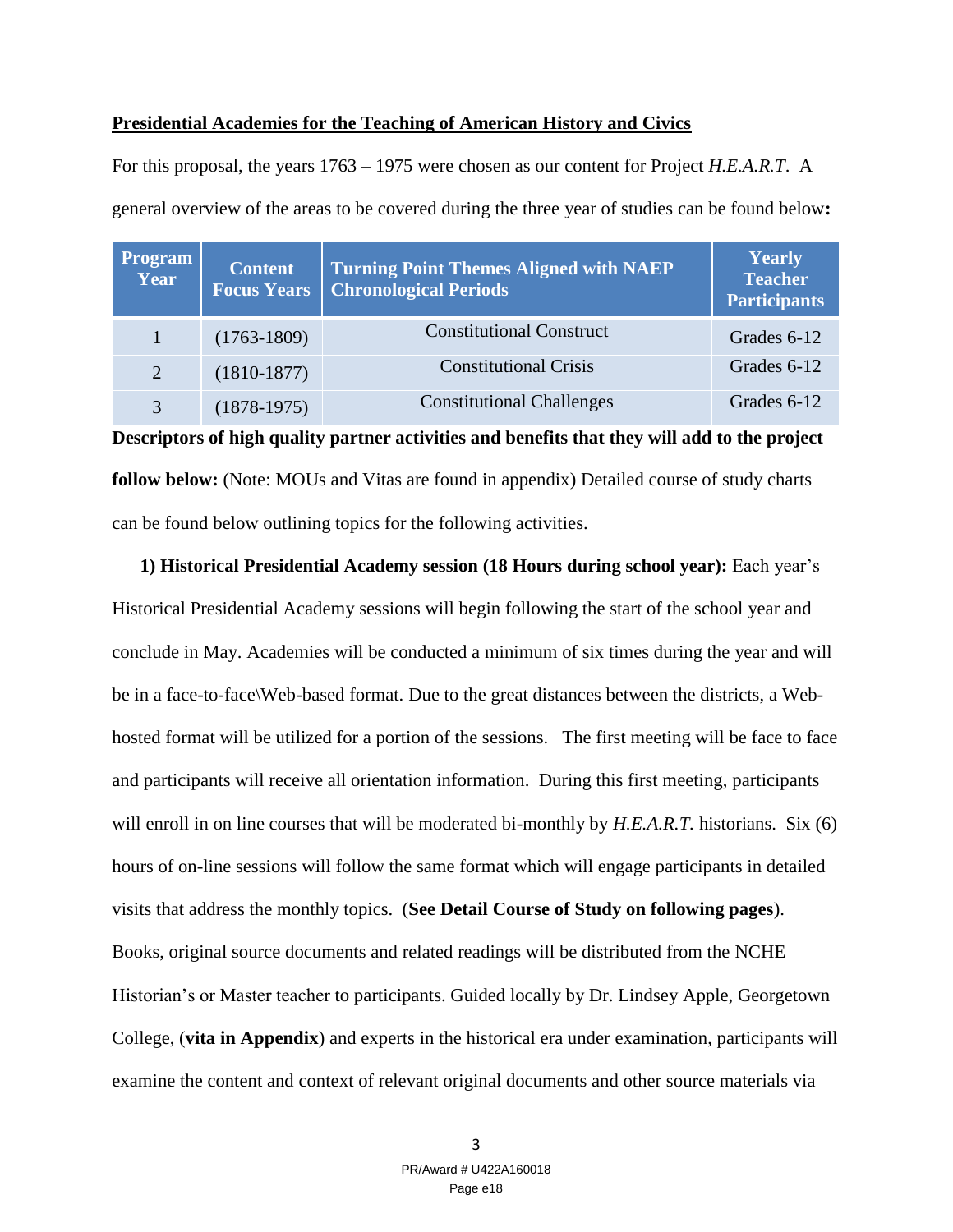**Presidential Academies for the Teaching of American History and Civics**

For this proposal, the years 1763 – 1975 were chosen as our content for Project *H.E.A.R.T*. A general overview of the areas to be covered during the three year of studies can be found below**:**

| Program Year | Content Focus Years | Turning Point Themes Aligned with NAEP Chronological Periods | Yearly Teacher Participants |
|---|---|---|---|
| 1 | (1763-1809) | Constitutional Construct | Grades 6-12 |
| 2 | (1810-1877) | Constitutional Crisis | Grades 6-12 |
| 3 | (1878-1975) | Constitutional Challenges | Grades 6-12 |

**Descriptors of high quality partner activities and benefits that they will add to the project follow below:** (Note: MOUs and Vitas are found in appendix) Detailed course of study charts can be found below outlining topics for the following activities.

**1) Historical Presidential Academy session (18 Hours during school year):** Each year's Historical Presidential Academy sessions will begin following the start of the school year and conclude in May. Academies will be conducted a minimum of six times during the year and will be in a face-to-face\Web-based format. Due to the great distances between the districts, a Web-hosted format will be utilized for a portion of the sessions. The first meeting will be face to face and participants will receive all orientation information. During this first meeting, participants will enroll in on line courses that will be moderated bi-monthly by *H.E.A.R.T.* historians. Six (6) hours of on-line sessions will follow the same format which will engage participants in detailed visits that address the monthly topics. (**See Detail Course of Study on following pages**). Books, original source documents and related readings will be distributed from the NCHE Historian's or Master teacher to participants. Guided locally by Dr. Lindsey Apple, Georgetown College, (**vita in Appendix**) and experts in the historical era under examination, participants will examine the content and context of relevant original documents and other source materials via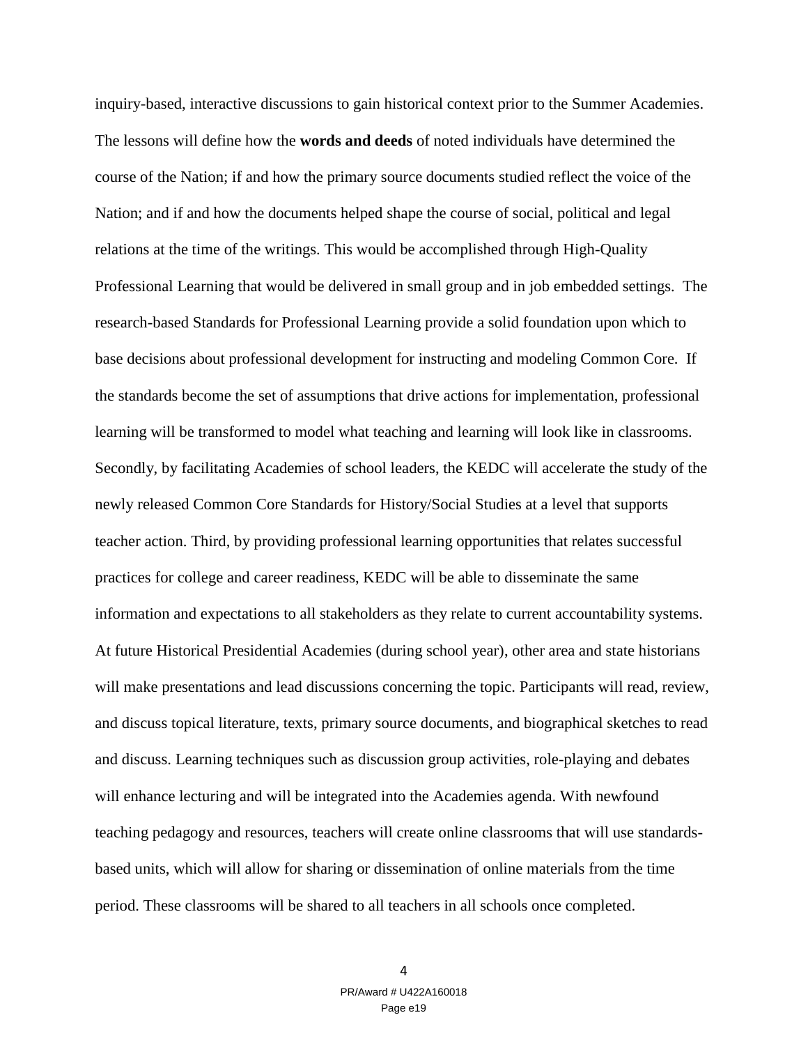inquiry-based, interactive discussions to gain historical context prior to the Summer Academies. The lessons will define how the **words and deeds** of noted individuals have determined the course of the Nation; if and how the primary source documents studied reflect the voice of the Nation; and if and how the documents helped shape the course of social, political and legal relations at the time of the writings. This would be accomplished through High-Quality Professional Learning that would be delivered in small group and in job embedded settings. The research-based Standards for Professional Learning provide a solid foundation upon which to base decisions about professional development for instructing and modeling Common Core. If the standards become the set of assumptions that drive actions for implementation, professional learning will be transformed to model what teaching and learning will look like in classrooms. Secondly, by facilitating Academies of school leaders, the KEDC will accelerate the study of the newly released Common Core Standards for History/Social Studies at a level that supports teacher action. Third, by providing professional learning opportunities that relates successful practices for college and career readiness, KEDC will be able to disseminate the same information and expectations to all stakeholders as they relate to current accountability systems. At future Historical Presidential Academies (during school year), other area and state historians will make presentations and lead discussions concerning the topic. Participants will read, review, and discuss topical literature, texts, primary source documents, and biographical sketches to read and discuss. Learning techniques such as discussion group activities, role-playing and debates will enhance lecturing and will be integrated into the Academies agenda. With newfound teaching pedagogy and resources, teachers will create online classrooms that will use standards-based units, which will allow for sharing or dissemination of online materials from the time period. These classrooms will be shared to all teachers in all schools once completed.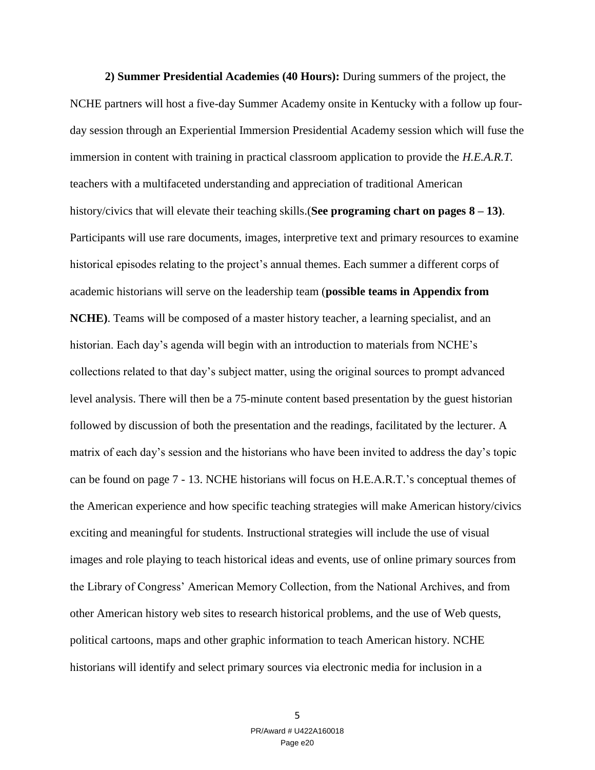**2) Summer Presidential Academies (40 Hours):** During summers of the project, the NCHE partners will host a five-day Summer Academy onsite in Kentucky with a follow up four-day session through an Experiential Immersion Presidential Academy session which will fuse the immersion in content with training in practical classroom application to provide the *H.E.A.R.T.* teachers with a multifaceted understanding and appreciation of traditional American history/civics that will elevate their teaching skills.(**See programing chart on pages 8 – 13)**. Participants will use rare documents, images, interpretive text and primary resources to examine historical episodes relating to the project's annual themes. Each summer a different corps of academic historians will serve on the leadership team (**possible teams in Appendix from NCHE)**. Teams will be composed of a master history teacher, a learning specialist, and an historian. Each day's agenda will begin with an introduction to materials from NCHE's collections related to that day's subject matter, using the original sources to prompt advanced level analysis. There will then be a 75-minute content based presentation by the guest historian followed by discussion of both the presentation and the readings, facilitated by the lecturer. A matrix of each day's session and the historians who have been invited to address the day's topic can be found on page 7 - 13. NCHE historians will focus on H.E.A.R.T.'s conceptual themes of the American experience and how specific teaching strategies will make American history/civics exciting and meaningful for students. Instructional strategies will include the use of visual images and role playing to teach historical ideas and events, use of online primary sources from the Library of Congress' American Memory Collection, from the National Archives, and from other American history web sites to research historical problems, and the use of Web quests, political cartoons, maps and other graphic information to teach American history. NCHE historians will identify and select primary sources via electronic media for inclusion in a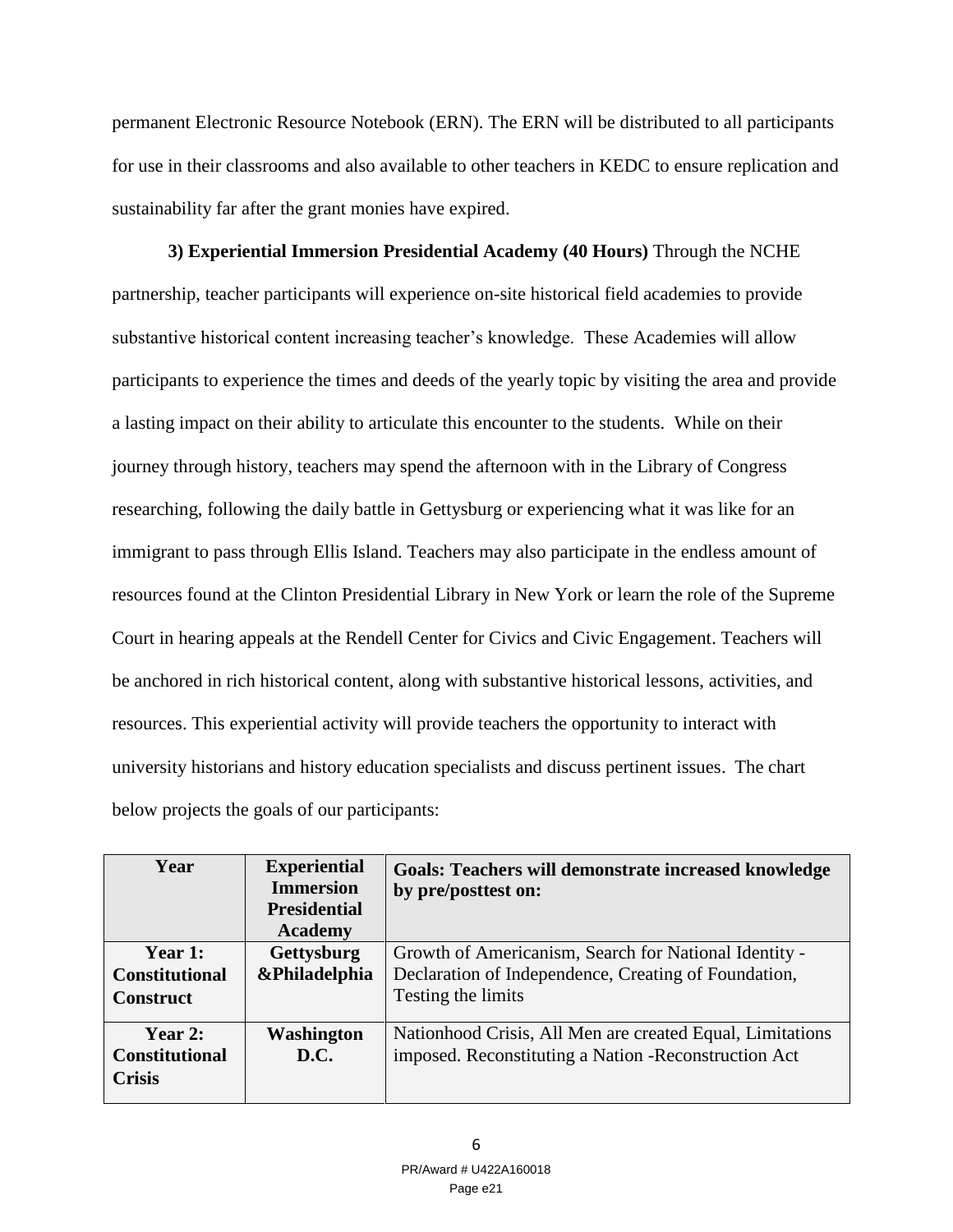permanent Electronic Resource Notebook (ERN). The ERN will be distributed to all participants for use in their classrooms and also available to other teachers in KEDC to ensure replication and sustainability far after the grant monies have expired.

**3) Experiential Immersion Presidential Academy (40 Hours)** Through the NCHE partnership, teacher participants will experience on-site historical field academies to provide substantive historical content increasing teacher's knowledge. These Academies will allow participants to experience the times and deeds of the yearly topic by visiting the area and provide a lasting impact on their ability to articulate this encounter to the students. While on their journey through history, teachers may spend the afternoon with in the Library of Congress researching, following the daily battle in Gettysburg or experiencing what it was like for an immigrant to pass through Ellis Island. Teachers may also participate in the endless amount of resources found at the Clinton Presidential Library in New York or learn the role of the Supreme Court in hearing appeals at the Rendell Center for Civics and Civic Engagement. Teachers will be anchored in rich historical content, along with substantive historical lessons, activities, and resources. This experiential activity will provide teachers the opportunity to interact with university historians and history education specialists and discuss pertinent issues. The chart below projects the goals of our participants:

| Year | Experiential Immersion Presidential Academy | Goals: Teachers will demonstrate increased knowledge by pre/posttest on: |
|---|---|---|
| **Year 1: Constitutional Construct** | **Gettysburg &Philadelphia** | Growth of Americanism, Search for National Identity - Declaration of Independence, Creating of Foundation, Testing the limits |
| **Year 2: Constitutional Crisis** | **Washington D.C.** | Nationhood Crisis, All Men are created Equal, Limitations imposed. Reconstituting a Nation -Reconstruction Act |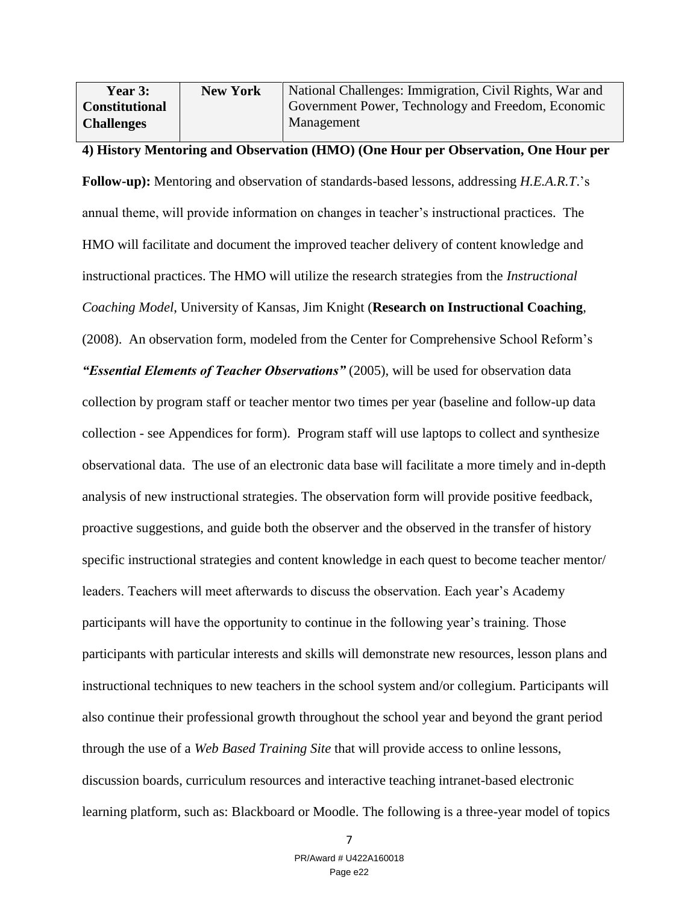| **Year 3: Constitutional Challenges** | **New York** | National Challenges: Immigration, Civil Rights, War and Government Power, Technology and Freedom, Economic Management |
|---|---|---|

**4) History Mentoring and Observation (HMO) (One Hour per Observation, One Hour per Follow-up):** Mentoring and observation of standards-based lessons, addressing *H.E.A.R.T*.'s annual theme, will provide information on changes in teacher's instructional practices. The HMO will facilitate and document the improved teacher delivery of content knowledge and instructional practices. The HMO will utilize the research strategies from the *Instructional Coaching Model*, University of Kansas, Jim Knight (**Research on Instructional Coaching**, (2008). An observation form, modeled from the Center for Comprehensive School Reform's ***"Essential Elements of Teacher Observations"*** (2005), will be used for observation data collection by program staff or teacher mentor two times per year (baseline and follow-up data collection - see Appendices for form). Program staff will use laptops to collect and synthesize observational data. The use of an electronic data base will facilitate a more timely and in-depth analysis of new instructional strategies. The observation form will provide positive feedback, proactive suggestions, and guide both the observer and the observed in the transfer of history specific instructional strategies and content knowledge in each quest to become teacher mentor/ leaders. Teachers will meet afterwards to discuss the observation. Each year's Academy participants will have the opportunity to continue in the following year's training. Those participants with particular interests and skills will demonstrate new resources, lesson plans and instructional techniques to new teachers in the school system and/or collegium. Participants will also continue their professional growth throughout the school year and beyond the grant period through the use of a *Web Based Training Site* that will provide access to online lessons, discussion boards, curriculum resources and interactive teaching intranet-based electronic learning platform, such as: Blackboard or Moodle. The following is a three-year model of topics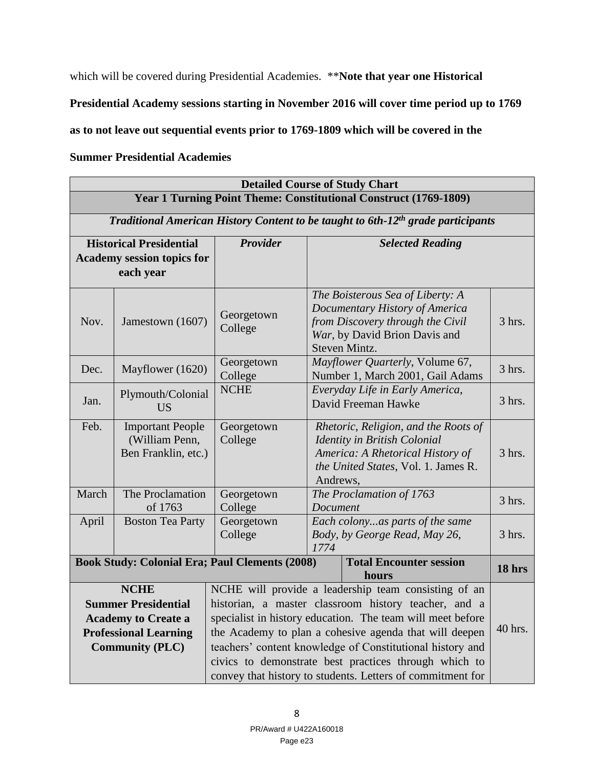which will be covered during Presidential Academies. ****Note that year one Historical Presidential Academy sessions starting in November 2016 will cover time period up to 1769 as to not leave out sequential events prior to 1769-1809 which will be covered in the Summer Presidential Academies**

| **Detailed Course of Study Chart** | | | | | |
|---|---|---|---|---|---|
| **Year 1 Turning Point Theme: Constitutional Construct (1769-1809)** | | | | | |
| ***Traditional American History Content to be taught to 6th-12th grade participants*** | | | | | |
| **Historical Presidential Academy session topics for each year** | | ***Provider*** | ***Selected Reading*** | | |
| Nov. | Jamestown (1607) | Georgetown College | *The Boisterous Sea of Liberty: A Documentary History of America from Discovery through the Civil War*, by David Brion Davis and Steven Mintz. | | 3 hrs. |
| Dec. | Mayflower (1620) | Georgetown College | *Mayflower Quarterly*, Volume 67, Number 1, March 2001, Gail Adams | | 3 hrs. |
| Jan. | Plymouth/Colonial US | NCHE | *Everyday Life in Early America*, David Freeman Hawke | | 3 hrs. |
| Feb. | Important People (William Penn, Ben Franklin, etc.) | Georgetown College | *Rhetoric, Religion, and the Roots of Identity in British Colonial America: A Rhetorical History of the United States*, Vol. 1. James R. Andrews, | | 3 hrs. |
| March | The Proclamation of 1763 | Georgetown College | *The Proclamation of 1763 Document* | | 3 hrs. |
| April | Boston Tea Party | Georgetown College | *Each colony...as parts of the same Body, by George Read, May 26, 1774* | | 3 hrs. |
| **Book Study: Colonial Era; Paul Clements (2008)** | | | | **Total Encounter session hours** | **18 hrs** |
| **NCHE Summer Presidential Academy to Create a Professional Learning Community (PLC)** | | NCHE will provide a leadership team consisting of an historian, a master classroom history teacher, and a specialist in history education. The team will meet before the Academy to plan a cohesive agenda that will deepen teachers' content knowledge of Constitutional history and civics to demonstrate best practices through which to convey that history to students. Letters of commitment for | | | 40 hrs. |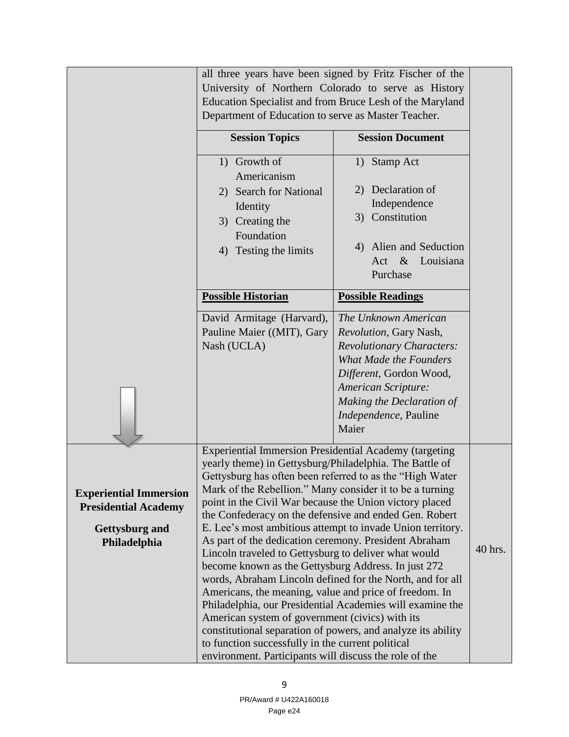| | all three years have been signed by Fritz Fischer of the University of Northern Colorado to serve as History Education Specialist and from Bruce Lesh of the Maryland Department of Education to serve as Master Teacher. | | |
|---|---|---|---|
| | **Session Topics** | **Session Document** | |
| | 1) Growth of Americanism<br>2) Search for National Identity<br>3) Creating the Foundation<br>4) Testing the limits | 1) Stamp Act<br>2) Declaration of Independence<br>3) Constitution<br>4) Alien and Seduction Act & Louisiana Purchase | |
| | **Possible Historian** | **Possible Readings** | |
| | David Armitage (Harvard), Pauline Maier ((MIT), Gary Nash (UCLA) | *The Unknown American Revolution*, Gary Nash, *Revolutionary Characters: What Made the Founders Different*, Gordon Wood, *American Scripture: Making the Declaration of Independence*, Pauline Maier | |
| **Experiential Immersion Presidential Academy**<br><br>**Gettysburg and Philadelphia** | Experiential Immersion Presidential Academy (targeting yearly theme) in Gettysburg/Philadelphia. The Battle of Gettysburg has often been referred to as the "High Water Mark of the Rebellion." Many consider it to be a turning point in the Civil War because the Union victory placed the Confederacy on the defensive and ended Gen. Robert E. Lee's most ambitious attempt to invade Union territory. As part of the dedication ceremony. President Abraham Lincoln traveled to Gettysburg to deliver what would become known as the Gettysburg Address. In just 272 words, Abraham Lincoln defined for the North, and for all Americans, the meaning, value and price of freedom. In Philadelphia, our Presidential Academies will examine the American system of government (civics) with its constitutional separation of powers, and analyze its ability to function successfully in the current political environment. Participants will discuss the role of the | | 40 hrs. |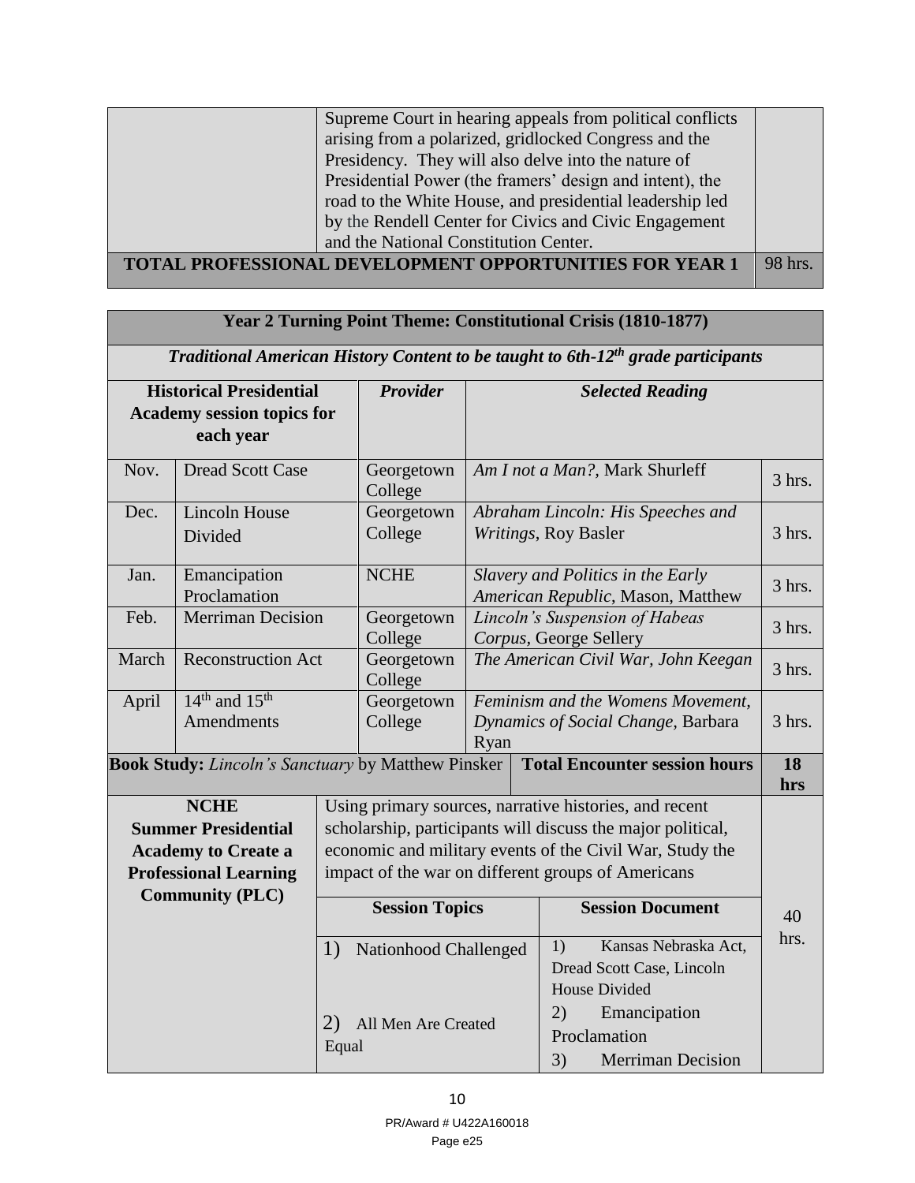| | Supreme Court in hearing appeals from political conflicts arising from a polarized, gridlocked Congress and the Presidency. They will also delve into the nature of Presidential Power (the framers' design and intent), the road to the White House, and presidential leadership led by the Rendell Center for Civics and Civic Engagement and the National Constitution Center. | |
|---|---|---|
| **TOTAL PROFESSIONAL DEVELOPMENT OPPORTUNITIES FOR YEAR 1** | | 98 hrs. |

| **Year 2 Turning Point Theme: Constitutional Crisis (1810-1877)** | | | | |
|---|---|---|---|---|
| ***Traditional American History Content to be taught to 6th-12th grade participants*** | | | | |
| **Historical Presidential Academy session topics for each year** | | ***Provider*** | ***Selected Reading*** | |
| Nov. | Dread Scott Case | Georgetown College | *Am I not a Man?*, Mark Shurleff | 3 hrs. |
| Dec. | Lincoln House Divided | Georgetown College | *Abraham Lincoln: His Speeches and Writings*, Roy Basler | 3 hrs. |
| Jan. | Emancipation Proclamation | NCHE | *Slavery and Politics in the Early American Republic*, Mason, Matthew | 3 hrs. |
| Feb. | Merriman Decision | Georgetown College | *Lincoln's Suspension of Habeas Corpus*, George Sellery | 3 hrs. |
| March | Reconstruction Act | Georgetown College | *The American Civil War, John Keegan* | 3 hrs. |
| April | 14th and 15th Amendments | Georgetown College | *Feminism and the Womens Movement, Dynamics of Social Change*, Barbara Ryan | 3 hrs. |
| **Book Study:** *Lincoln's Sanctuary* by Matthew Pinsker | | | **Total Encounter session hours** | **18 hrs** |

| **NCHE Summer Presidential Academy to Create a Professional Learning Community (PLC)** | Using primary sources, narrative histories, and recent scholarship, participants will discuss the major political, economic and military events of the Civil War, Study the impact of the war on different groups of Americans | | 40 hrs. |
|---|---|---|---|
| | **Session Topics** | **Session Document** | |
| | 1) Nationhood Challenged | 1) Kansas Nebraska Act, Dread Scott Case, Lincoln House Divided | |
| | 2) All Men Are Created Equal | 2) Emancipation Proclamation<br>3) Merriman Decision | |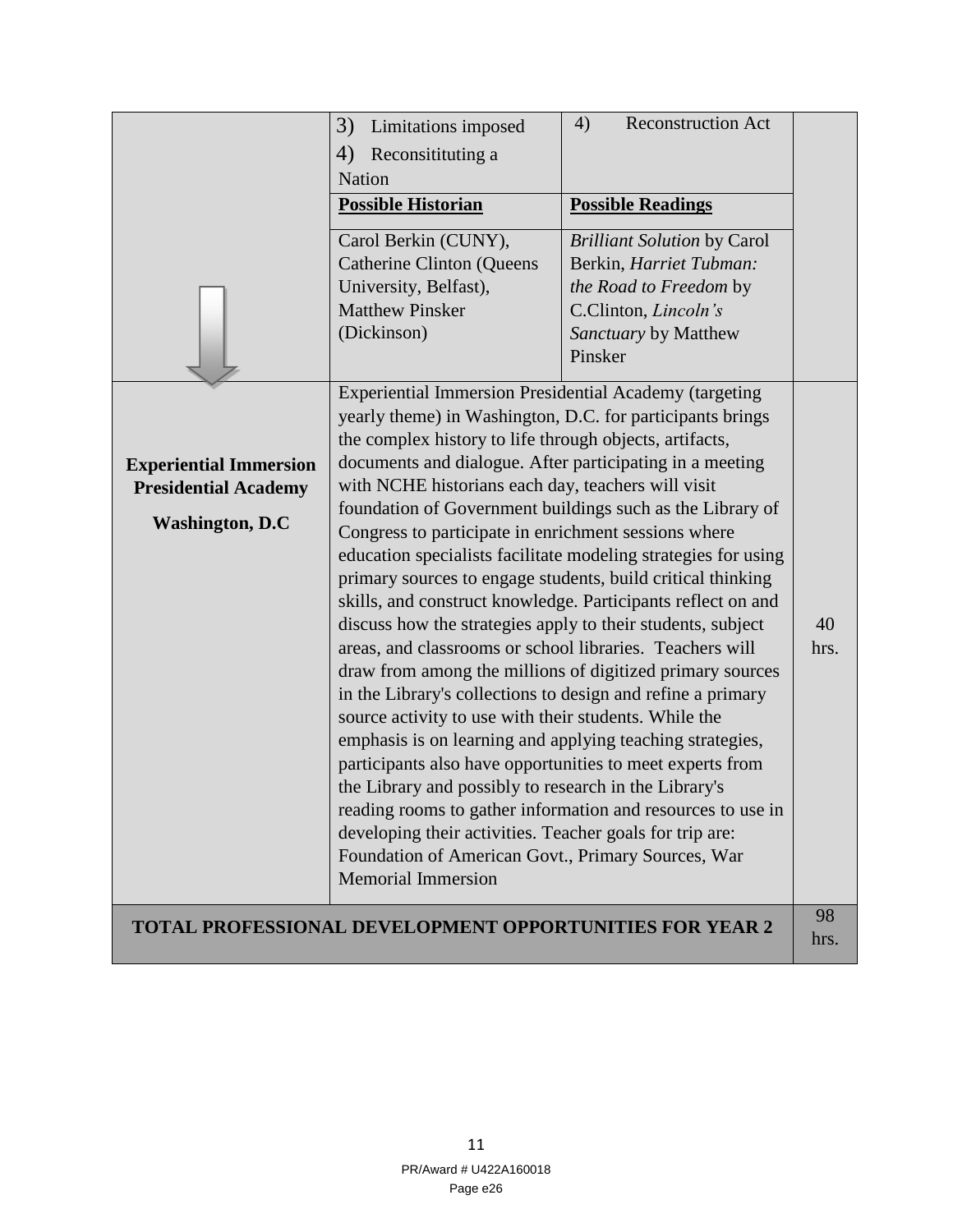| | | | |
|---|---|---|---|
| | 3) Limitations imposed<br>4) Reconsitituting a Nation | 4) Reconstruction Act | |
| | **Possible Historian** | **Possible Readings** | |
| | Carol Berkin (CUNY), Catherine Clinton (Queens University, Belfast), Matthew Pinsker (Dickinson) | *Brilliant Solution* by Carol Berkin, *Harriet Tubman: the Road to Freedom* by C.Clinton, *Lincoln's Sanctuary* by Matthew Pinsker | |
| **Experiential Immersion Presidential Academy**<br><br>**Washington, D.C** | Experiential Immersion Presidential Academy (targeting yearly theme) in Washington, D.C. for participants brings the complex history to life through objects, artifacts, documents and dialogue. After participating in a meeting with NCHE historians each day, teachers will visit foundation of Government buildings such as the Library of Congress to participate in enrichment sessions where education specialists facilitate modeling strategies for using primary sources to engage students, build critical thinking skills, and construct knowledge. Participants reflect on and discuss how the strategies apply to their students, subject areas, and classrooms or school libraries. Teachers will draw from among the millions of digitized primary sources in the Library's collections to design and refine a primary source activity to use with their students. While the emphasis is on learning and applying teaching strategies, participants also have opportunities to meet experts from the Library and possibly to research in the Library's reading rooms to gather information and resources to use in developing their activities. Teacher goals for trip are: Foundation of American Govt., Primary Sources, War Memorial Immersion | | 40 hrs. |
| **TOTAL PROFESSIONAL DEVELOPMENT OPPORTUNITIES FOR YEAR 2** | | | 98 hrs. |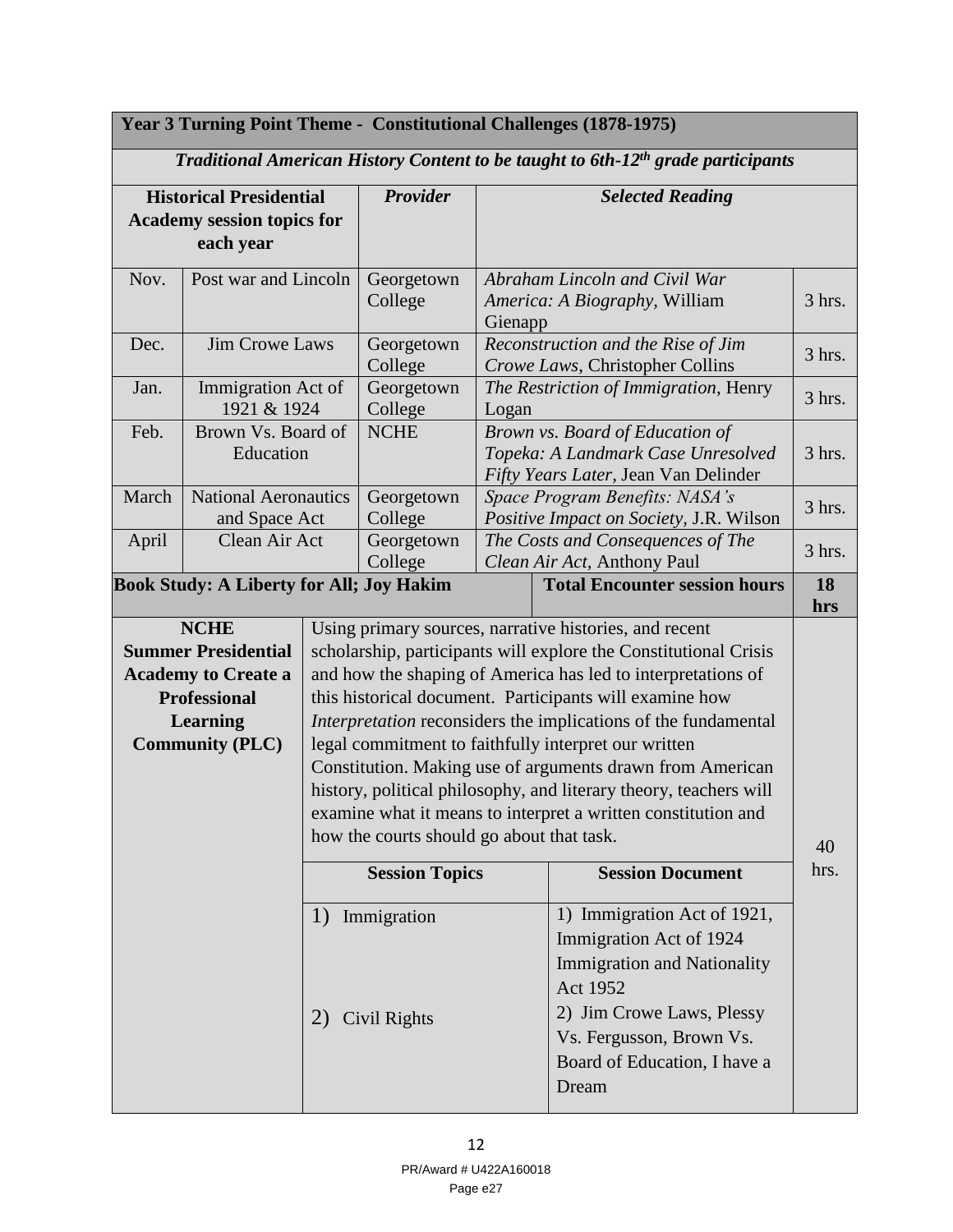| **Year 3 Turning Point Theme - Constitutional Challenges (1878-1975)** | | | | |
|---|---|---|---|---|
| ***Traditional American History Content to be taught to 6th-12th grade participants*** | | | | |
| **Historical Presidential Academy session topics for each year** | | ***Provider*** | ***Selected Reading*** | |
| Nov. | Post war and Lincoln | Georgetown College | *Abraham Lincoln and Civil War America: A Biography*, William Gienapp | 3 hrs. |
| Dec. | Jim Crowe Laws | Georgetown College | *Reconstruction and the Rise of Jim Crowe Laws*, Christopher Collins | 3 hrs. |
| Jan. | Immigration Act of 1921 & 1924 | Georgetown College | *The Restriction of Immigration*, Henry Logan | 3 hrs. |
| Feb. | Brown Vs. Board of Education | NCHE | *Brown vs. Board of Education of Topeka: A Landmark Case Unresolved Fifty Years Later*, Jean Van Delinder | 3 hrs. |
| March | National Aeronautics and Space Act | Georgetown College | *Space Program Benefits: NASA's Positive Impact on Society*, J.R. Wilson | 3 hrs. |
| April | Clean Air Act | Georgetown College | *The Costs and Consequences of The Clean Air Act*, Anthony Paul | 3 hrs. |
| **Book Study: A Liberty for All; Joy Hakim** | | | **Total Encounter session hours** | **18 hrs** |

| **NCHE Summer Presidential Academy to Create a Professional Learning Community (PLC)** | | | |
|---|---|---|---|
| | Using primary sources, narrative histories, and recent scholarship, participants will explore the Constitutional Crisis and how the shaping of America has led to interpretations of this historical document. Participants will examine how *Interpretation* reconsiders the implications of the fundamental legal commitment to faithfully interpret our written Constitution. Making use of arguments drawn from American history, political philosophy, and literary theory, teachers will examine what it means to interpret a written constitution and how the courts should go about that task. | | 40 hrs. |
| | **Session Topics** | **Session Document** | |
| | 1) Immigration | 1) Immigration Act of 1921, Immigration Act of 1924 Immigration and Nationality Act 1952 | |
| | 2) Civil Rights | 2) Jim Crowe Laws, Plessy Vs. Fergusson, Brown Vs. Board of Education, I have a Dream | |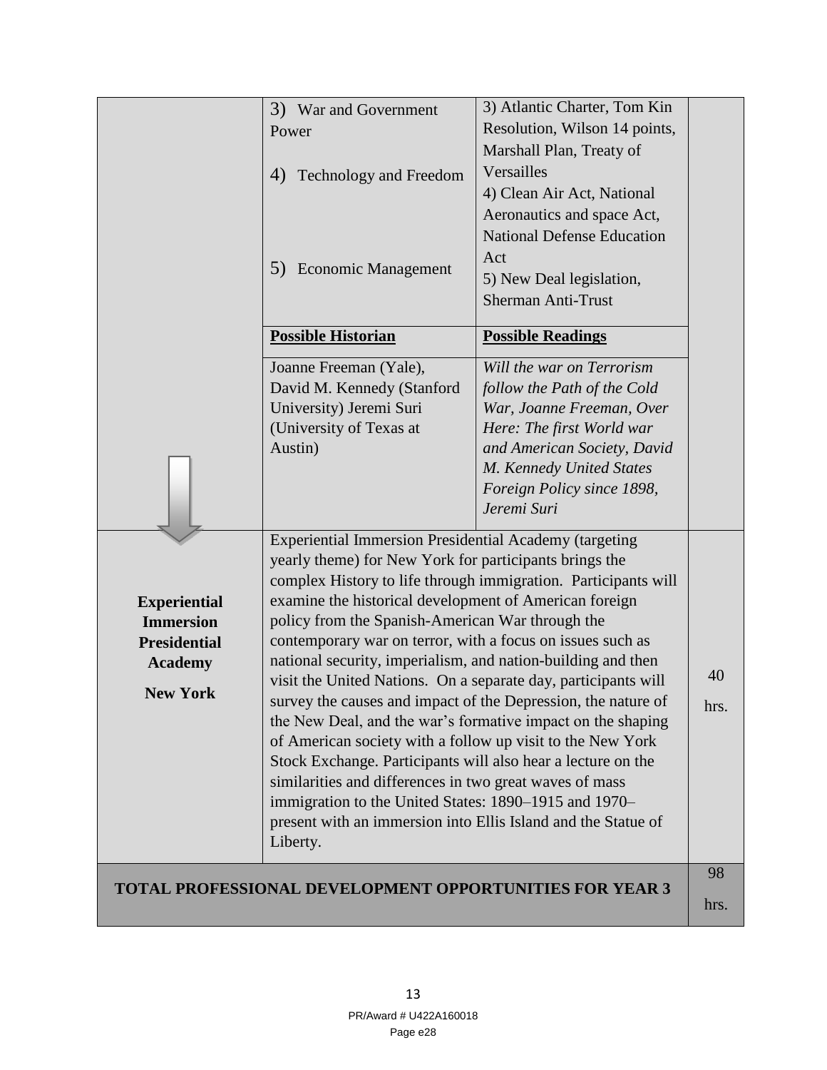| | | | |
|---|---|---|---|
| | 3) War and Government Power<br><br>4) Technology and Freedom<br><br>5) Economic Management | 3) Atlantic Charter, Tom Kin Resolution, Wilson 14 points, Marshall Plan, Treaty of Versailles<br>4) Clean Air Act, National Aeronautics and space Act, National Defense Education Act<br>5) New Deal legislation, Sherman Anti-Trust | |
| | **Possible Historian** | **Possible Readings** | |
| | Joanne Freeman (Yale), David M. Kennedy (Stanford University) Jeremi Suri (University of Texas at Austin) | *Will the war on Terrorism follow the Path of the Cold War, Joanne Freeman, Over Here: The first World war and American Society, David M. Kennedy United States Foreign Policy since 1898, Jeremi Suri* | |
| **Experiential Immersion Presidential Academy**<br><br>**New York** | Experiential Immersion Presidential Academy (targeting yearly theme) for New York for participants brings the complex History to life through immigration. Participants will examine the historical development of American foreign policy from the Spanish-American War through the contemporary war on terror, with a focus on issues such as national security, imperialism, and nation-building and then visit the United Nations. On a separate day, participants will survey the causes and impact of the Depression, the nature of the New Deal, and the war's formative impact on the shaping of American society with a follow up visit to the New York Stock Exchange. Participants will also hear a lecture on the similarities and differences in two great waves of mass immigration to the United States: 1890–1915 and 1970–present with an immersion into Ellis Island and the Statue of Liberty. | | 40 hrs. |
| **TOTAL PROFESSIONAL DEVELOPMENT OPPORTUNITIES FOR YEAR 3** | | | 98 hrs. |

PR/Award # U422A160018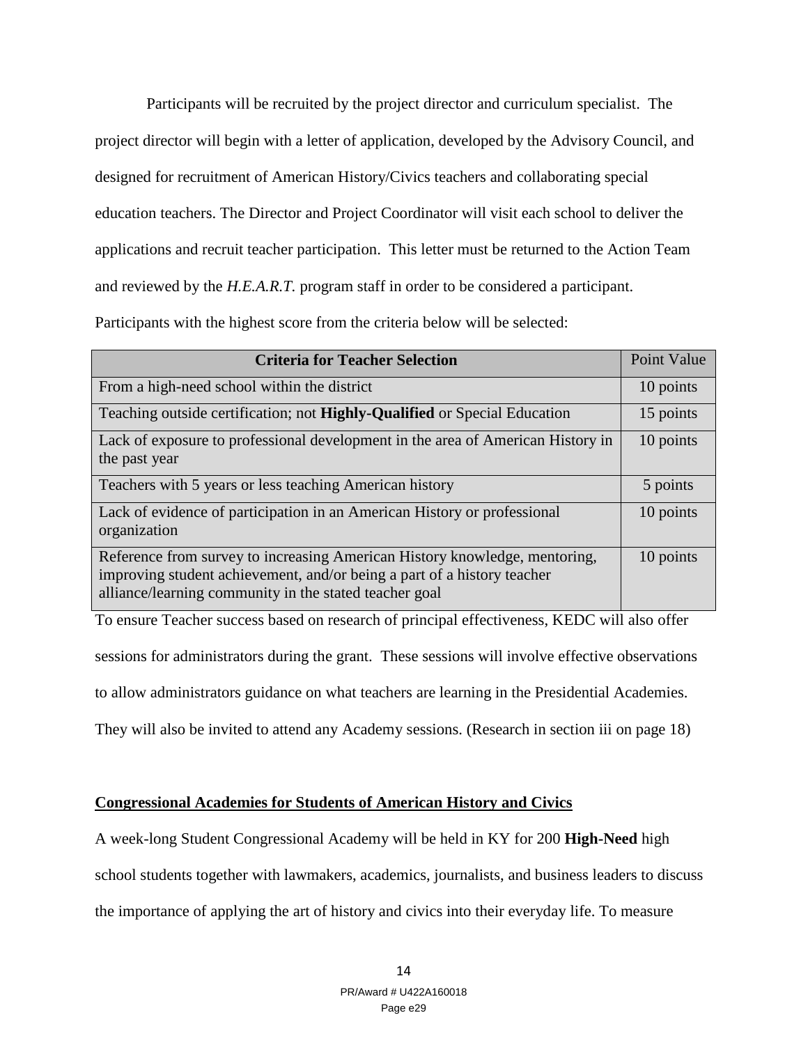Participants will be recruited by the project director and curriculum specialist. The project director will begin with a letter of application, developed by the Advisory Council, and designed for recruitment of American History/Civics teachers and collaborating special education teachers. The Director and Project Coordinator will visit each school to deliver the applications and recruit teacher participation. This letter must be returned to the Action Team and reviewed by the *H.E.A.R.T.* program staff in order to be considered a participant. Participants with the highest score from the criteria below will be selected:

| **Criteria for Teacher Selection** | Point Value |
| --- | --- |
| From a high-need school within the district | 10 points |
| Teaching outside certification; not **Highly-Qualified** or Special Education | 15 points |
| Lack of exposure to professional development in the area of American History in the past year | 10 points |
| Teachers with 5 years or less teaching American history | 5 points |
| Lack of evidence of participation in an American History or professional organization | 10 points |
| Reference from survey to increasing American History knowledge, mentoring, improving student achievement, and/or being a part of a history teacher alliance/learning community in the stated teacher goal | 10 points |

To ensure Teacher success based on research of principal effectiveness, KEDC will also offer sessions for administrators during the grant. These sessions will involve effective observations to allow administrators guidance on what teachers are learning in the Presidential Academies. They will also be invited to attend any Academy sessions. (Research in section iii on page 18)

**Congressional Academies for Students of American History and Civics**

A week-long Student Congressional Academy will be held in KY for 200 **High-Need** high school students together with lawmakers, academics, journalists, and business leaders to discuss the importance of applying the art of history and civics into their everyday life. To measure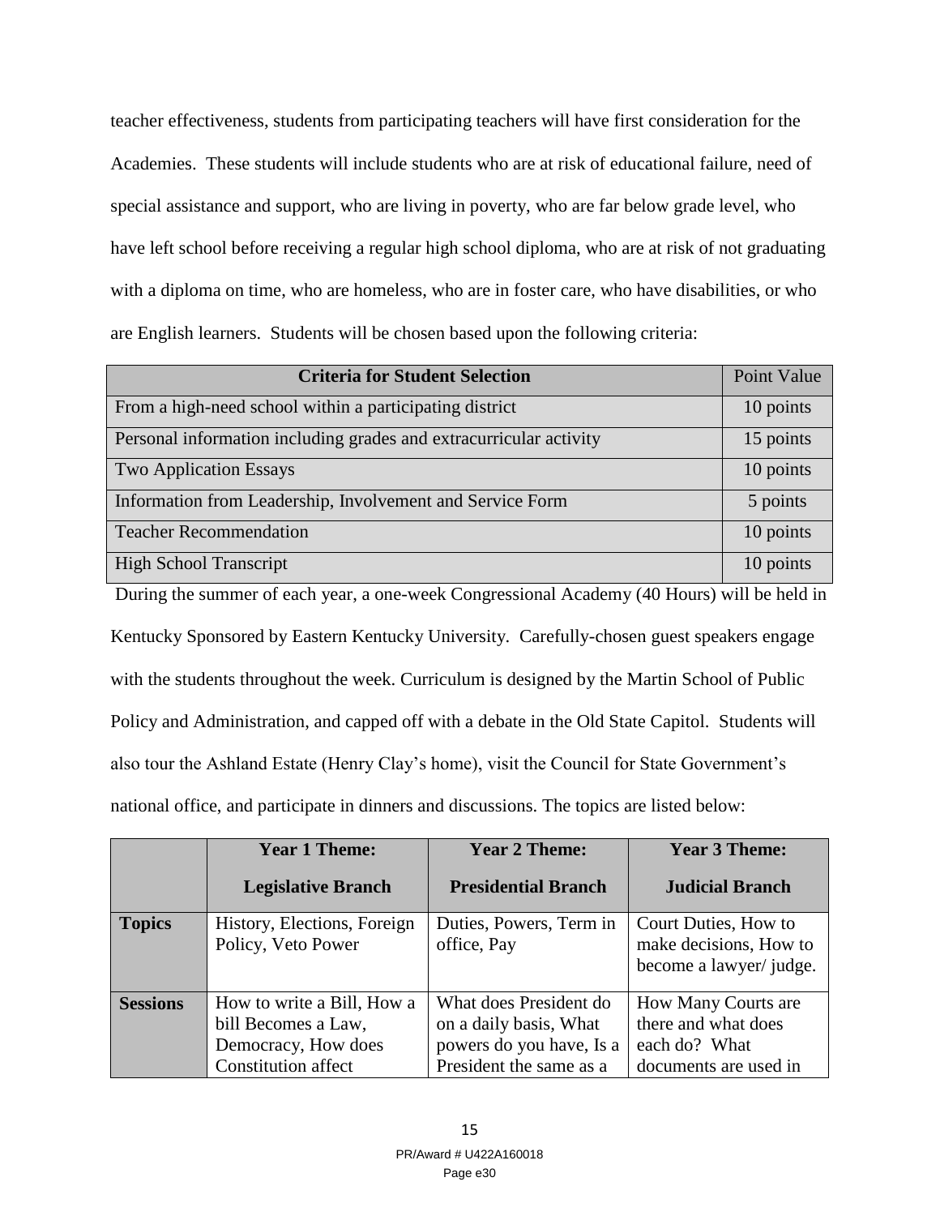teacher effectiveness, students from participating teachers will have first consideration for the Academies. These students will include students who are at risk of educational failure, need of special assistance and support, who are living in poverty, who are far below grade level, who have left school before receiving a regular high school diploma, who are at risk of not graduating with a diploma on time, who are homeless, who are in foster care, who have disabilities, or who are English learners. Students will be chosen based upon the following criteria:

| Criteria for Student Selection | Point Value |
|---|---|
| From a high-need school within a participating district | 10 points |
| Personal information including grades and extracurricular activity | 15 points |
| Two Application Essays | 10 points |
| Information from Leadership, Involvement and Service Form | 5 points |
| Teacher Recommendation | 10 points |
| High School Transcript | 10 points |

During the summer of each year, a one-week Congressional Academy (40 Hours) will be held in Kentucky Sponsored by Eastern Kentucky University. Carefully-chosen guest speakers engage with the students throughout the week. Curriculum is designed by the Martin School of Public Policy and Administration, and capped off with a debate in the Old State Capitol. Students will also tour the Ashland Estate (Henry Clay's home), visit the Council for State Government's national office, and participate in dinners and discussions. The topics are listed below:

| | Year 1 Theme: Legislative Branch | Year 2 Theme: Presidential Branch | Year 3 Theme: Judicial Branch |
|---|---|---|---|
| **Topics** | History, Elections, Foreign Policy, Veto Power | Duties, Powers, Term in office, Pay | Court Duties, How to make decisions, How to become a lawyer/ judge. |
| **Sessions** | How to write a Bill, How a bill Becomes a Law, Democracy, How does Constitution affect | What does President do on a daily basis, What powers do you have, Is a President the same as a | How Many Courts are there and what does each do? What documents are used in |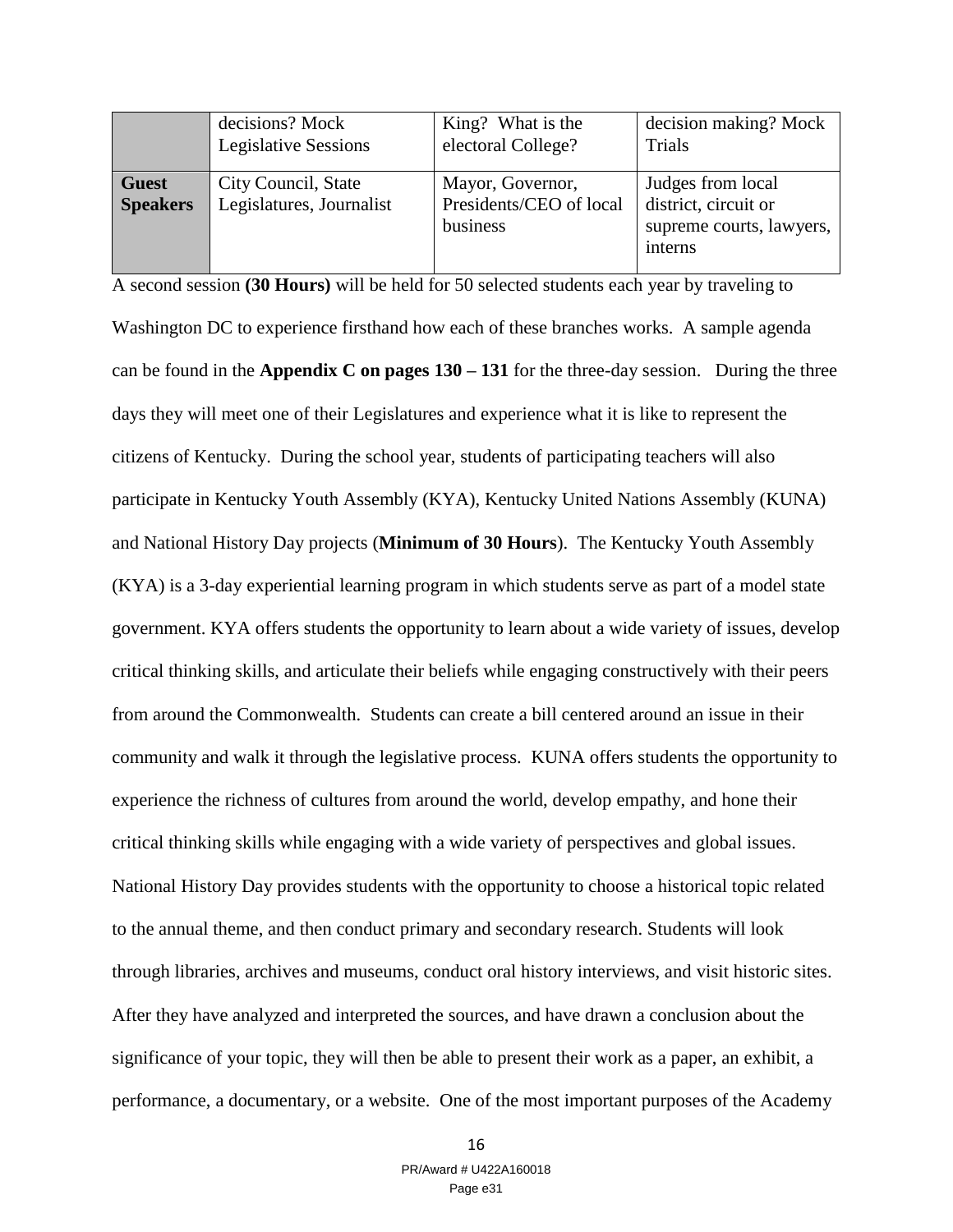| | | | |
|---|---|---|---|
| | decisions? Mock Legislative Sessions | King? What is the electoral College? | decision making? Mock Trials |
| **Guest Speakers** | City Council, State Legislatures, Journalist | Mayor, Governor, Presidents/CEO of local business | Judges from local district, circuit or supreme courts, lawyers, interns |

A second session **(30 Hours)** will be held for 50 selected students each year by traveling to Washington DC to experience firsthand how each of these branches works. A sample agenda can be found in the **Appendix C on pages 130 – 131** for the three-day session. During the three days they will meet one of their Legislatures and experience what it is like to represent the citizens of Kentucky. During the school year, students of participating teachers will also participate in Kentucky Youth Assembly (KYA), Kentucky United Nations Assembly (KUNA) and National History Day projects (**Minimum of 30 Hours**). The Kentucky Youth Assembly (KYA) is a 3-day experiential learning program in which students serve as part of a model state government. KYA offers students the opportunity to learn about a wide variety of issues, develop critical thinking skills, and articulate their beliefs while engaging constructively with their peers from around the Commonwealth. Students can create a bill centered around an issue in their community and walk it through the legislative process. KUNA offers students the opportunity to experience the richness of cultures from around the world, develop empathy, and hone their critical thinking skills while engaging with a wide variety of perspectives and global issues. National History Day provides students with the opportunity to choose a historical topic related to the annual theme, and then conduct primary and secondary research. Students will look through libraries, archives and museums, conduct oral history interviews, and visit historic sites. After they have analyzed and interpreted the sources, and have drawn a conclusion about the significance of your topic, they will then be able to present their work as a paper, an exhibit, a performance, a documentary, or a website. One of the most important purposes of the Academy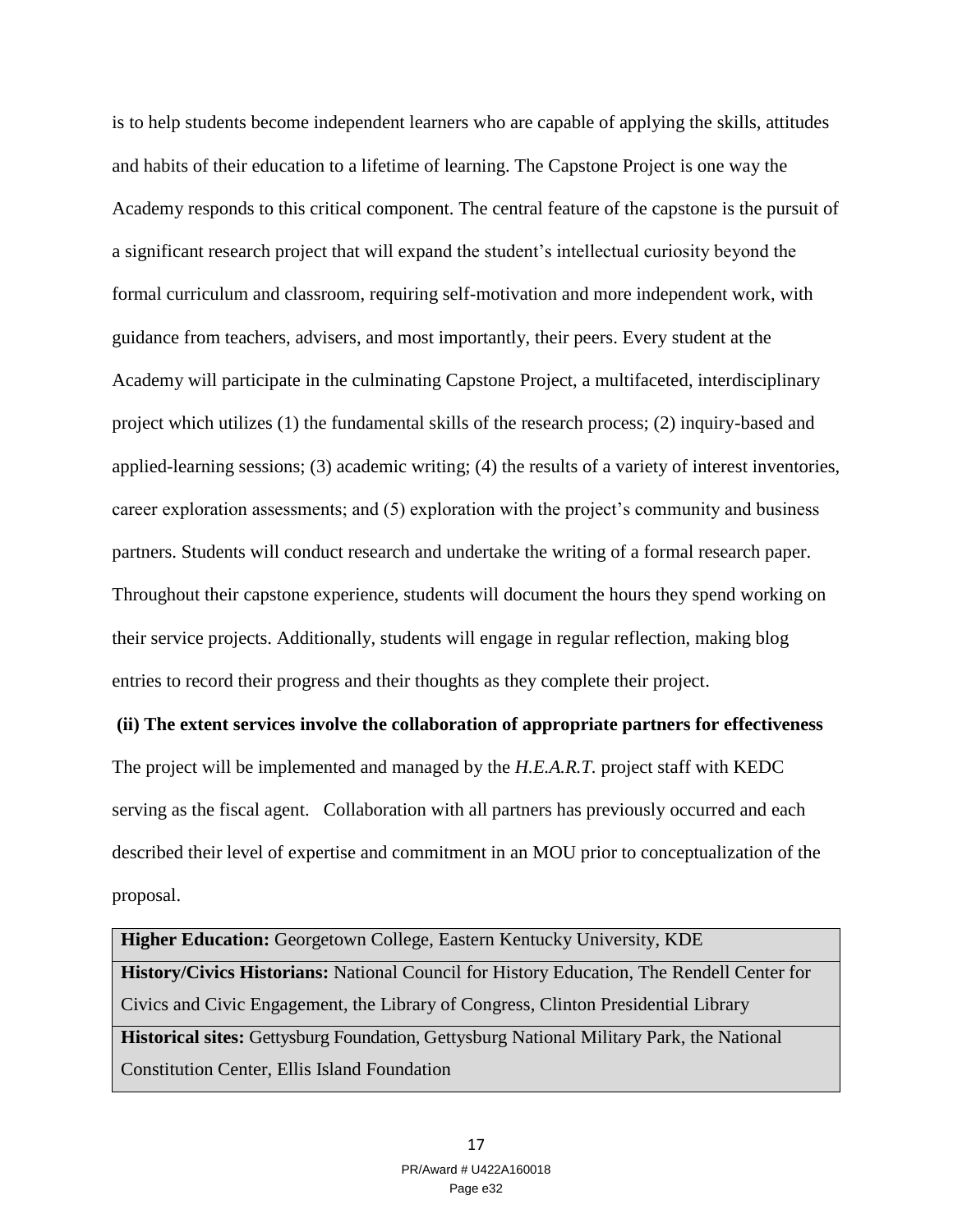is to help students become independent learners who are capable of applying the skills, attitudes and habits of their education to a lifetime of learning. The Capstone Project is one way the Academy responds to this critical component. The central feature of the capstone is the pursuit of a significant research project that will expand the student's intellectual curiosity beyond the formal curriculum and classroom, requiring self-motivation and more independent work, with guidance from teachers, advisers, and most importantly, their peers. Every student at the Academy will participate in the culminating Capstone Project, a multifaceted, interdisciplinary project which utilizes (1) the fundamental skills of the research process; (2) inquiry-based and applied-learning sessions; (3) academic writing; (4) the results of a variety of interest inventories, career exploration assessments; and (5) exploration with the project's community and business partners. Students will conduct research and undertake the writing of a formal research paper. Throughout their capstone experience, students will document the hours they spend working on their service projects. Additionally, students will engage in regular reflection, making blog entries to record their progress and their thoughts as they complete their project.

**(ii) The extent services involve the collaboration of appropriate partners for effectiveness**

The project will be implemented and managed by the *H.E.A.R.T.* project staff with KEDC serving as the fiscal agent. Collaboration with all partners has previously occurred and each described their level of expertise and commitment in an MOU prior to conceptualization of the proposal.

| |
|---|
| **Higher Education:** Georgetown College, Eastern Kentucky University, KDE |
| **History/Civics Historians:** National Council for History Education, The Rendell Center for Civics and Civic Engagement, the Library of Congress, Clinton Presidential Library |
| **Historical sites:** Gettysburg Foundation, Gettysburg National Military Park, the National Constitution Center, Ellis Island Foundation |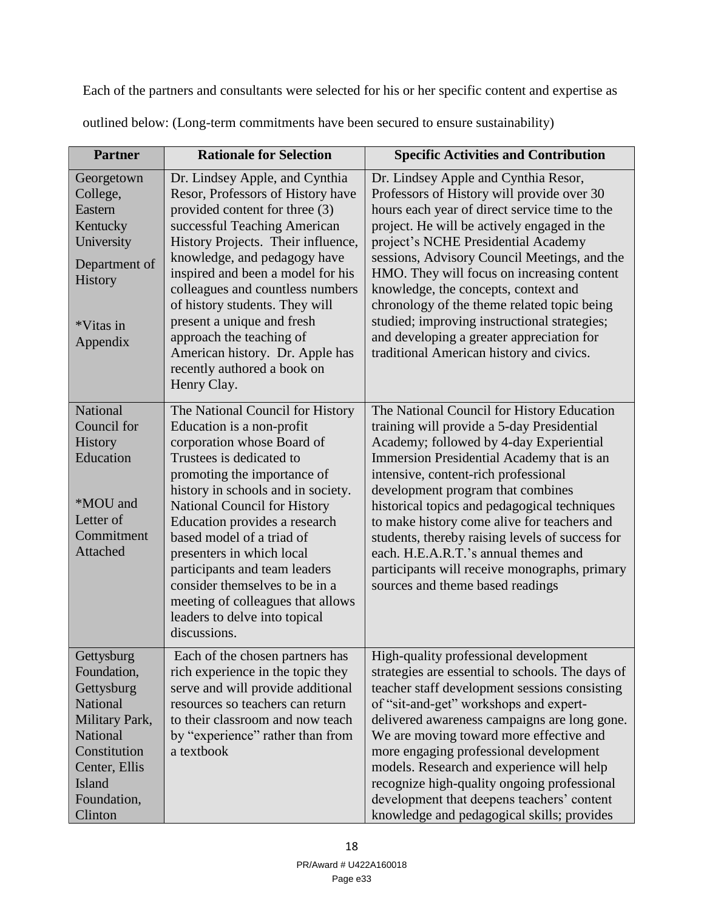Each of the partners and consultants were selected for his or her specific content and expertise as outlined below: (Long-term commitments have been secured to ensure sustainability)

| Partner | Rationale for Selection | Specific Activities and Contribution |
|---|---|---|
| Georgetown College, Eastern Kentucky University Department of History<br><br>*Vitas in Appendix | Dr. Lindsey Apple, and Cynthia Resor, Professors of History have provided content for three (3) successful Teaching American History Projects. Their influence, knowledge, and pedagogy have inspired and been a model for his colleagues and countless numbers of history students. They will present a unique and fresh approach the teaching of American history. Dr. Apple has recently authored a book on Henry Clay. | Dr. Lindsey Apple and Cynthia Resor, Professors of History will provide over 30 hours each year of direct service time to the project. He will be actively engaged in the project's NCHE Presidential Academy sessions, Advisory Council Meetings, and the HMO. They will focus on increasing content knowledge, the concepts, context and chronology of the theme related topic being studied; improving instructional strategies; and developing a greater appreciation for traditional American history and civics. |
| National Council for History Education<br><br>*MOU and Letter of Commitment Attached | The National Council for History Education is a non-profit corporation whose Board of Trustees is dedicated to promoting the importance of history in schools and in society. National Council for History Education provides a research based model of a triad of presenters in which local participants and team leaders consider themselves to be in a meeting of colleagues that allows leaders to delve into topical discussions. | The National Council for History Education training will provide a 5-day Presidential Academy; followed by 4-day Experiential Immersion Presidential Academy that is an intensive, content-rich professional development program that combines historical topics and pedagogical techniques to make history come alive for teachers and students, thereby raising levels of success for each. H.E.A.R.T.'s annual themes and participants will receive monographs, primary sources and theme based readings |
| Gettysburg Foundation, Gettysburg National Military Park, National Constitution Center, Ellis Island Foundation, Clinton | Each of the chosen partners has rich experience in the topic they serve and will provide additional resources so teachers can return to their classroom and now teach by "experience" rather than from a textbook | High-quality professional development strategies are essential to schools. The days of teacher staff development sessions consisting of "sit-and-get" workshops and expert-delivered awareness campaigns are long gone. We are moving toward more effective and more engaging professional development models. Research and experience will help recognize high-quality ongoing professional development that deepens teachers' content knowledge and pedagogical skills; provides |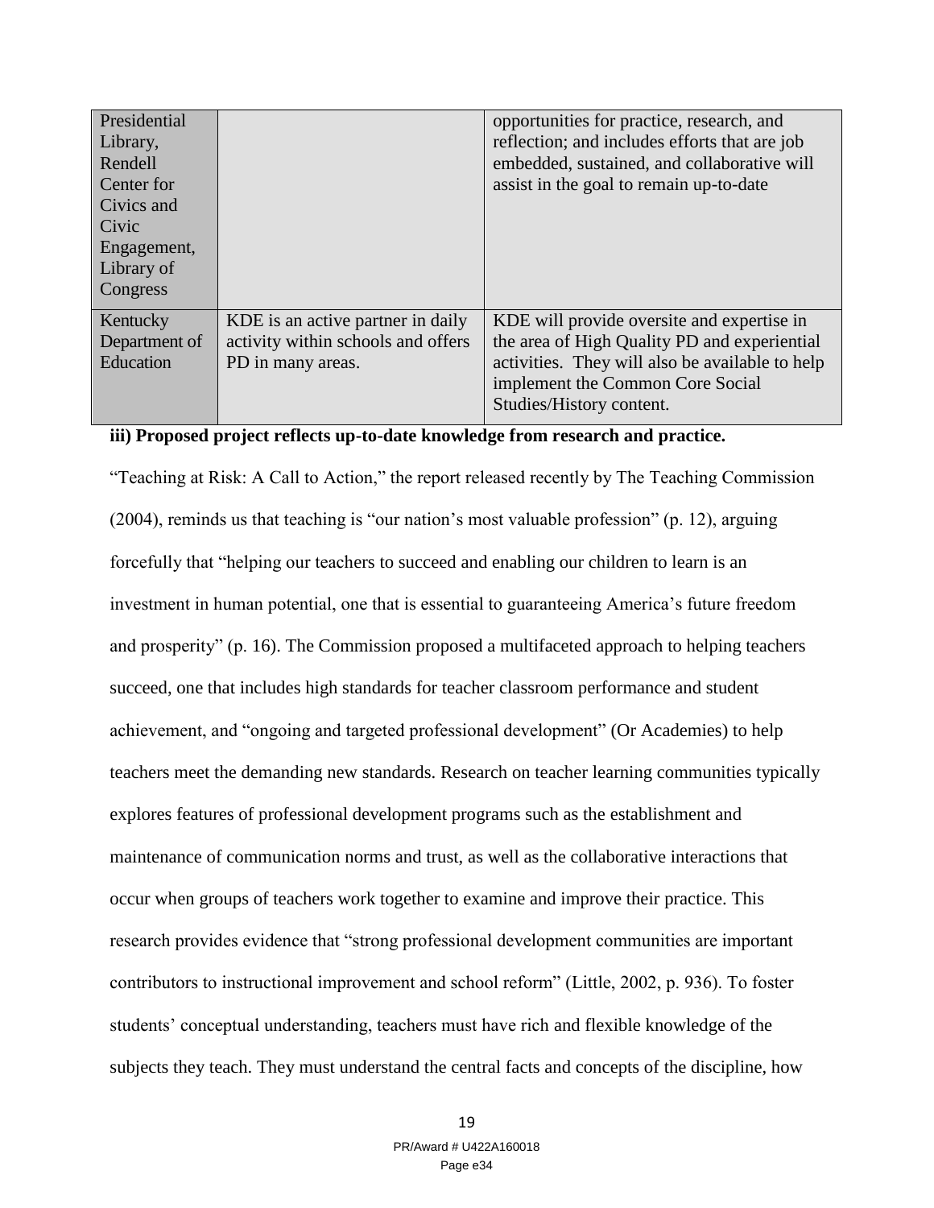| | | |
|---|---|---|
| Presidential Library, Rendell Center for Civics and Civic Engagement, Library of Congress | | opportunities for practice, research, and reflection; and includes efforts that are job embedded, sustained, and collaborative will assist in the goal to remain up-to-date |
| Kentucky Department of Education | KDE is an active partner in daily activity within schools and offers PD in many areas. | KDE will provide oversite and expertise in the area of High Quality PD and experiential activities. They will also be available to help implement the Common Core Social Studies/History content. |

**iii) Proposed project reflects up-to-date knowledge from research and practice.**

"Teaching at Risk: A Call to Action," the report released recently by The Teaching Commission (2004), reminds us that teaching is "our nation's most valuable profession" (p. 12), arguing forcefully that "helping our teachers to succeed and enabling our children to learn is an investment in human potential, one that is essential to guaranteeing America's future freedom and prosperity" (p. 16). The Commission proposed a multifaceted approach to helping teachers succeed, one that includes high standards for teacher classroom performance and student achievement, and "ongoing and targeted professional development" (Or Academies) to help teachers meet the demanding new standards. Research on teacher learning communities typically explores features of professional development programs such as the establishment and maintenance of communication norms and trust, as well as the collaborative interactions that occur when groups of teachers work together to examine and improve their practice. This research provides evidence that "strong professional development communities are important contributors to instructional improvement and school reform" (Little, 2002, p. 936). To foster students' conceptual understanding, teachers must have rich and flexible knowledge of the subjects they teach. They must understand the central facts and concepts of the discipline, how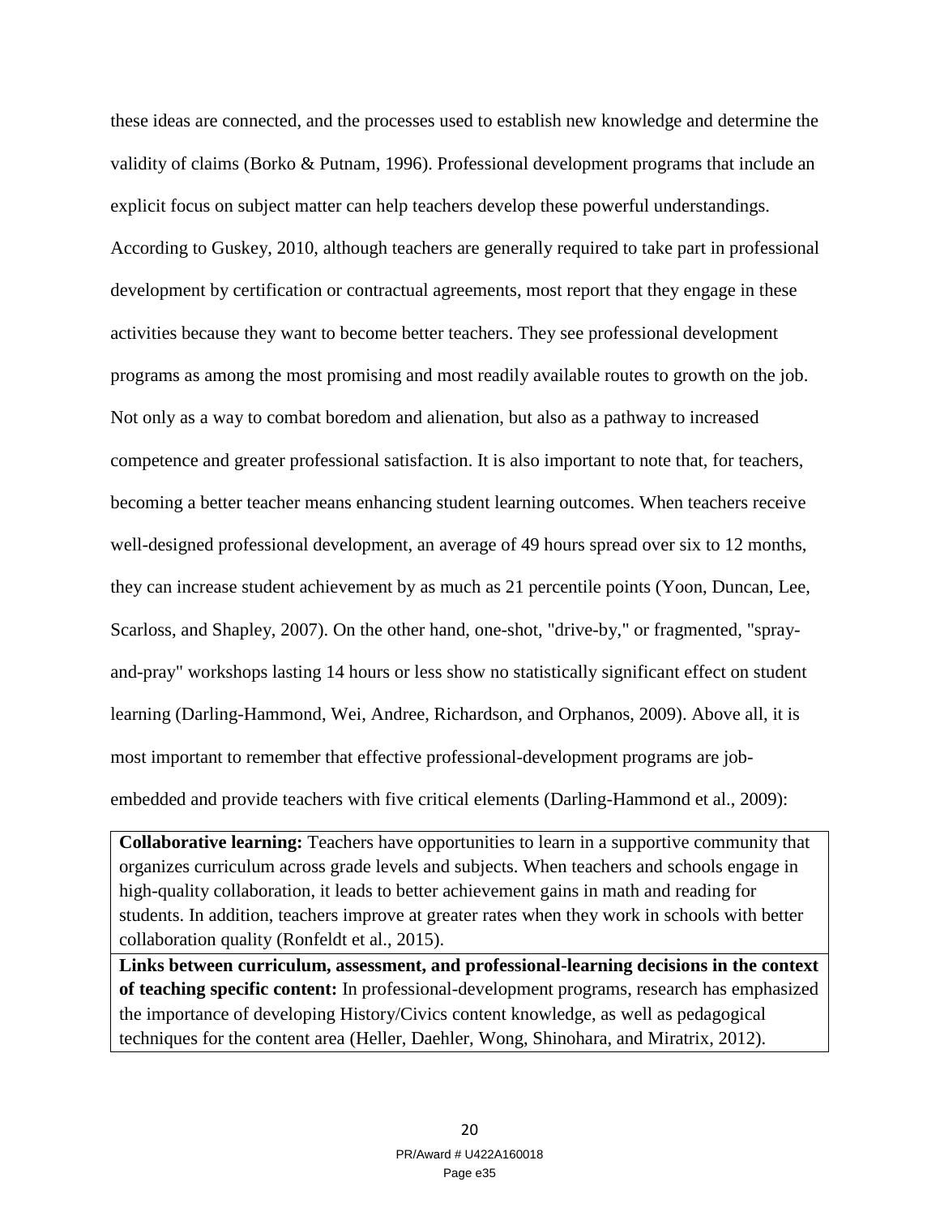these ideas are connected, and the processes used to establish new knowledge and determine the validity of claims (Borko & Putnam, 1996). Professional development programs that include an explicit focus on subject matter can help teachers develop these powerful understandings. According to Guskey, 2010, although teachers are generally required to take part in professional development by certification or contractual agreements, most report that they engage in these activities because they want to become better teachers. They see professional development programs as among the most promising and most readily available routes to growth on the job. Not only as a way to combat boredom and alienation, but also as a pathway to increased competence and greater professional satisfaction. It is also important to note that, for teachers, becoming a better teacher means enhancing student learning outcomes. When teachers receive well-designed professional development, an average of 49 hours spread over six to 12 months, they can increase student achievement by as much as 21 percentile points (Yoon, Duncan, Lee, Scarloss, and Shapley, 2007). On the other hand, one-shot, "drive-by," or fragmented, "spray-and-pray" workshops lasting 14 hours or less show no statistically significant effect on student learning (Darling-Hammond, Wei, Andree, Richardson, and Orphanos, 2009). Above all, it is most important to remember that effective professional-development programs are job-embedded and provide teachers with five critical elements (Darling-Hammond et al., 2009):

| |
|---|
| **Collaborative learning:** Teachers have opportunities to learn in a supportive community that organizes curriculum across grade levels and subjects. When teachers and schools engage in high-quality collaboration, it leads to better achievement gains in math and reading for students. In addition, teachers improve at greater rates when they work in schools with better collaboration quality (Ronfeldt et al., 2015). |
| **Links between curriculum, assessment, and professional-learning decisions in the context of teaching specific content:** In professional-development programs, research has emphasized the importance of developing History/Civics content knowledge, as well as pedagogical techniques for the content area (Heller, Daehler, Wong, Shinohara, and Miratrix, 2012). |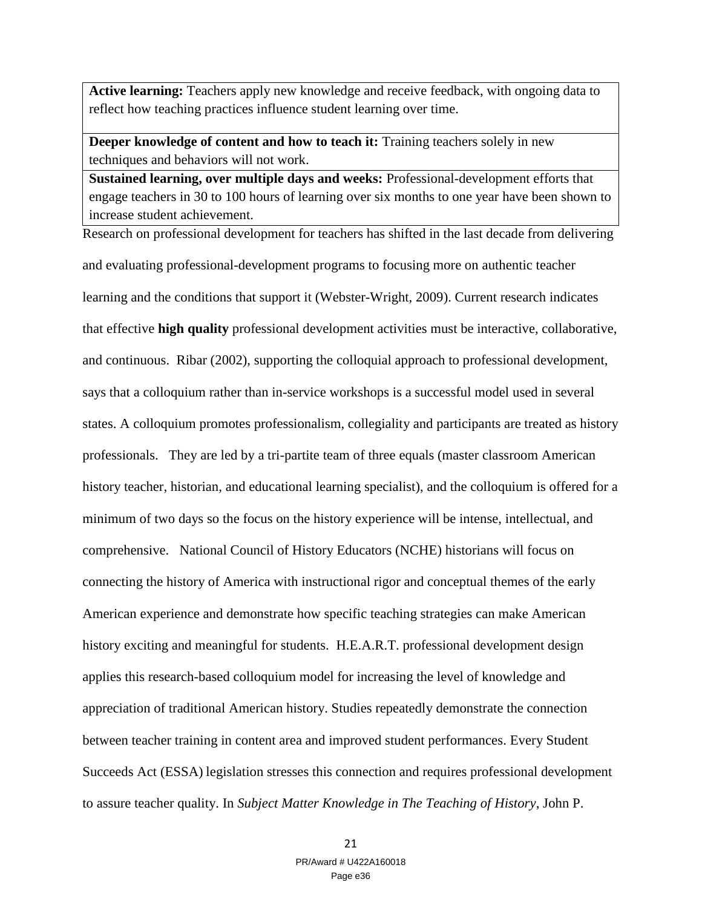| |
|---|
| **Active learning:** Teachers apply new knowledge and receive feedback, with ongoing data to reflect how teaching practices influence student learning over time. |
| **Deeper knowledge of content and how to teach it:** Training teachers solely in new techniques and behaviors will not work. |
| **Sustained learning, over multiple days and weeks:** Professional-development efforts that engage teachers in 30 to 100 hours of learning over six months to one year have been shown to increase student achievement. |

Research on professional development for teachers has shifted in the last decade from delivering and evaluating professional-development programs to focusing more on authentic teacher learning and the conditions that support it (Webster-Wright, 2009). Current research indicates that effective **high quality** professional development activities must be interactive, collaborative, and continuous. Ribar (2002), supporting the colloquial approach to professional development, says that a colloquium rather than in-service workshops is a successful model used in several states. A colloquium promotes professionalism, collegiality and participants are treated as history professionals. They are led by a tri-partite team of three equals (master classroom American history teacher, historian, and educational learning specialist), and the colloquium is offered for a minimum of two days so the focus on the history experience will be intense, intellectual, and comprehensive. National Council of History Educators (NCHE) historians will focus on connecting the history of America with instructional rigor and conceptual themes of the early American experience and demonstrate how specific teaching strategies can make American history exciting and meaningful for students. H.E.A.R.T. professional development design applies this research-based colloquium model for increasing the level of knowledge and appreciation of traditional American history. Studies repeatedly demonstrate the connection between teacher training in content area and improved student performances. Every Student Succeeds Act (ESSA) legislation stresses this connection and requires professional development to assure teacher quality. In *Subject Matter Knowledge in The Teaching of History*, John P.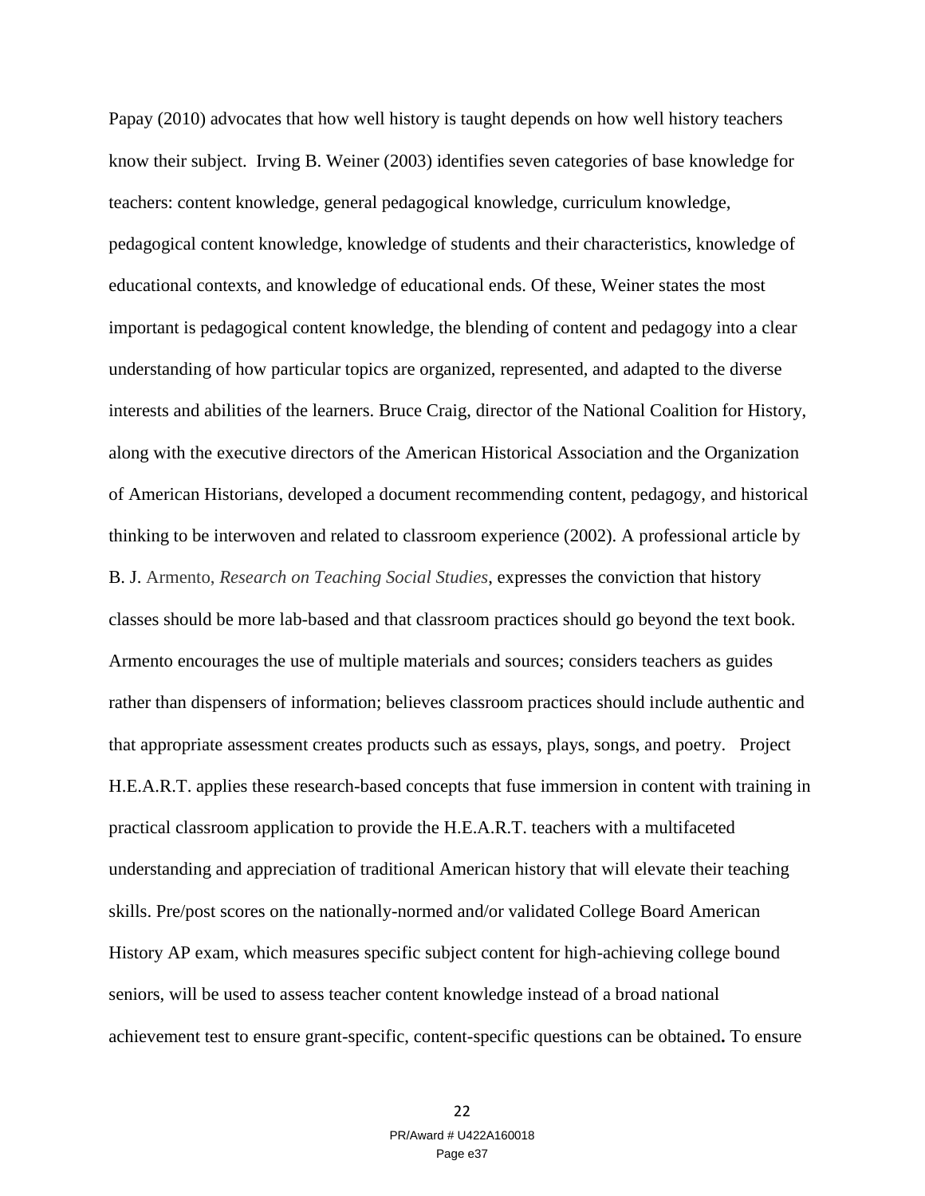Papay (2010) advocates that how well history is taught depends on how well history teachers know their subject. Irving B. Weiner (2003) identifies seven categories of base knowledge for teachers: content knowledge, general pedagogical knowledge, curriculum knowledge, pedagogical content knowledge, knowledge of students and their characteristics, knowledge of educational contexts, and knowledge of educational ends. Of these, Weiner states the most important is pedagogical content knowledge, the blending of content and pedagogy into a clear understanding of how particular topics are organized, represented, and adapted to the diverse interests and abilities of the learners. Bruce Craig, director of the National Coalition for History, along with the executive directors of the American Historical Association and the Organization of American Historians, developed a document recommending content, pedagogy, and historical thinking to be interwoven and related to classroom experience (2002). A professional article by B. J. Armento, *Research on Teaching Social Studies*, expresses the conviction that history classes should be more lab-based and that classroom practices should go beyond the text book. Armento encourages the use of multiple materials and sources; considers teachers as guides rather than dispensers of information; believes classroom practices should include authentic and that appropriate assessment creates products such as essays, plays, songs, and poetry. Project H.E.A.R.T. applies these research-based concepts that fuse immersion in content with training in practical classroom application to provide the H.E.A.R.T. teachers with a multifaceted understanding and appreciation of traditional American history that will elevate their teaching skills. Pre/post scores on the nationally-normed and/or validated College Board American History AP exam, which measures specific subject content for high-achieving college bound seniors, will be used to assess teacher content knowledge instead of a broad national achievement test to ensure grant-specific, content-specific questions can be obtained**.** To ensure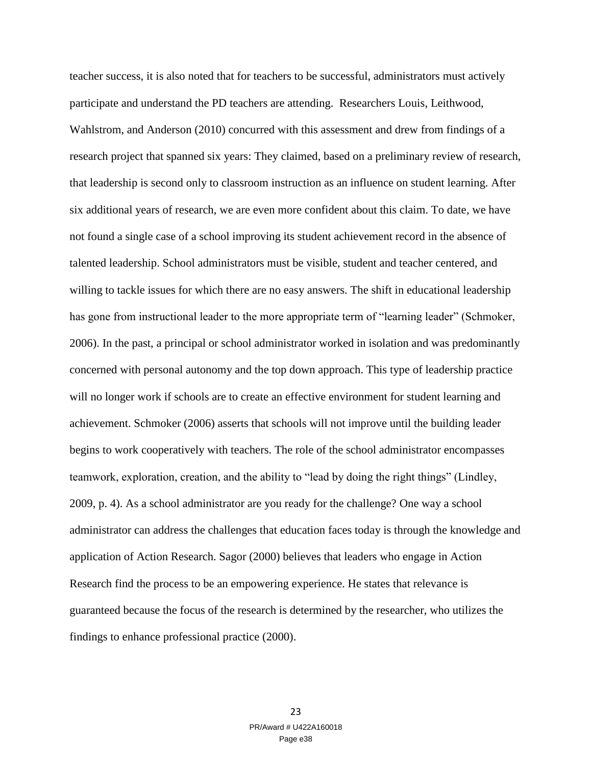teacher success, it is also noted that for teachers to be successful, administrators must actively participate and understand the PD teachers are attending. Researchers Louis, Leithwood, Wahlstrom, and Anderson (2010) concurred with this assessment and drew from findings of a research project that spanned six years: They claimed, based on a preliminary review of research, that leadership is second only to classroom instruction as an influence on student learning. After six additional years of research, we are even more confident about this claim. To date, we have not found a single case of a school improving its student achievement record in the absence of talented leadership. School administrators must be visible, student and teacher centered, and willing to tackle issues for which there are no easy answers. The shift in educational leadership has gone from instructional leader to the more appropriate term of "learning leader" (Schmoker, 2006). In the past, a principal or school administrator worked in isolation and was predominantly concerned with personal autonomy and the top down approach. This type of leadership practice will no longer work if schools are to create an effective environment for student learning and achievement. Schmoker (2006) asserts that schools will not improve until the building leader begins to work cooperatively with teachers. The role of the school administrator encompasses teamwork, exploration, creation, and the ability to "lead by doing the right things" (Lindley, 2009, p. 4). As a school administrator are you ready for the challenge? One way a school administrator can address the challenges that education faces today is through the knowledge and application of Action Research. Sagor (2000) believes that leaders who engage in Action Research find the process to be an empowering experience. He states that relevance is guaranteed because the focus of the research is determined by the researcher, who utilizes the findings to enhance professional practice (2000).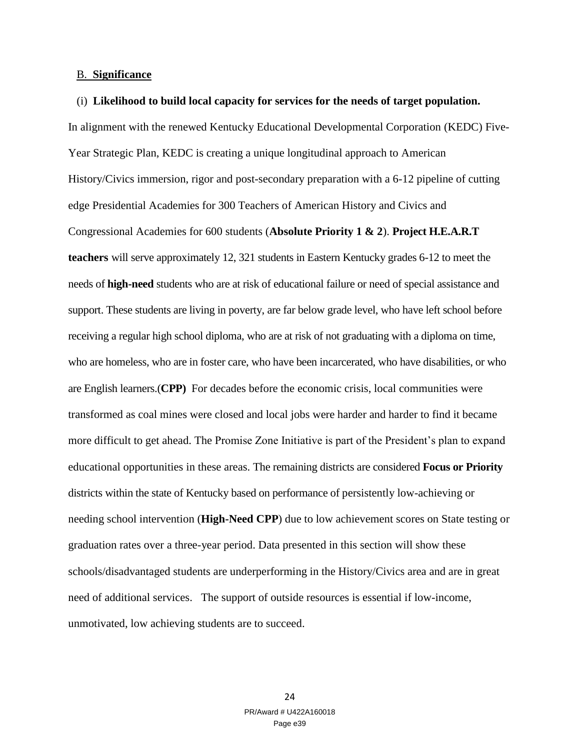## B. **Significance**

(i) **Likelihood to build local capacity for services for the needs of target population.**

In alignment with the renewed Kentucky Educational Developmental Corporation (KEDC) Five-Year Strategic Plan, KEDC is creating a unique longitudinal approach to American History/Civics immersion, rigor and post-secondary preparation with a 6-12 pipeline of cutting edge Presidential Academies for 300 Teachers of American History and Civics and Congressional Academies for 600 students (**Absolute Priority 1 & 2**). **Project H.E.A.R.T teachers** will serve approximately 12, 321 students in Eastern Kentucky grades 6-12 to meet the needs of **high-need** students who are at risk of educational failure or need of special assistance and support. These students are living in poverty, are far below grade level, who have left school before receiving a regular high school diploma, who are at risk of not graduating with a diploma on time, who are homeless, who are in foster care, who have been incarcerated, who have disabilities, or who are English learners.(**CPP)** For decades before the economic crisis, local communities were transformed as coal mines were closed and local jobs were harder and harder to find it became more difficult to get ahead. The Promise Zone Initiative is part of the President's plan to expand educational opportunities in these areas. The remaining districts are considered **Focus or Priority** districts within the state of Kentucky based on performance of persistently low-achieving or needing school intervention (**High-Need CPP**) due to low achievement scores on State testing or graduation rates over a three-year period. Data presented in this section will show these schools/disadvantaged students are underperforming in the History/Civics area and are in great need of additional services. The support of outside resources is essential if low-income, unmotivated, low achieving students are to succeed.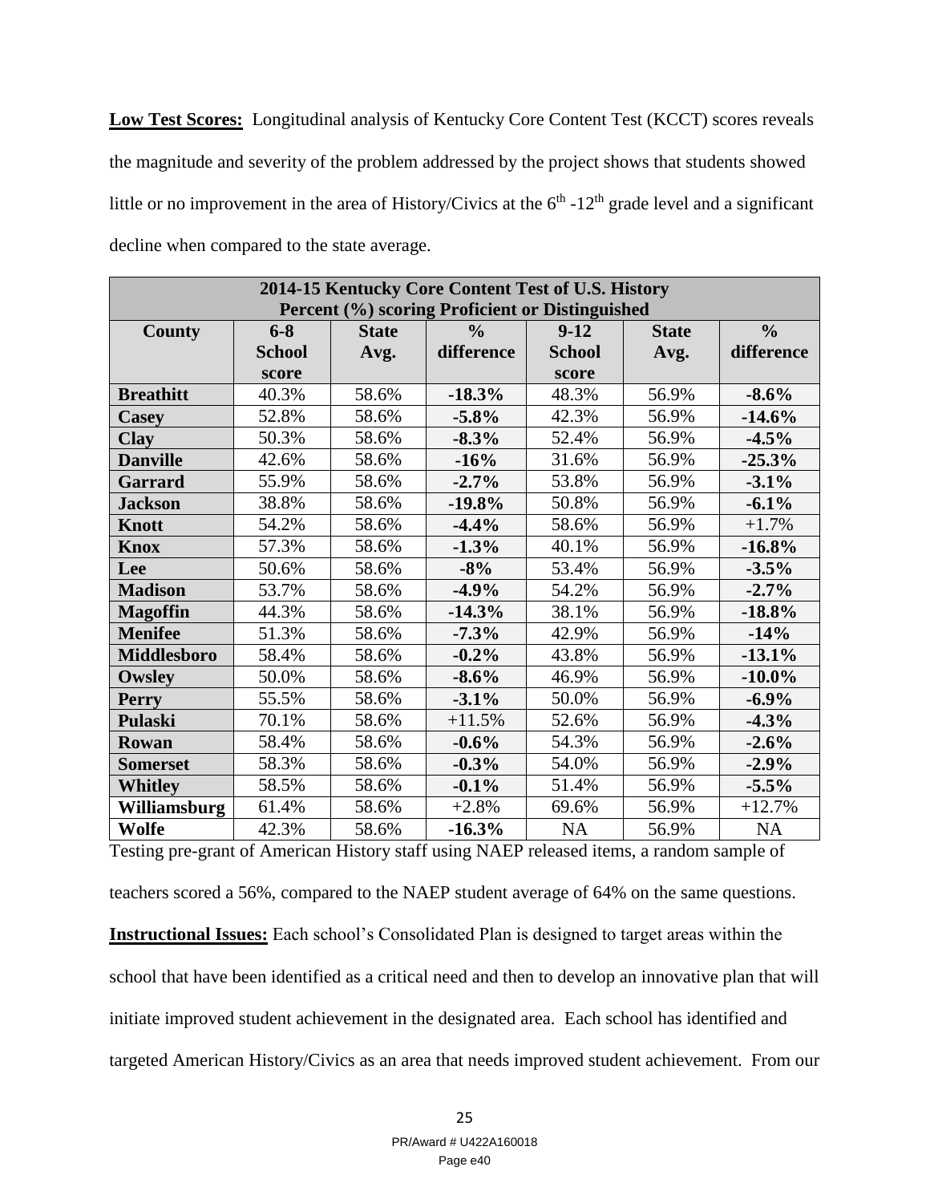**Low Test Scores:** Longitudinal analysis of Kentucky Core Content Test (KCCT) scores reveals the magnitude and severity of the problem addressed by the project shows that students showed little or no improvement in the area of History/Civics at the 6th -12th grade level and a significant decline when compared to the state average.

| 2014-15 Kentucky Core Content Test of U.S. History Percent (%) scoring Proficient or Distinguished | | | | | | |
|---|---|---|---|---|---|---|
| **County** | **6-8 School score** | **State Avg.** | **% difference** | **9-12 School score** | **State Avg.** | **% difference** |
| **Breathitt** | 40.3% | 58.6% | **-18.3%** | 48.3% | 56.9% | **-8.6%** |
| **Casey** | 52.8% | 58.6% | **-5.8%** | 42.3% | 56.9% | **-14.6%** |
| **Clay** | 50.3% | 58.6% | **-8.3%** | 52.4% | 56.9% | **-4.5%** |
| **Danville** | 42.6% | 58.6% | **-16%** | 31.6% | 56.9% | **-25.3%** |
| **Garrard** | 55.9% | 58.6% | **-2.7%** | 53.8% | 56.9% | **-3.1%** |
| **Jackson** | 38.8% | 58.6% | **-19.8%** | 50.8% | 56.9% | **-6.1%** |
| **Knott** | 54.2% | 58.6% | **-4.4%** | 58.6% | 56.9% | +1.7% |
| **Knox** | 57.3% | 58.6% | **-1.3%** | 40.1% | 56.9% | **-16.8%** |
| **Lee** | 50.6% | 58.6% | **-8%** | 53.4% | 56.9% | **-3.5%** |
| **Madison** | 53.7% | 58.6% | **-4.9%** | 54.2% | 56.9% | **-2.7%** |
| **Magoffin** | 44.3% | 58.6% | **-14.3%** | 38.1% | 56.9% | **-18.8%** |
| **Menifee** | 51.3% | 58.6% | **-7.3%** | 42.9% | 56.9% | **-14%** |
| **Middlesboro** | 58.4% | 58.6% | **-0.2%** | 43.8% | 56.9% | **-13.1%** |
| **Owsley** | 50.0% | 58.6% | **-8.6%** | 46.9% | 56.9% | **-10.0%** |
| **Perry** | 55.5% | 58.6% | **-3.1%** | 50.0% | 56.9% | **-6.9%** |
| **Pulaski** | 70.1% | 58.6% | +11.5% | 52.6% | 56.9% | **-4.3%** |
| **Rowan** | 58.4% | 58.6% | **-0.6%** | 54.3% | 56.9% | **-2.6%** |
| **Somerset** | 58.3% | 58.6% | **-0.3%** | 54.0% | 56.9% | **-2.9%** |
| **Whitley** | 58.5% | 58.6% | **-0.1%** | 51.4% | 56.9% | **-5.5%** |
| **Williamsburg** | 61.4% | 58.6% | +2.8% | 69.6% | 56.9% | +12.7% |
| **Wolfe** | 42.3% | 58.6% | **-16.3%** | NA | 56.9% | NA |

Testing pre-grant of American History staff using NAEP released items, a random sample of teachers scored a 56%, compared to the NAEP student average of 64% on the same questions.

**Instructional Issues:** Each school's Consolidated Plan is designed to target areas within the school that have been identified as a critical need and then to develop an innovative plan that will initiate improved student achievement in the designated area. Each school has identified and targeted American History/Civics as an area that needs improved student achievement. From our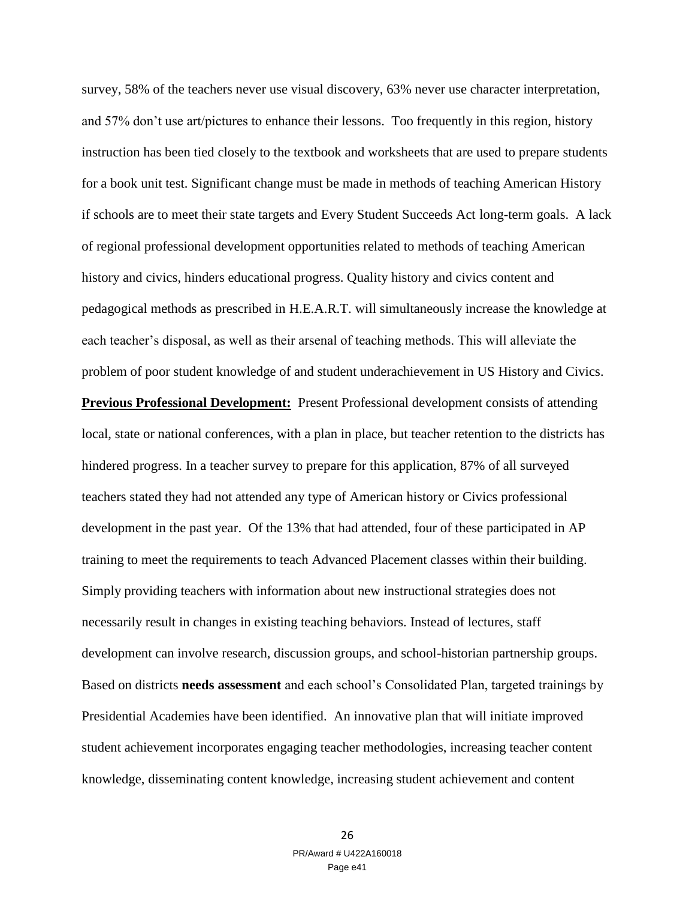survey, 58% of the teachers never use visual discovery, 63% never use character interpretation, and 57% don't use art/pictures to enhance their lessons. Too frequently in this region, history instruction has been tied closely to the textbook and worksheets that are used to prepare students for a book unit test. Significant change must be made in methods of teaching American History if schools are to meet their state targets and Every Student Succeeds Act long-term goals. A lack of regional professional development opportunities related to methods of teaching American history and civics, hinders educational progress. Quality history and civics content and pedagogical methods as prescribed in H.E.A.R.T. will simultaneously increase the knowledge at each teacher's disposal, as well as their arsenal of teaching methods. This will alleviate the problem of poor student knowledge of and student underachievement in US History and Civics.

**Previous Professional Development:** Present Professional development consists of attending local, state or national conferences, with a plan in place, but teacher retention to the districts has hindered progress. In a teacher survey to prepare for this application, 87% of all surveyed teachers stated they had not attended any type of American history or Civics professional development in the past year. Of the 13% that had attended, four of these participated in AP training to meet the requirements to teach Advanced Placement classes within their building. Simply providing teachers with information about new instructional strategies does not necessarily result in changes in existing teaching behaviors. Instead of lectures, staff development can involve research, discussion groups, and school-historian partnership groups. Based on districts **needs assessment** and each school's Consolidated Plan, targeted trainings by Presidential Academies have been identified. An innovative plan that will initiate improved student achievement incorporates engaging teacher methodologies, increasing teacher content knowledge, disseminating content knowledge, increasing student achievement and content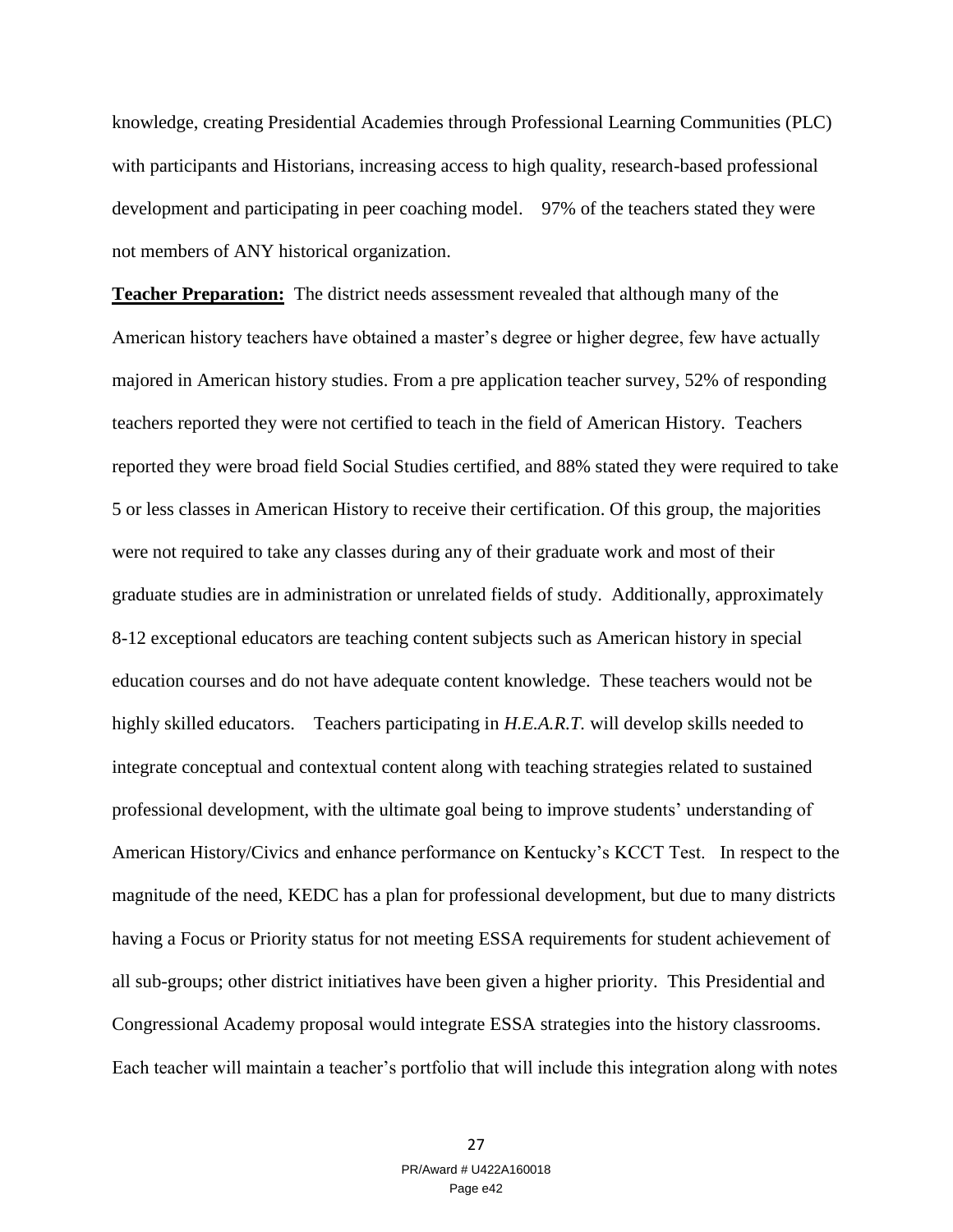knowledge, creating Presidential Academies through Professional Learning Communities (PLC) with participants and Historians, increasing access to high quality, research-based professional development and participating in peer coaching model. 97% of the teachers stated they were not members of ANY historical organization.

**Teacher Preparation:** The district needs assessment revealed that although many of the American history teachers have obtained a master's degree or higher degree, few have actually majored in American history studies. From a pre application teacher survey, 52% of responding teachers reported they were not certified to teach in the field of American History. Teachers reported they were broad field Social Studies certified, and 88% stated they were required to take 5 or less classes in American History to receive their certification. Of this group, the majorities were not required to take any classes during any of their graduate work and most of their graduate studies are in administration or unrelated fields of study. Additionally, approximately 8-12 exceptional educators are teaching content subjects such as American history in special education courses and do not have adequate content knowledge. These teachers would not be highly skilled educators. Teachers participating in *H.E.A.R.T.* will develop skills needed to integrate conceptual and contextual content along with teaching strategies related to sustained professional development, with the ultimate goal being to improve students' understanding of American History/Civics and enhance performance on Kentucky's KCCT Test. In respect to the magnitude of the need, KEDC has a plan for professional development, but due to many districts having a Focus or Priority status for not meeting ESSA requirements for student achievement of all sub-groups; other district initiatives have been given a higher priority. This Presidential and Congressional Academy proposal would integrate ESSA strategies into the history classrooms. Each teacher will maintain a teacher's portfolio that will include this integration along with notes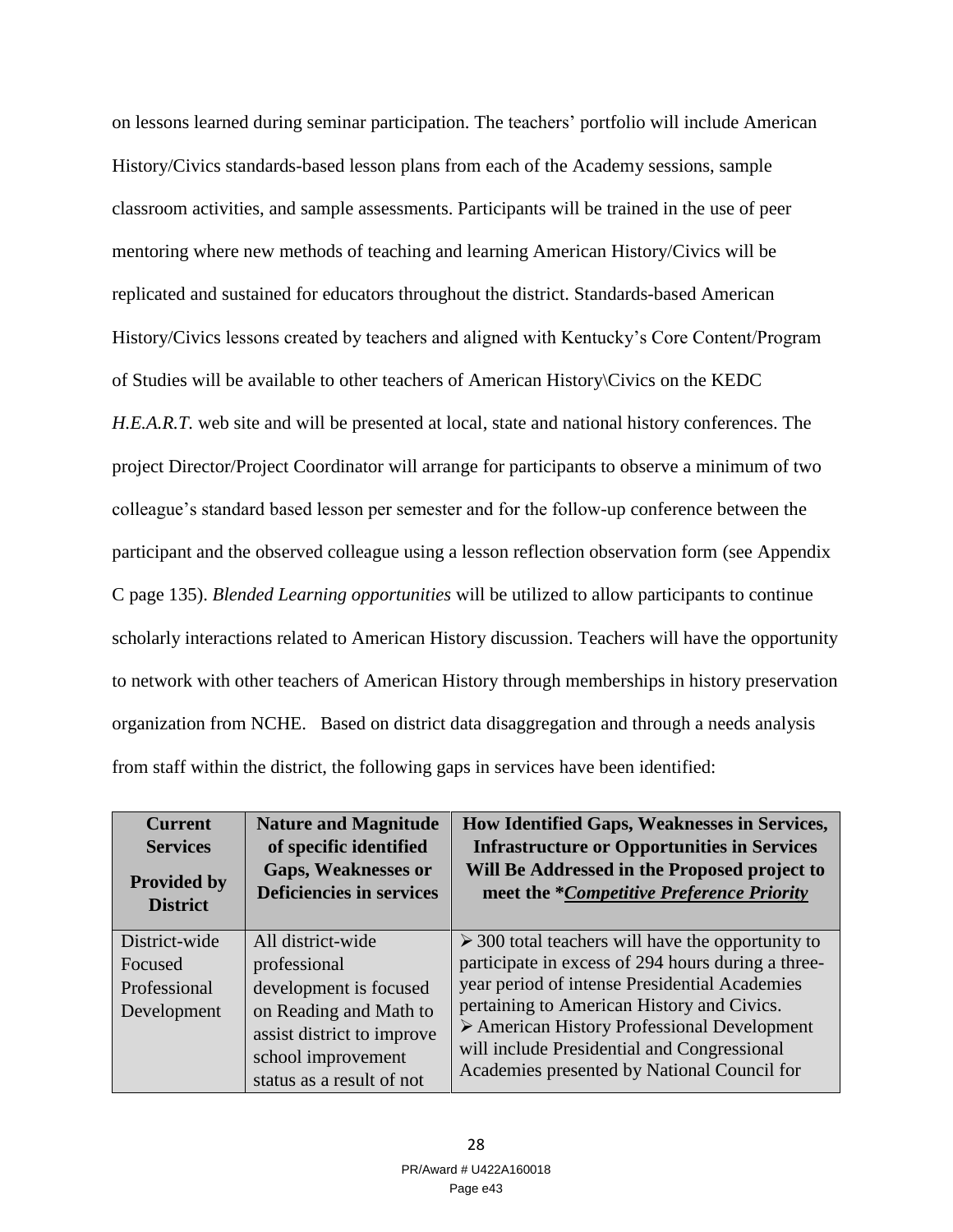on lessons learned during seminar participation. The teachers' portfolio will include American History/Civics standards-based lesson plans from each of the Academy sessions, sample classroom activities, and sample assessments. Participants will be trained in the use of peer mentoring where new methods of teaching and learning American History/Civics will be replicated and sustained for educators throughout the district. Standards-based American History/Civics lessons created by teachers and aligned with Kentucky's Core Content/Program of Studies will be available to other teachers of American History\Civics on the KEDC *H.E.A.R.T.* web site and will be presented at local, state and national history conferences. The project Director/Project Coordinator will arrange for participants to observe a minimum of two colleague's standard based lesson per semester and for the follow-up conference between the participant and the observed colleague using a lesson reflection observation form (see Appendix C page 135). *Blended Learning opportunities* will be utilized to allow participants to continue scholarly interactions related to American History discussion. Teachers will have the opportunity to network with other teachers of American History through memberships in history preservation organization from NCHE. Based on district data disaggregation and through a needs analysis from staff within the district, the following gaps in services have been identified:

| **Current Services Provided by District** | **Nature and Magnitude of specific identified Gaps, Weaknesses or Deficiencies in services** | **How Identified Gaps, Weaknesses in Services, Infrastructure or Opportunities in Services Will Be Addressed in the Proposed project to meet the \****Competitive Preference Priority*** |
|---|---|---|
| District-wide Focused Professional Development | All district-wide professional development is focused on Reading and Math to assist district to improve school improvement status as a result of not | ➢ 300 total teachers will have the opportunity to participate in excess of 294 hours during a three-year period of intense Presidential Academies pertaining to American History and Civics.<br>➢ American History Professional Development will include Presidential and Congressional Academies presented by National Council for |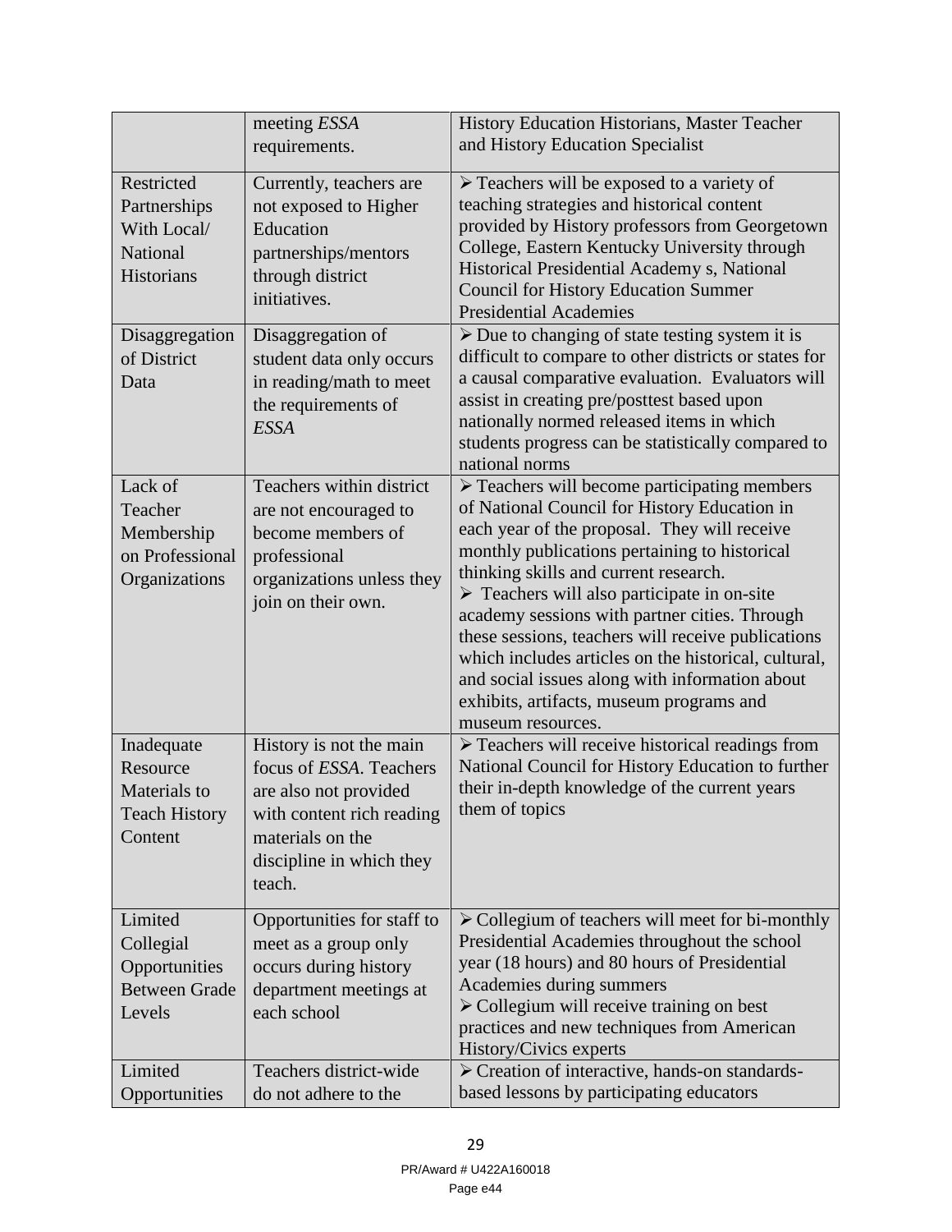| | | |
|---|---|---|
| | meeting *ESSA* requirements. | History Education Historians, Master Teacher and History Education Specialist |
| Restricted Partnerships With Local/ National Historians | Currently, teachers are not exposed to Higher Education partnerships/mentors through district initiatives. | ➢ Teachers will be exposed to a variety of teaching strategies and historical content provided by History professors from Georgetown College, Eastern Kentucky University through Historical Presidential Academy s, National Council for History Education Summer Presidential Academies |
| Disaggregation of District Data | Disaggregation of student data only occurs in reading/math to meet the requirements of *ESSA* | ➢ Due to changing of state testing system it is difficult to compare to other districts or states for a causal comparative evaluation. Evaluators will assist in creating pre/posttest based upon nationally normed released items in which students progress can be statistically compared to national norms |
| Lack of Teacher Membership on Professional Organizations | Teachers within district are not encouraged to become members of professional organizations unless they join on their own. | ➢ Teachers will become participating members of National Council for History Education in each year of the proposal. They will receive monthly publications pertaining to historical thinking skills and current research.<br>➢ Teachers will also participate in on-site academy sessions with partner cities. Through these sessions, teachers will receive publications which includes articles on the historical, cultural, and social issues along with information about exhibits, artifacts, museum programs and museum resources. |
| Inadequate Resource Materials to Teach History Content | History is not the main focus of *ESSA*. Teachers are also not provided with content rich reading materials on the discipline in which they teach. | ➢ Teachers will receive historical readings from National Council for History Education to further their in-depth knowledge of the current years them of topics |
| Limited Collegial Opportunities Between Grade Levels | Opportunities for staff to meet as a group only occurs during history department meetings at each school | ➢ Collegium of teachers will meet for bi-monthly Presidential Academies throughout the school year (18 hours) and 80 hours of Presidential Academies during summers<br>➢ Collegium will receive training on best practices and new techniques from American History/Civics experts |
| Limited Opportunities | Teachers district-wide do not adhere to the | ➢ Creation of interactive, hands-on standards-based lessons by participating educators |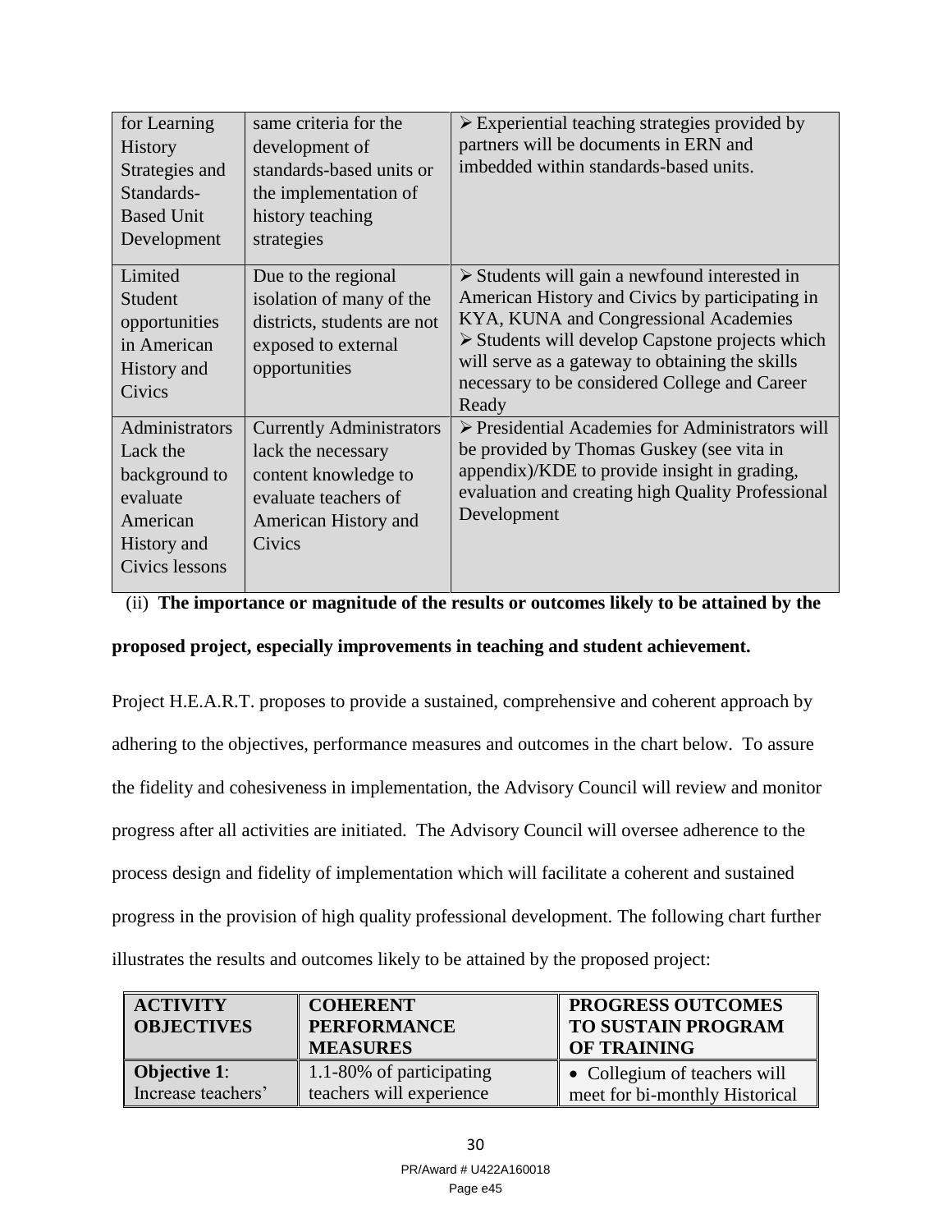| for Learning History Strategies and Standards-Based Unit Development | same criteria for the development of standards-based units or the implementation of history teaching strategies | ➢ Experiential teaching strategies provided by partners will be documents in ERN and imbedded within standards-based units. |
|---|---|---|
| Limited Student opportunities in American History and Civics | Due to the regional isolation of many of the districts, students are not exposed to external opportunities | ➢ Students will gain a newfound interested in American History and Civics by participating in KYA, KUNA and Congressional Academies<br>➢ Students will develop Capstone projects which will serve as a gateway to obtaining the skills necessary to be considered College and Career Ready |
| Administrators Lack the background to evaluate American History and Civics lessons | Currently Administrators lack the necessary content knowledge to evaluate teachers of American History and Civics | ➢ Presidential Academies for Administrators will be provided by Thomas Guskey (see vita in appendix)/KDE to provide insight in grading, evaluation and creating high Quality Professional Development |

(ii) **The importance or magnitude of the results or outcomes likely to be attained by the proposed project, especially improvements in teaching and student achievement.**

Project H.E.A.R.T. proposes to provide a sustained, comprehensive and coherent approach by adhering to the objectives, performance measures and outcomes in the chart below. To assure the fidelity and cohesiveness in implementation, the Advisory Council will review and monitor progress after all activities are initiated. The Advisory Council will oversee adherence to the process design and fidelity of implementation which will facilitate a coherent and sustained progress in the provision of high quality professional development. The following chart further illustrates the results and outcomes likely to be attained by the proposed project:

| ACTIVITY OBJECTIVES | COHERENT PERFORMANCE MEASURES | PROGRESS OUTCOMES TO SUSTAIN PROGRAM OF TRAINING |
|---|---|---|
| **Objective 1**: Increase teachers' | 1.1-80% of participating teachers will experience | • Collegium of teachers will meet for bi-monthly Historical |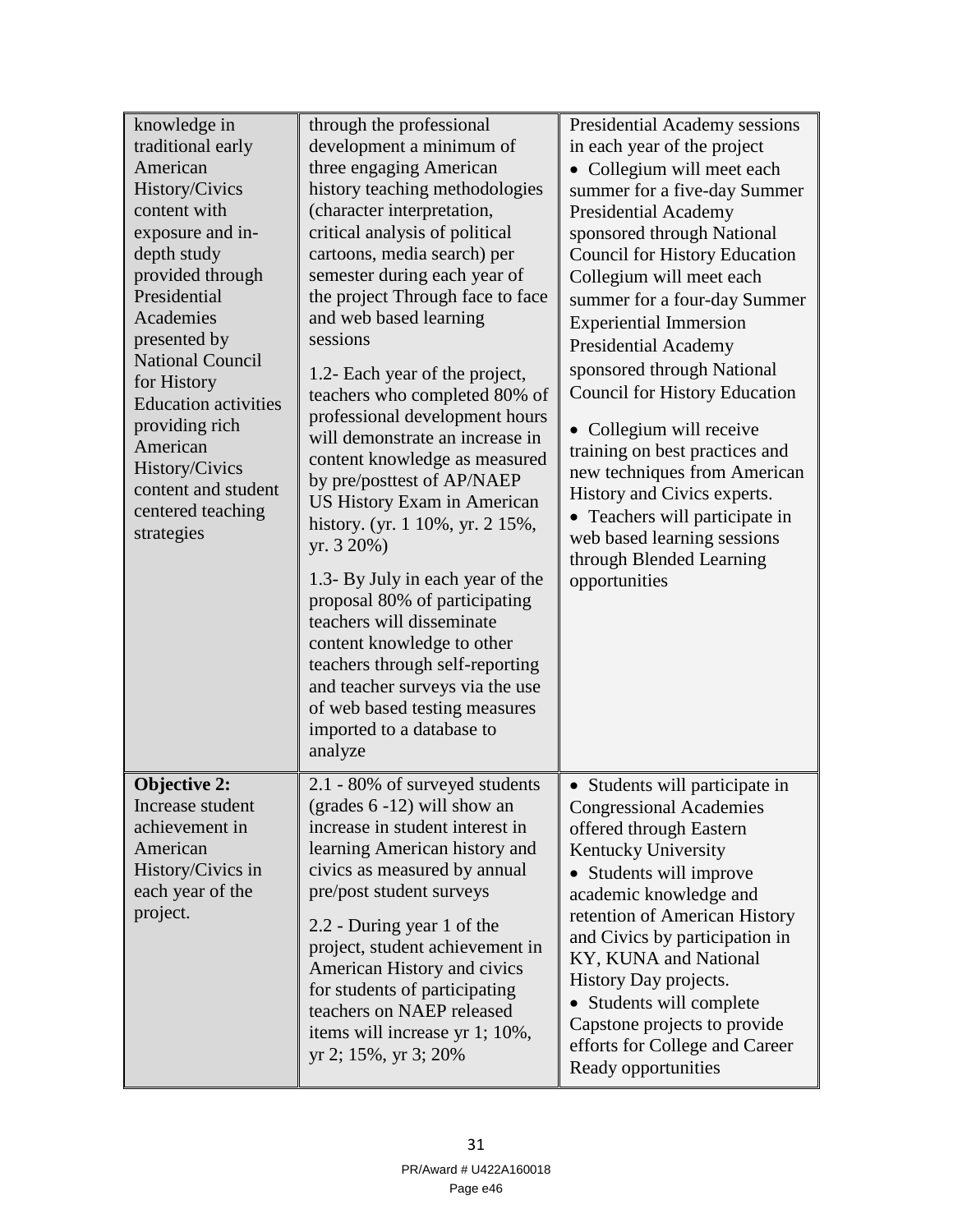| | | |
|---|---|---|
| knowledge in traditional early American History/Civics content with exposure and in-depth study provided through Presidential Academies presented by National Council for History Education activities providing rich American History/Civics content and student centered teaching strategies | through the professional development a minimum of three engaging American history teaching methodologies (character interpretation, critical analysis of political cartoons, media search) per semester during each year of the project Through face to face and web based learning sessions<br><br>1.2- Each year of the project, teachers who completed 80% of professional development hours will demonstrate an increase in content knowledge as measured by pre/posttest of AP/NAEP US History Exam in American history. (yr. 1 10%, yr. 2 15%, yr. 3 20%)<br><br>1.3- By July in each year of the proposal 80% of participating teachers will disseminate content knowledge to other teachers through self-reporting and teacher surveys via the use of web based testing measures imported to a database to analyze | Presidential Academy sessions in each year of the project<br>• Collegium will meet each summer for a five-day Summer Presidential Academy sponsored through National Council for History Education Collegium will meet each summer for a four-day Summer Experiential Immersion Presidential Academy sponsored through National Council for History Education<br>• Collegium will receive training on best practices and new techniques from American History and Civics experts.<br>• Teachers will participate in web based learning sessions through Blended Learning opportunities |
| **Objective 2:** Increase student achievement in American History/Civics in each year of the project. | 2.1 - 80% of surveyed students (grades 6 -12) will show an increase in student interest in learning American history and civics as measured by annual pre/post student surveys<br><br>2.2 - During year 1 of the project, student achievement in American History and civics for students of participating teachers on NAEP released items will increase yr 1; 10%, yr 2; 15%, yr 3; 20% | • Students will participate in Congressional Academies offered through Eastern Kentucky University<br>• Students will improve academic knowledge and retention of American History and Civics by participation in KY, KUNA and National History Day projects.<br>• Students will complete Capstone projects to provide efforts for College and Career Ready opportunities |

PR/Award # U422A160018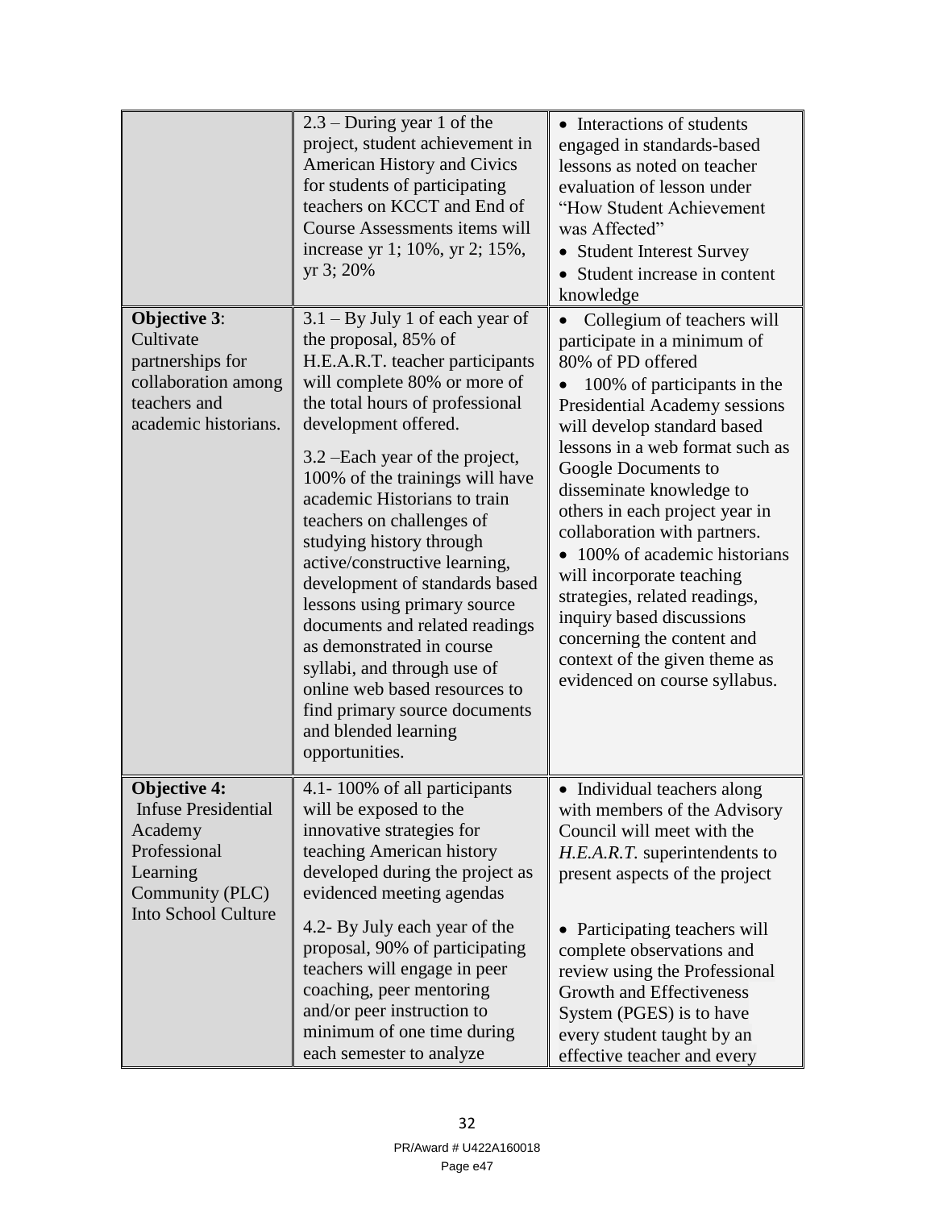| | | |
|---|---|---|
| | 2.3 – During year 1 of the project, student achievement in American History and Civics for students of participating teachers on KCCT and End of Course Assessments items will increase yr 1; 10%, yr 2; 15%, yr 3; 20% | • Interactions of students engaged in standards-based lessons as noted on teacher evaluation of lesson under "How Student Achievement was Affected"<br>• Student Interest Survey<br>• Student increase in content knowledge |
| **Objective 3**: Cultivate partnerships for collaboration among teachers and academic historians. | 3.1 – By July 1 of each year of the proposal, 85% of H.E.A.R.T. teacher participants will complete 80% or more of the total hours of professional development offered.<br><br>3.2 –Each year of the project, 100% of the trainings will have academic Historians to train teachers on challenges of studying history through active/constructive learning, development of standards based lessons using primary source documents and related readings as demonstrated in course syllabi, and through use of online web based resources to find primary source documents and blended learning opportunities. | • Collegium of teachers will participate in a minimum of 80% of PD offered<br>• 100% of participants in the Presidential Academy sessions will develop standard based lessons in a web format such as Google Documents to disseminate knowledge to others in each project year in collaboration with partners.<br>• 100% of academic historians will incorporate teaching strategies, related readings, inquiry based discussions concerning the content and context of the given theme as evidenced on course syllabus. |
| **Objective 4:** Infuse Presidential Academy Professional Learning Community (PLC) Into School Culture | 4.1- 100% of all participants will be exposed to the innovative strategies for teaching American history developed during the project as evidenced meeting agendas<br><br>4.2- By July each year of the proposal, 90% of participating teachers will engage in peer coaching, peer mentoring and/or peer instruction to minimum of one time during each semester to analyze | • Individual teachers along with members of the Advisory Council will meet with the *H.E.A.R.T.* superintendents to present aspects of the project<br><br>• Participating teachers will complete observations and review using the Professional Growth and Effectiveness System (PGES) is to have every student taught by an effective teacher and every |

PR/Award # U422A160018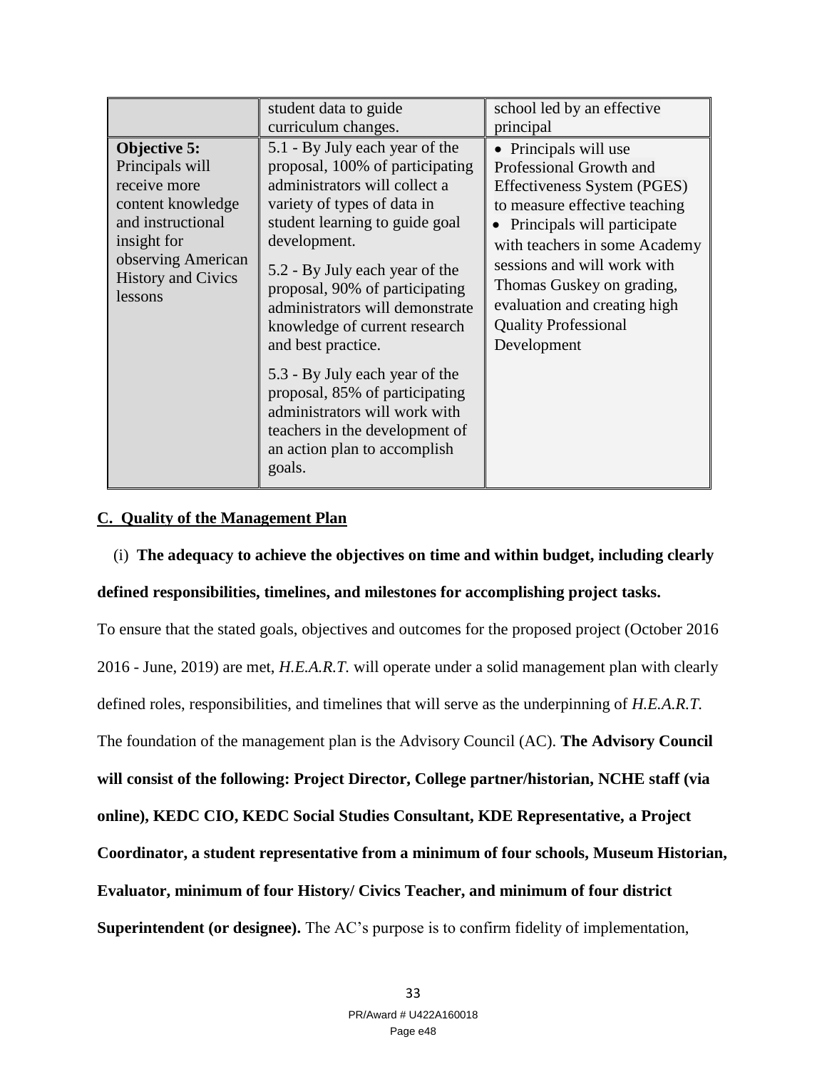| | student data to guide curriculum changes. | school led by an effective principal |
|---|---|---|
| **Objective 5:** Principals will receive more content knowledge and instructional insight for observing American History and Civics lessons | 5.1 - By July each year of the proposal, 100% of participating administrators will collect a variety of types of data in student learning to guide goal development.<br><br>5.2 - By July each year of the proposal, 90% of participating administrators will demonstrate knowledge of current research and best practice.<br><br>5.3 - By July each year of the proposal, 85% of participating administrators will work with teachers in the development of an action plan to accomplish goals. | • Principals will use Professional Growth and Effectiveness System (PGES) to measure effective teaching<br>• Principals will participate with teachers in some Academy sessions and will work with Thomas Guskey on grading, evaluation and creating high Quality Professional Development |

## C. Quality of the Management Plan

(i) **The adequacy to achieve the objectives on time and within budget, including clearly defined responsibilities, timelines, and milestones for accomplishing project tasks.**

To ensure that the stated goals, objectives and outcomes for the proposed project (October 2016 2016 - June, 2019) are met, *H.E.A.R.T.* will operate under a solid management plan with clearly defined roles, responsibilities, and timelines that will serve as the underpinning of *H.E.A.R.T.* The foundation of the management plan is the Advisory Council (AC). **The Advisory Council will consist of the following: Project Director, College partner/historian, NCHE staff (via online), KEDC CIO, KEDC Social Studies Consultant, KDE Representative, a Project Coordinator, a student representative from a minimum of four schools, Museum Historian, Evaluator, minimum of four History/ Civics Teacher, and minimum of four district Superintendent (or designee).** The AC's purpose is to confirm fidelity of implementation,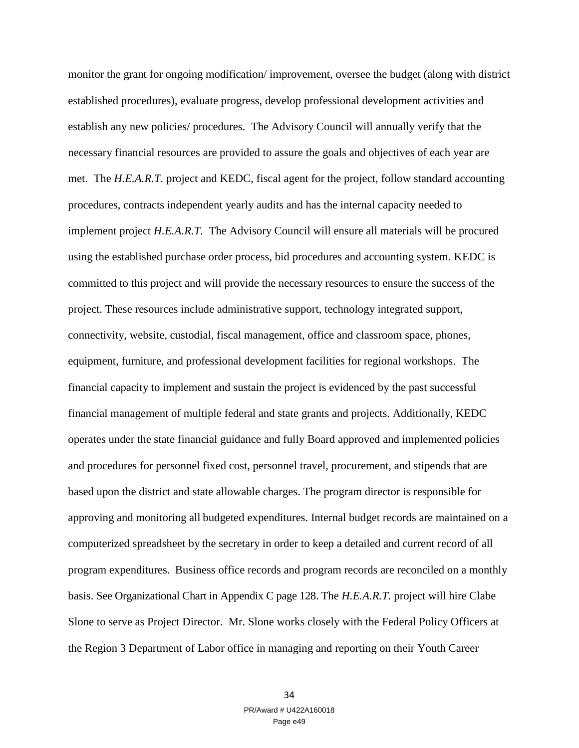monitor the grant for ongoing modification/ improvement, oversee the budget (along with district established procedures), evaluate progress, develop professional development activities and establish any new policies/ procedures. The Advisory Council will annually verify that the necessary financial resources are provided to assure the goals and objectives of each year are met. The *H.E.A.R.T.* project and KEDC, fiscal agent for the project, follow standard accounting procedures, contracts independent yearly audits and has the internal capacity needed to implement project *H.E.A.R.T.* The Advisory Council will ensure all materials will be procured using the established purchase order process, bid procedures and accounting system. KEDC is committed to this project and will provide the necessary resources to ensure the success of the project. These resources include administrative support, technology integrated support, connectivity, website, custodial, fiscal management, office and classroom space, phones, equipment, furniture, and professional development facilities for regional workshops. The financial capacity to implement and sustain the project is evidenced by the past successful financial management of multiple federal and state grants and projects. Additionally, KEDC operates under the state financial guidance and fully Board approved and implemented policies and procedures for personnel fixed cost, personnel travel, procurement, and stipends that are based upon the district and state allowable charges. The program director is responsible for approving and monitoring all budgeted expenditures. Internal budget records are maintained on a computerized spreadsheet by the secretary in order to keep a detailed and current record of all program expenditures. Business office records and program records are reconciled on a monthly basis. See Organizational Chart in Appendix C page 128. The *H.E.A.R.T.* project will hire Clabe Slone to serve as Project Director. Mr. Slone works closely with the Federal Policy Officers at the Region 3 Department of Labor office in managing and reporting on their Youth Career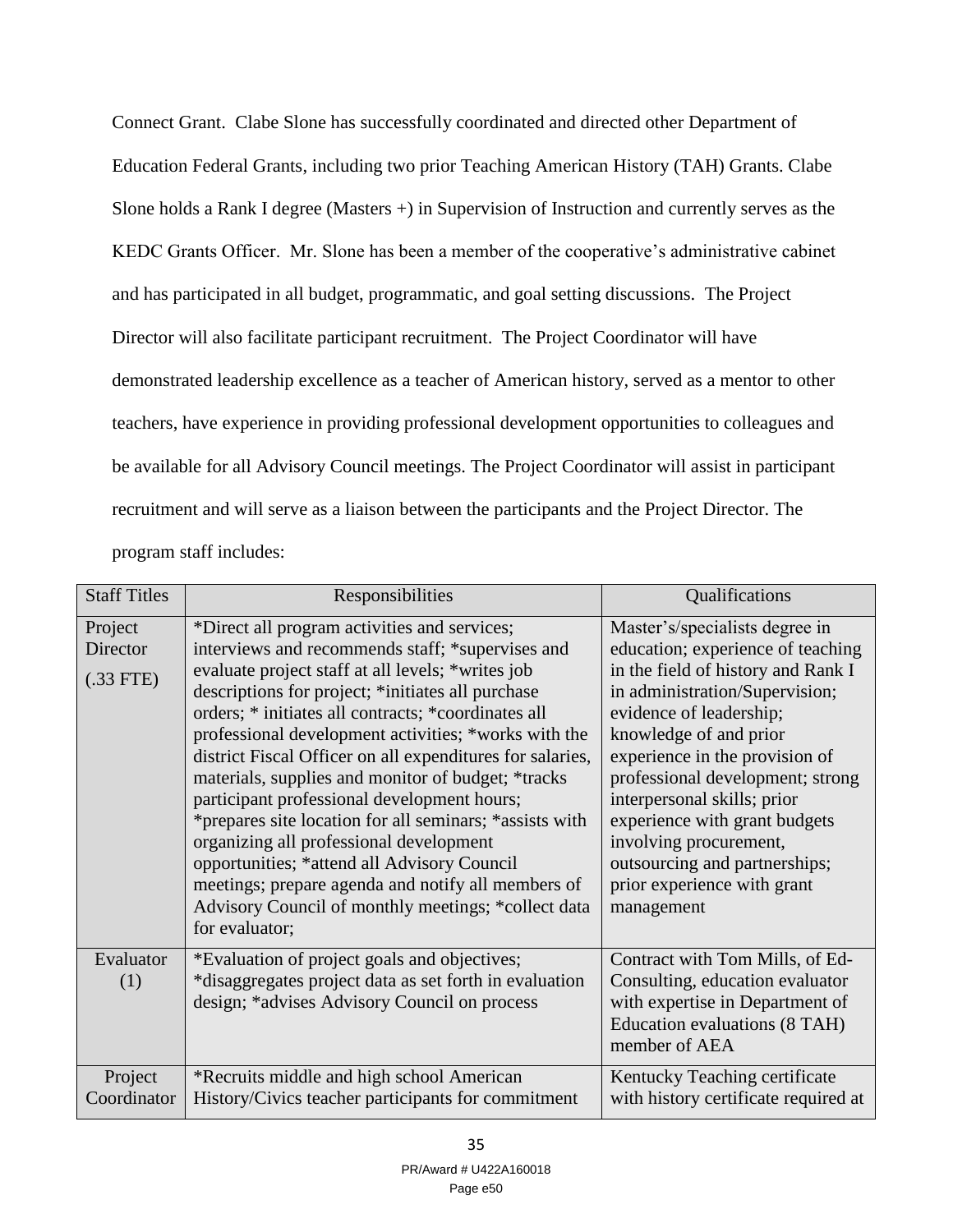Connect Grant. Clabe Slone has successfully coordinated and directed other Department of Education Federal Grants, including two prior Teaching American History (TAH) Grants. Clabe Slone holds a Rank I degree (Masters +) in Supervision of Instruction and currently serves as the KEDC Grants Officer. Mr. Slone has been a member of the cooperative's administrative cabinet and has participated in all budget, programmatic, and goal setting discussions. The Project Director will also facilitate participant recruitment. The Project Coordinator will have demonstrated leadership excellence as a teacher of American history, served as a mentor to other teachers, have experience in providing professional development opportunities to colleagues and be available for all Advisory Council meetings. The Project Coordinator will assist in participant recruitment and will serve as a liaison between the participants and the Project Director. The program staff includes:

| Staff Titles | Responsibilities | Qualifications |
|---|---|---|
| Project Director (.33 FTE) | *Direct all program activities and services; interviews and recommends staff; *supervises and evaluate project staff at all levels; *writes job descriptions for project; *initiates all purchase orders; * initiates all contracts; *coordinates all professional development activities; *works with the district Fiscal Officer on all expenditures for salaries, materials, supplies and monitor of budget; *tracks participant professional development hours; *prepares site location for all seminars; *assists with organizing all professional development opportunities; *attend all Advisory Council meetings; prepare agenda and notify all members of Advisory Council of monthly meetings; *collect data for evaluator; | Master's/specialists degree in education; experience of teaching in the field of history and Rank I in administration/Supervision; evidence of leadership; knowledge of and prior experience in the provision of professional development; strong interpersonal skills; prior experience with grant budgets involving procurement, outsourcing and partnerships; prior experience with grant management |
| Evaluator (1) | *Evaluation of project goals and objectives; *disaggregates project data as set forth in evaluation design; *advises Advisory Council on process | Contract with Tom Mills, of Ed-Consulting, education evaluator with expertise in Department of Education evaluations (8 TAH) member of AEA |
| Project Coordinator | *Recruits middle and high school American History/Civics teacher participants for commitment | Kentucky Teaching certificate with history certificate required at |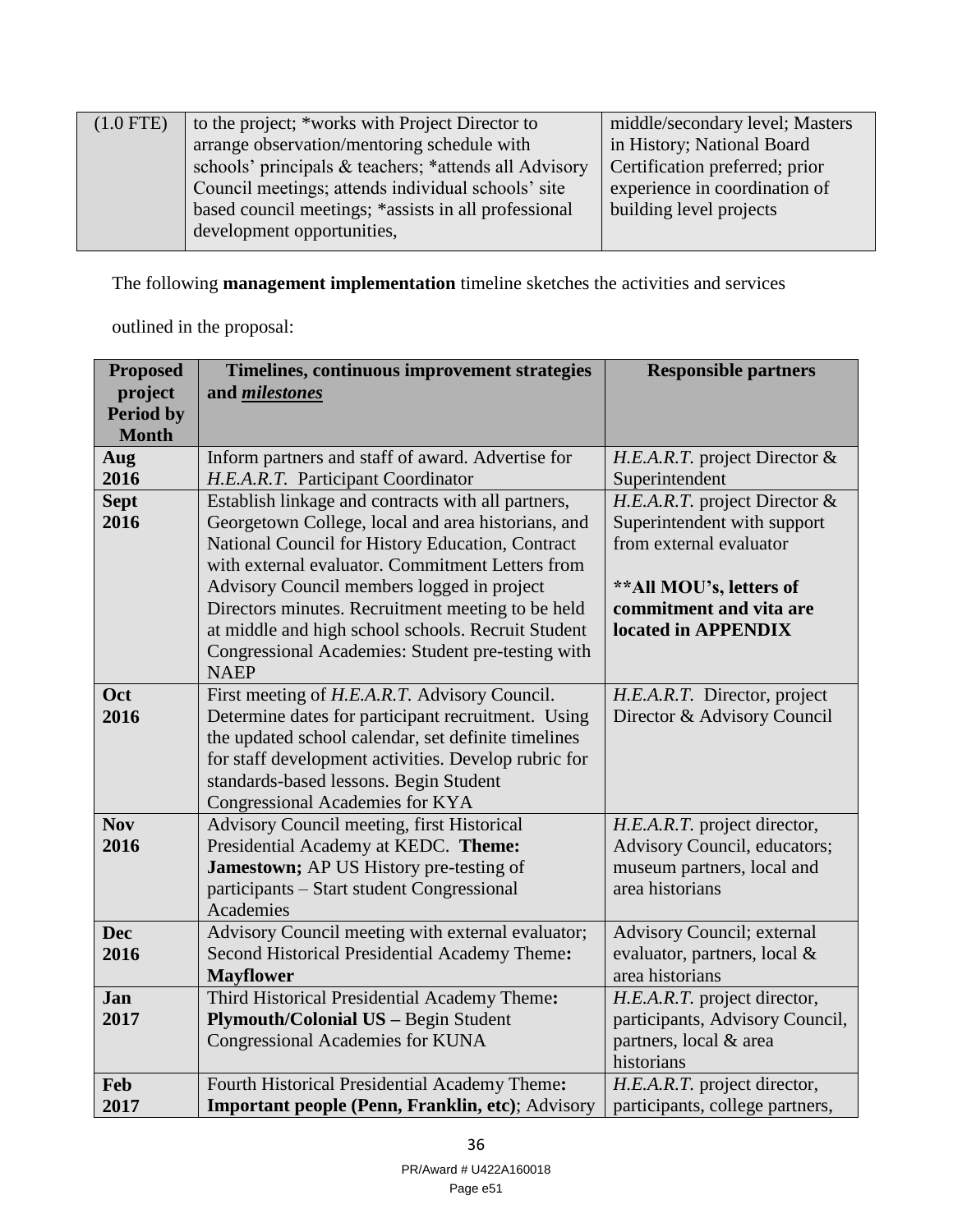| (1.0 FTE) | to the project; *works with Project Director to arrange observation/mentoring schedule with schools' principals & teachers; *attends all Advisory Council meetings; attends individual schools' site based council meetings; *assists in all professional development opportunities, | middle/secondary level; Masters in History; National Board Certification preferred; prior experience in coordination of building level projects |
|---|---|---|

The following **management implementation** timeline sketches the activities and services outlined in the proposal:

| **Proposed project Period by Month** | **Timelines, continuous improvement strategies and *milestones*** | **Responsible partners** |
|---|---|---|
| **Aug 2016** | Inform partners and staff of award. Advertise for *H.E.A.R.T.* Participant Coordinator | *H.E.A.R.T.* project Director & Superintendent |
| **Sept 2016** | Establish linkage and contracts with all partners, Georgetown College, local and area historians, and National Council for History Education, Contract with external evaluator. Commitment Letters from Advisory Council members logged in project Directors minutes. Recruitment meeting to be held at middle and high school schools. Recruit Student Congressional Academies: Student pre-testing with NAEP | *H.E.A.R.T.* project Director & Superintendent with support from external evaluator<br><br>**\*\*All MOU's, letters of commitment and vita are located in APPENDIX** |
| **Oct 2016** | First meeting of *H.E.A.R.T.* Advisory Council. Determine dates for participant recruitment. Using the updated school calendar, set definite timelines for staff development activities. Develop rubric for standards-based lessons. Begin Student Congressional Academies for KYA | *H.E.A.R.T.* Director, project Director & Advisory Council |
| **Nov 2016** | Advisory Council meeting, first Historical Presidential Academy at KEDC. **Theme: Jamestown;** AP US History pre-testing of participants – Start student Congressional Academies | *H.E.A.R.T.* project director, Advisory Council, educators; museum partners, local and area historians |
| **Dec 2016** | Advisory Council meeting with external evaluator; Second Historical Presidential Academy Theme**: Mayflower** | Advisory Council; external evaluator, partners, local & area historians |
| **Jan 2017** | Third Historical Presidential Academy Theme**: Plymouth/Colonial US** – Begin Student Congressional Academies for KUNA | *H.E.A.R.T.* project director, participants, Advisory Council, partners, local & area historians |
| **Feb 2017** | Fourth Historical Presidential Academy Theme**: Important people (Penn, Franklin, etc)**; Advisory | *H.E.A.R.T.* project director, participants, college partners, |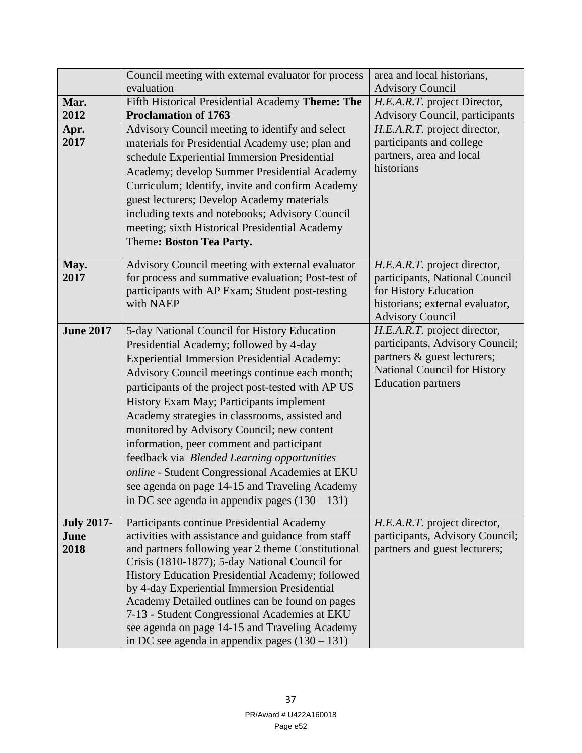|  |  |  |
|---|---|---|
|  | Council meeting with external evaluator for process evaluation | area and local historians, Advisory Council |
| **Mar. 2012** | Fifth Historical Presidential Academy **Theme: The Proclamation of 1763** | *H.E.A.R.T.* project Director, Advisory Council, participants |
| **Apr. 2017** | Advisory Council meeting to identify and select materials for Presidential Academy use; plan and schedule Experiential Immersion Presidential Academy; develop Summer Presidential Academy Curriculum; Identify, invite and confirm Academy guest lecturers; Develop Academy materials including texts and notebooks; Advisory Council meeting; sixth Historical Presidential Academy Theme**: Boston Tea Party.** | *H.E.A.R.T.* project director, participants and college partners, area and local historians |
| **May. 2017** | Advisory Council meeting with external evaluator for process and summative evaluation; Post-test of participants with AP Exam; Student post-testing with NAEP | *H.E.A.R.T.* project director, participants, National Council for History Education historians; external evaluator, Advisory Council |
| **June 2017** | 5-day National Council for History Education Presidential Academy; followed by 4-day Experiential Immersion Presidential Academy: Advisory Council meetings continue each month; participants of the project post-tested with AP US History Exam May; Participants implement Academy strategies in classrooms, assisted and monitored by Advisory Council; new content information, peer comment and participant feedback via *Blended Learning opportunities online* - Student Congressional Academies at EKU see agenda on page 14-15 and Traveling Academy in DC see agenda in appendix pages (130 – 131) | *H.E.A.R.T.* project director, participants, Advisory Council; partners & guest lecturers; National Council for History Education partners |
| **July 2017- June 2018** | Participants continue Presidential Academy activities with assistance and guidance from staff and partners following year 2 theme Constitutional Crisis (1810-1877); 5-day National Council for History Education Presidential Academy; followed by 4-day Experiential Immersion Presidential Academy Detailed outlines can be found on pages 7-13 - Student Congressional Academies at EKU see agenda on page 14-15 and Traveling Academy in DC see agenda in appendix pages (130 – 131) | *H.E.A.R.T.* project director, participants, Advisory Council; partners and guest lecturers; |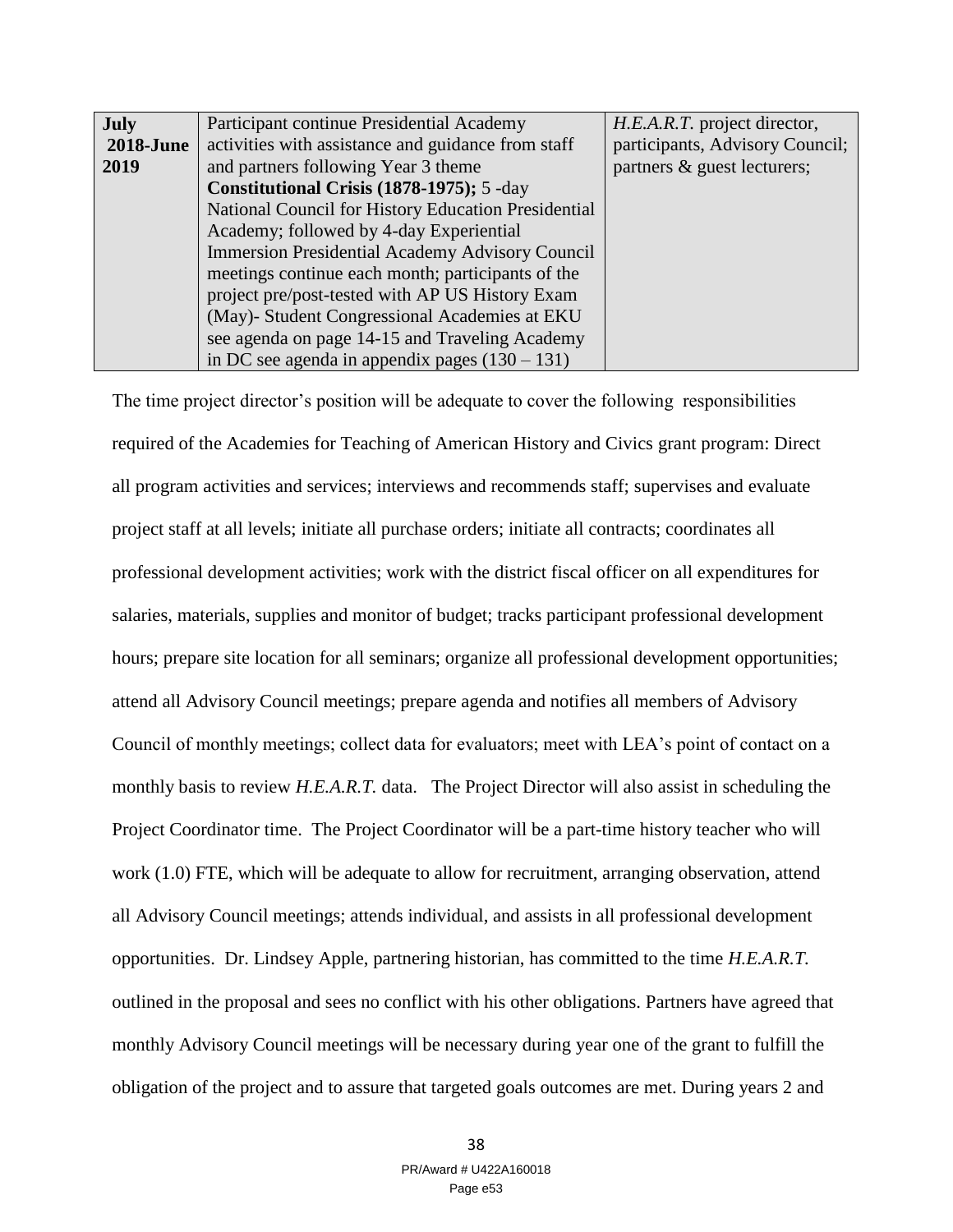| July 2018-June 2019 | Participant continue Presidential Academy activities with assistance and guidance from staff and partners following Year 3 theme **Constitutional Crisis (1878-1975);** 5 -day National Council for History Education Presidential Academy; followed by 4-day Experiential Immersion Presidential Academy Advisory Council meetings continue each month; participants of the project pre/post-tested with AP US History Exam (May)- Student Congressional Academies at EKU see agenda on page 14-15 and Traveling Academy in DC see agenda in appendix pages (130 – 131) | *H.E.A.R.T.* project director, participants, Advisory Council; partners & guest lecturers; |
|---|---|---|

The time project director's position will be adequate to cover the following responsibilities required of the Academies for Teaching of American History and Civics grant program: Direct all program activities and services; interviews and recommends staff; supervises and evaluate project staff at all levels; initiate all purchase orders; initiate all contracts; coordinates all professional development activities; work with the district fiscal officer on all expenditures for salaries, materials, supplies and monitor of budget; tracks participant professional development hours; prepare site location for all seminars; organize all professional development opportunities; attend all Advisory Council meetings; prepare agenda and notifies all members of Advisory Council of monthly meetings; collect data for evaluators; meet with LEA's point of contact on a monthly basis to review *H.E.A.R.T.* data. The Project Director will also assist in scheduling the Project Coordinator time. The Project Coordinator will be a part-time history teacher who will work (1.0) FTE, which will be adequate to allow for recruitment, arranging observation, attend all Advisory Council meetings; attends individual, and assists in all professional development opportunities. Dr. Lindsey Apple, partnering historian, has committed to the time *H.E.A.R.T.* outlined in the proposal and sees no conflict with his other obligations. Partners have agreed that monthly Advisory Council meetings will be necessary during year one of the grant to fulfill the obligation of the project and to assure that targeted goals outcomes are met. During years 2 and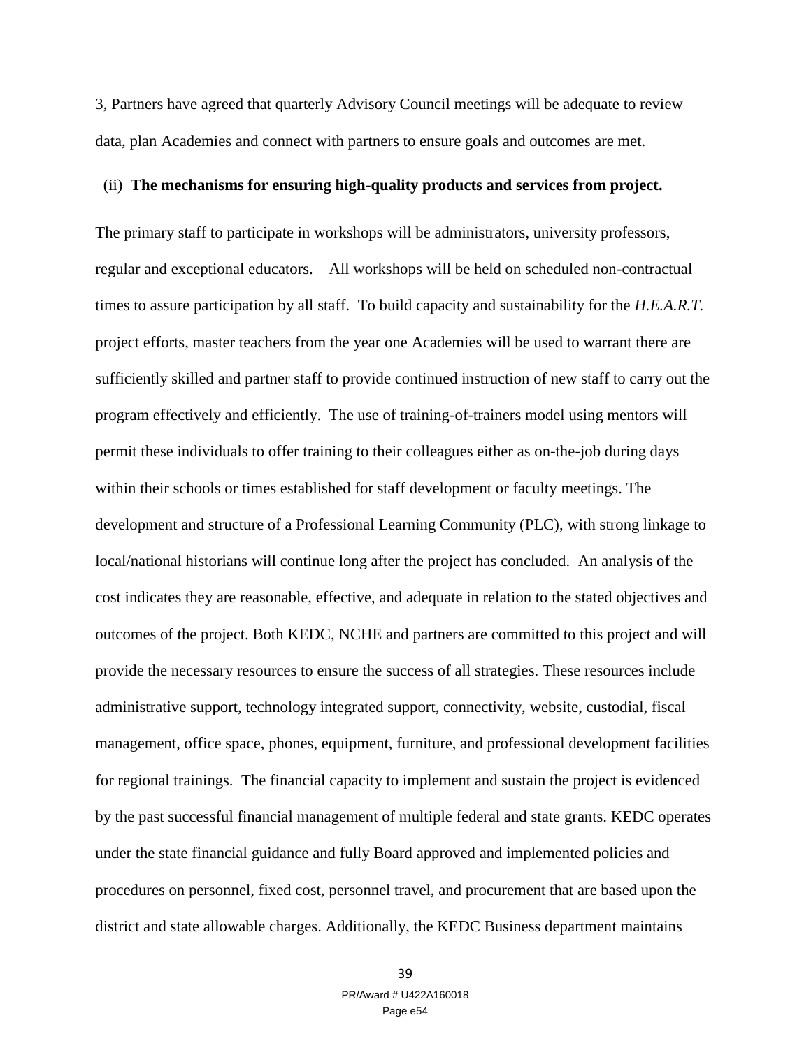3, Partners have agreed that quarterly Advisory Council meetings will be adequate to review data, plan Academies and connect with partners to ensure goals and outcomes are met.

(ii) **The mechanisms for ensuring high-quality products and services from project.**

The primary staff to participate in workshops will be administrators, university professors, regular and exceptional educators. All workshops will be held on scheduled non-contractual times to assure participation by all staff. To build capacity and sustainability for the *H.E.A.R.T.* project efforts, master teachers from the year one Academies will be used to warrant there are sufficiently skilled and partner staff to provide continued instruction of new staff to carry out the program effectively and efficiently. The use of training-of-trainers model using mentors will permit these individuals to offer training to their colleagues either as on-the-job during days within their schools or times established for staff development or faculty meetings. The development and structure of a Professional Learning Community (PLC), with strong linkage to local/national historians will continue long after the project has concluded. An analysis of the cost indicates they are reasonable, effective, and adequate in relation to the stated objectives and outcomes of the project. Both KEDC, NCHE and partners are committed to this project and will provide the necessary resources to ensure the success of all strategies. These resources include administrative support, technology integrated support, connectivity, website, custodial, fiscal management, office space, phones, equipment, furniture, and professional development facilities for regional trainings. The financial capacity to implement and sustain the project is evidenced by the past successful financial management of multiple federal and state grants. KEDC operates under the state financial guidance and fully Board approved and implemented policies and procedures on personnel, fixed cost, personnel travel, and procurement that are based upon the district and state allowable charges. Additionally, the KEDC Business department maintains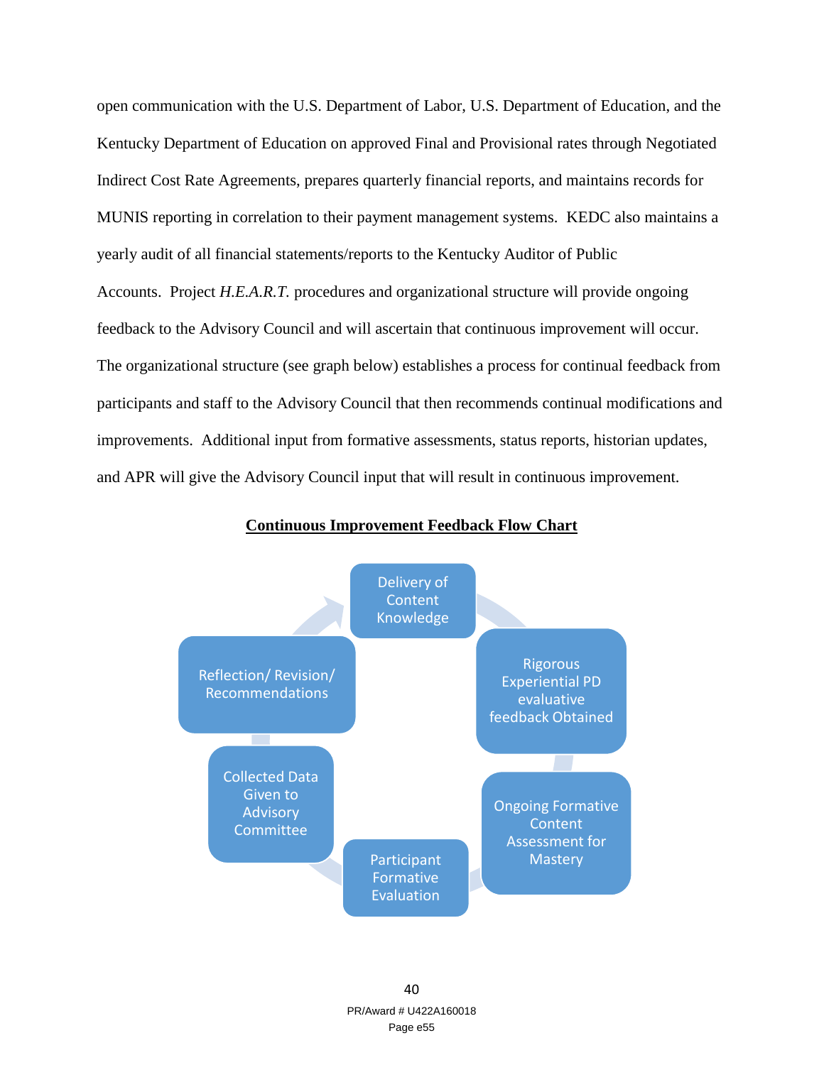open communication with the U.S. Department of Labor, U.S. Department of Education, and the Kentucky Department of Education on approved Final and Provisional rates through Negotiated Indirect Cost Rate Agreements, prepares quarterly financial reports, and maintains records for MUNIS reporting in correlation to their payment management systems. KEDC also maintains a yearly audit of all financial statements/reports to the Kentucky Auditor of Public Accounts. Project *H.E.A.R.T.* procedures and organizational structure will provide ongoing feedback to the Advisory Council and will ascertain that continuous improvement will occur. The organizational structure (see graph below) establishes a process for continual feedback from participants and staff to the Advisory Council that then recommends continual modifications and improvements. Additional input from formative assessments, status reports, historian updates, and APR will give the Advisory Council input that will result in continuous improvement.

**Continuous Improvement Feedback Flow Chart**

- Delivery of Content Knowledge
- Rigorous Experiential PD evaluative feedback Obtained
- Ongoing Formative Content Assessment for Mastery
- Participant Formative Evaluation
- Collected Data Given to Advisory Committee
- Reflection/ Revision/ Recommendations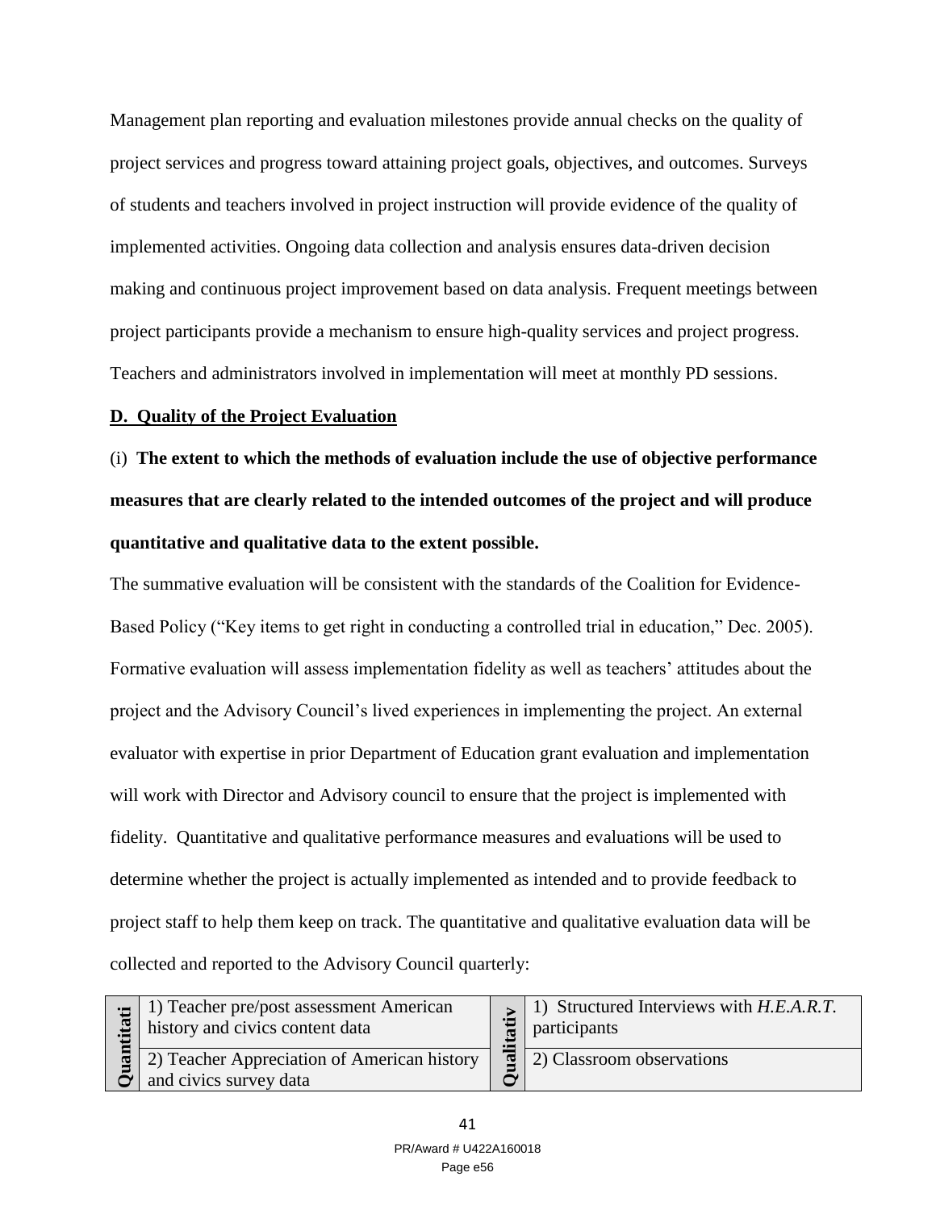Management plan reporting and evaluation milestones provide annual checks on the quality of project services and progress toward attaining project goals, objectives, and outcomes. Surveys of students and teachers involved in project instruction will provide evidence of the quality of implemented activities. Ongoing data collection and analysis ensures data-driven decision making and continuous project improvement based on data analysis. Frequent meetings between project participants provide a mechanism to ensure high-quality services and project progress. Teachers and administrators involved in implementation will meet at monthly PD sessions.

**D. Quality of the Project Evaluation**

(i) **The extent to which the methods of evaluation include the use of objective performance measures that are clearly related to the intended outcomes of the project and will produce quantitative and qualitative data to the extent possible.**

The summative evaluation will be consistent with the standards of the Coalition for Evidence-Based Policy ("Key items to get right in conducting a controlled trial in education," Dec. 2005). Formative evaluation will assess implementation fidelity as well as teachers' attitudes about the project and the Advisory Council's lived experiences in implementing the project. An external evaluator with expertise in prior Department of Education grant evaluation and implementation will work with Director and Advisory council to ensure that the project is implemented with fidelity. Quantitative and qualitative performance measures and evaluations will be used to determine whether the project is actually implemented as intended and to provide feedback to project staff to help them keep on track. The quantitative and qualitative evaluation data will be collected and reported to the Advisory Council quarterly:

| Quantitati | | Qualitativ | |
|---|---|---|---|
| | 1) Teacher pre/post assessment American history and civics content data | | 1) Structured Interviews with *H.E.A.R.T.* participants |
| | 2) Teacher Appreciation of American history and civics survey data | | 2) Classroom observations |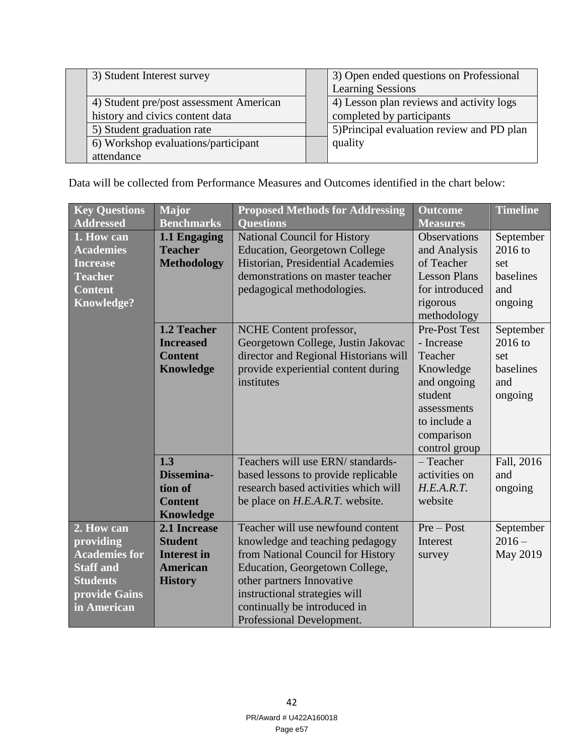| | | | |
|---|---|---|---|
| | 3) Student Interest survey | | 3) Open ended questions on Professional Learning Sessions |
| | 4) Student pre/post assessment American history and civics content data | | 4) Lesson plan reviews and activity logs completed by participants |
| | 5) Student graduation rate | | 5)Principal evaluation review and PD plan quality |
| | 6) Workshop evaluations/participant attendance | | |

Data will be collected from Performance Measures and Outcomes identified in the chart below:

| Key Questions Addressed | Major Benchmarks | Proposed Methods for Addressing Questions | Outcome Measures | Timeline |
|---|---|---|---|---|
| **1. How can Academies Increase Teacher Content Knowledge?** | **1.1 Engaging Teacher Methodology** | National Council for History Education, Georgetown College Historian, Presidential Academies demonstrations on master teacher pedagogical methodologies. | Observations and Analysis of Teacher Lesson Plans for introduced rigorous methodology | September 2016 to set baselines and ongoing |
| | **1.2 Teacher Increased Content Knowledge** | NCHE Content professor, Georgetown College, Justin Jakovac director and Regional Historians will provide experiential content during institutes | Pre-Post Test - Increase Teacher Knowledge and ongoing student assessments to include a comparison control group | September 2016 to set baselines and ongoing |
| | **1.3 Dissemina-tion of Content Knowledge** | Teachers will use ERN/ standards-based lessons to provide replicable research based activities which will be place on *H.E.A.R.T.* website. | – Teacher activities on *H.E.A.R.T.* website | Fall, 2016 and ongoing |
| **2. How can providing Academies for Staff and Students provide Gains in American** | **2.1 Increase Student Interest in American History** | Teacher will use newfound content knowledge and teaching pedagogy from National Council for History Education, Georgetown College, other partners Innovative instructional strategies will continually be introduced in Professional Development. | Pre – Post Interest survey | September 2016 – May 2019 |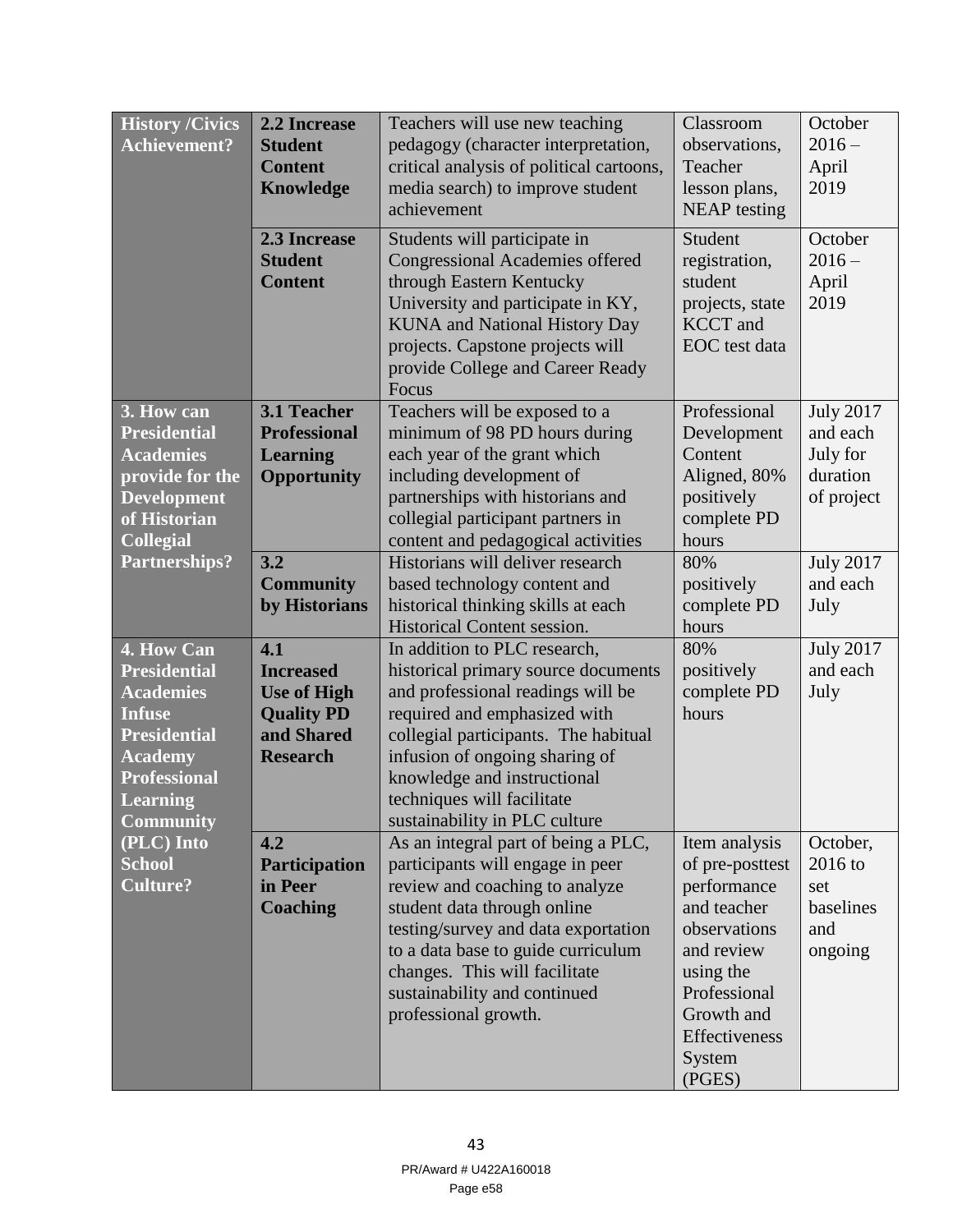| **History /Civics Achievement?** | **2.2 Increase Student Content Knowledge** | Teachers will use new teaching pedagogy (character interpretation, critical analysis of political cartoons, media search) to improve student achievement | Classroom observations, Teacher lesson plans, NEAP testing | October 2016 – April 2019 |
|---|---|---|---|---|
| | **2.3 Increase Student Content** | Students will participate in Congressional Academies offered through Eastern Kentucky University and participate in KY, KUNA and National History Day projects. Capstone projects will provide College and Career Ready Focus | Student registration, student projects, state KCCT and EOC test data | October 2016 – April 2019 |
| **3. How can Presidential Academies provide for the Development of Historian Collegial Partnerships?** | **3.1 Teacher Professional Learning Opportunity** | Teachers will be exposed to a minimum of 98 PD hours during each year of the grant which including development of partnerships with historians and collegial participant partners in content and pedagogical activities | Professional Development Content Aligned, 80% positively complete PD hours | July 2017 and each July for duration of project |
| | **3.2 Community by Historians** | Historians will deliver research based technology content and historical thinking skills at each Historical Content session. | 80% positively complete PD hours | July 2017 and each July |
| **4. How Can Presidential Academies Infuse Presidential Academy Professional Learning Community (PLC) Into School Culture?** | **4.1 Increased Use of High Quality PD and Shared Research** | In addition to PLC research, historical primary source documents and professional readings will be required and emphasized with collegial participants. The habitual infusion of ongoing sharing of knowledge and instructional techniques will facilitate sustainability in PLC culture | 80% positively complete PD hours | July 2017 and each July |
| | **4.2 Participation in Peer Coaching** | As an integral part of being a PLC, participants will engage in peer review and coaching to analyze student data through online testing/survey and data exportation to a data base to guide curriculum changes. This will facilitate sustainability and continued professional growth. | Item analysis of pre-posttest performance and teacher observations and review using the Professional Growth and Effectiveness System (PGES) | October, 2016 to set baselines and ongoing |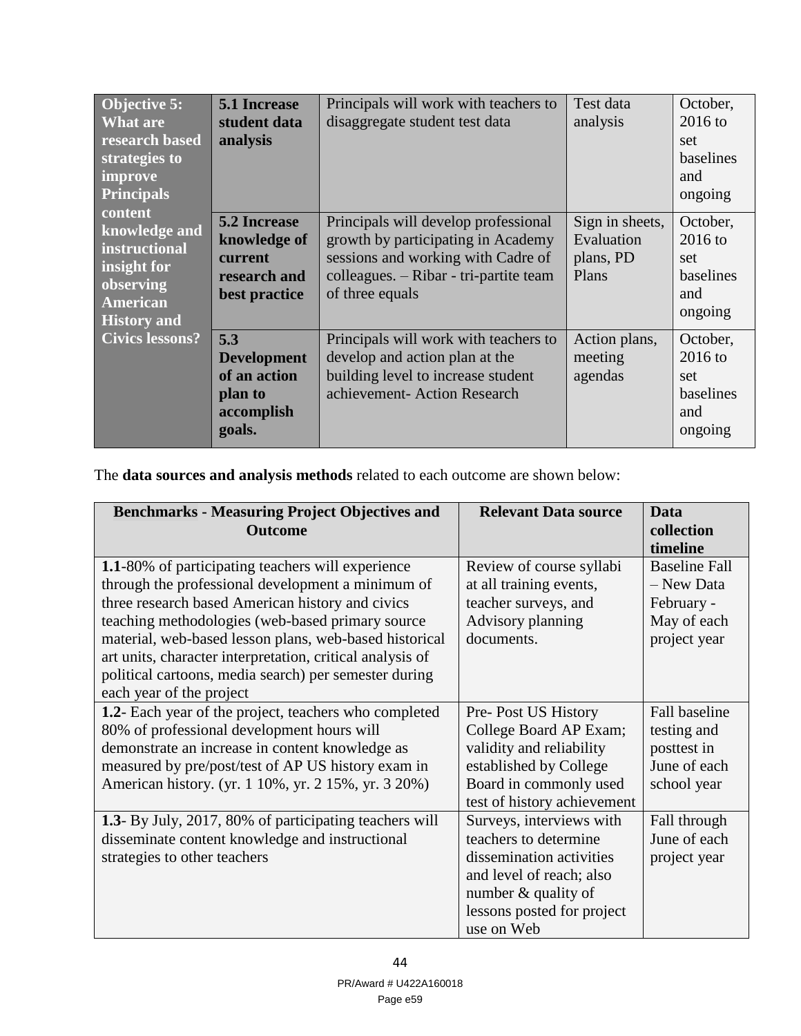| Objective 5: What are research based strategies to improve Principals content knowledge and instructional insight for observing American History and Civics lessons? | **5.1 Increase student data analysis** | Principals will work with teachers to disaggregate student test data | Test data analysis | October, 2016 to set baselines and ongoing |
|---|---|---|---|---|
| | **5.2 Increase knowledge of current research and best practice** | Principals will develop professional growth by participating in Academy sessions and working with Cadre of colleagues. – Ribar - tri-partite team of three equals | Sign in sheets, Evaluation plans, PD Plans | October, 2016 to set baselines and ongoing |
| | **5.3 Development of an action plan to accomplish goals.** | Principals will work with teachers to develop and action plan at the building level to increase student achievement- Action Research | Action plans, meeting agendas | October, 2016 to set baselines and ongoing |

The **data sources and analysis methods** related to each outcome are shown below:

| Benchmarks - Measuring Project Objectives and Outcome | Relevant Data source | Data collection timeline |
|---|---|---|
| **1.1**-80% of participating teachers will experience through the professional development a minimum of three research based American history and civics teaching methodologies (web-based primary source material, web-based lesson plans, web-based historical art units, character interpretation, critical analysis of political cartoons, media search) per semester during each year of the project | Review of course syllabi at all training events, teacher surveys, and Advisory planning documents. | Baseline Fall – New Data February - May of each project year |
| **1.2**- Each year of the project, teachers who completed 80% of professional development hours will demonstrate an increase in content knowledge as measured by pre/post/test of AP US history exam in American history. (yr. 1 10%, yr. 2 15%, yr. 3 20%) | Pre- Post US History College Board AP Exam; validity and reliability established by College Board in commonly used test of history achievement | Fall baseline testing and posttest in June of each school year |
| **1.3**- By July, 2017, 80% of participating teachers will disseminate content knowledge and instructional strategies to other teachers | Surveys, interviews with teachers to determine dissemination activities and level of reach; also number & quality of lessons posted for project use on Web | Fall through June of each project year |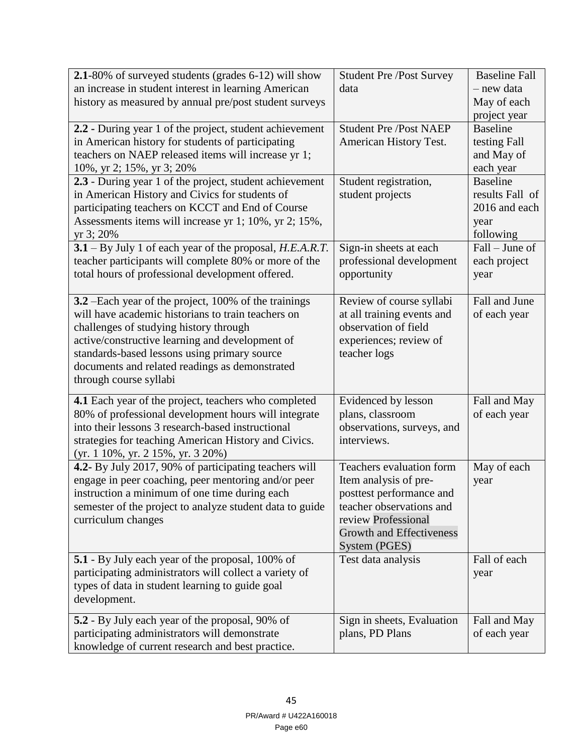| **2.1**-80% of surveyed students (grades 6-12) will show an increase in student interest in learning American history as measured by annual pre/post student surveys | Student Pre /Post Survey data | Baseline Fall – new data May of each project year |
|---|---|---|
| **2.2** - During year 1 of the project, student achievement in American history for students of participating teachers on NAEP released items will increase yr 1; 10%, yr 2; 15%, yr 3; 20% | Student Pre /Post NAEP American History Test. | Baseline testing Fall and May of each year |
| **2.3** - During year 1 of the project, student achievement in American History and Civics for students of participating teachers on KCCT and End of Course Assessments items will increase yr 1; 10%, yr 2; 15%, yr 3; 20% | Student registration, student projects | Baseline results Fall of 2016 and each year following |
| **3.1** – By July 1 of each year of the proposal, *H.E.A.R.T.* teacher participants will complete 80% or more of the total hours of professional development offered. | Sign-in sheets at each professional development opportunity | Fall – June of each project year |
| **3.2** –Each year of the project, 100% of the trainings will have academic historians to train teachers on challenges of studying history through active/constructive learning and development of standards-based lessons using primary source documents and related readings as demonstrated through course syllabi | Review of course syllabi at all training events and observation of field experiences; review of teacher logs | Fall and June of each year |
| **4.1** Each year of the project, teachers who completed 80% of professional development hours will integrate into their lessons 3 research-based instructional strategies for teaching American History and Civics. (yr. 1 10%, yr. 2 15%, yr. 3 20%) | Evidenced by lesson plans, classroom observations, surveys, and interviews. | Fall and May of each year |
| **4.2**- By July 2017, 90% of participating teachers will engage in peer coaching, peer mentoring and/or peer instruction a minimum of one time during each semester of the project to analyze student data to guide curriculum changes | Teachers evaluation form Item analysis of pre-posttest performance and teacher observations and review Professional Growth and Effectiveness System (PGES) | May of each year |
| **5.1** - By July each year of the proposal, 100% of participating administrators will collect a variety of types of data in student learning to guide goal development. | Test data analysis | Fall of each year |
| **5.2** - By July each year of the proposal, 90% of participating administrators will demonstrate knowledge of current research and best practice. | Sign in sheets, Evaluation plans, PD Plans | Fall and May of each year |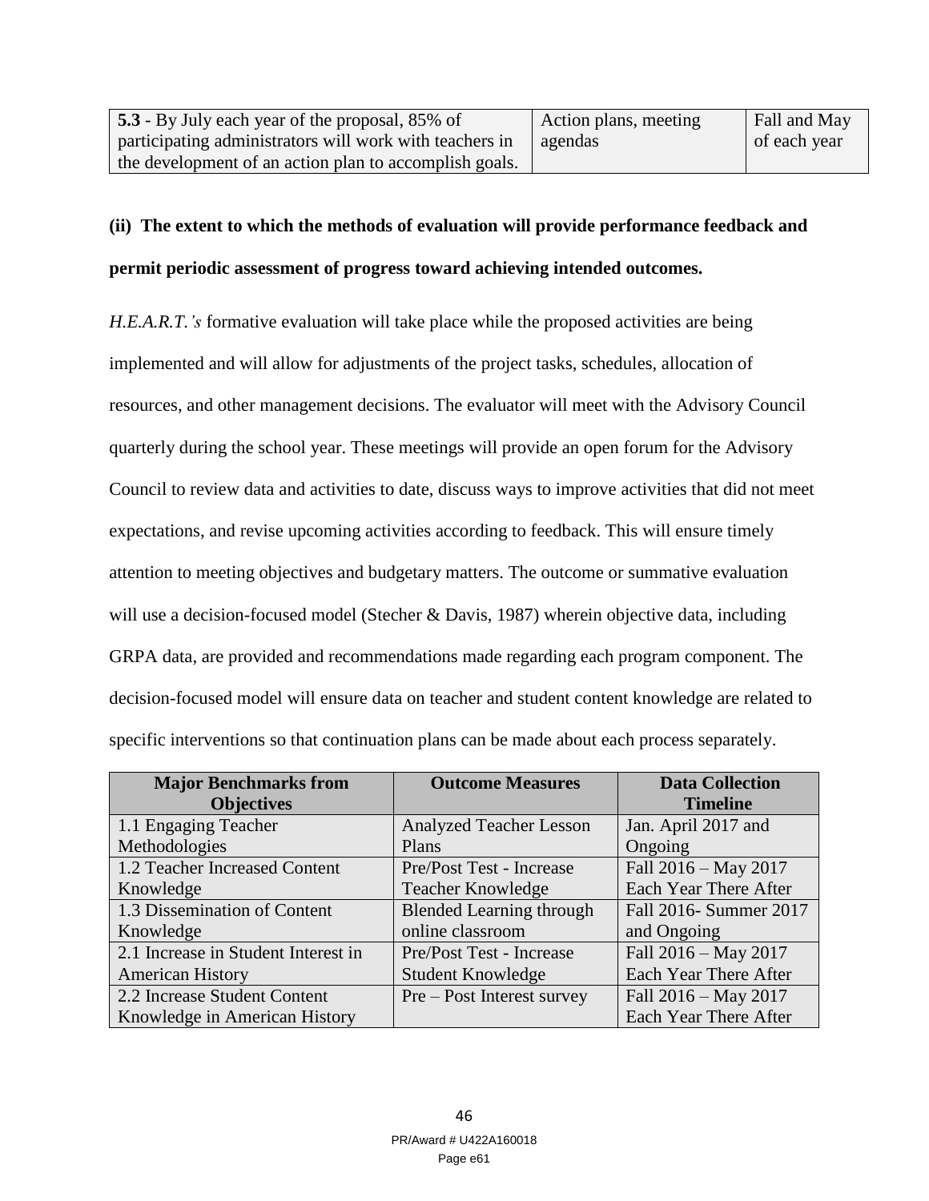| | | |
|---|---|---|
| **5.3** - By July each year of the proposal, 85% of participating administrators will work with teachers in the development of an action plan to accomplish goals. | Action plans, meeting agendas | Fall and May of each year |

**(ii) The extent to which the methods of evaluation will provide performance feedback and permit periodic assessment of progress toward achieving intended outcomes.**

*H.E.A.R.T.'s* formative evaluation will take place while the proposed activities are being implemented and will allow for adjustments of the project tasks, schedules, allocation of resources, and other management decisions. The evaluator will meet with the Advisory Council quarterly during the school year. These meetings will provide an open forum for the Advisory Council to review data and activities to date, discuss ways to improve activities that did not meet expectations, and revise upcoming activities according to feedback. This will ensure timely attention to meeting objectives and budgetary matters. The outcome or summative evaluation will use a decision-focused model (Stecher & Davis, 1987) wherein objective data, including GRPA data, are provided and recommendations made regarding each program component. The decision-focused model will ensure data on teacher and student content knowledge are related to specific interventions so that continuation plans can be made about each process separately.

| Major Benchmarks from Objectives | Outcome Measures | Data Collection Timeline |
|---|---|---|
| 1.1 Engaging Teacher Methodologies | Analyzed Teacher Lesson Plans | Jan. April 2017 and Ongoing |
| 1.2 Teacher Increased Content Knowledge | Pre/Post Test - Increase Teacher Knowledge | Fall 2016 – May 2017 Each Year There After |
| 1.3 Dissemination of Content Knowledge | Blended Learning through online classroom | Fall 2016- Summer 2017 and Ongoing |
| 2.1 Increase in Student Interest in American History | Pre/Post Test - Increase Student Knowledge | Fall 2016 – May 2017 Each Year There After |
| 2.2 Increase Student Content Knowledge in American History | Pre – Post Interest survey | Fall 2016 – May 2017 Each Year There After |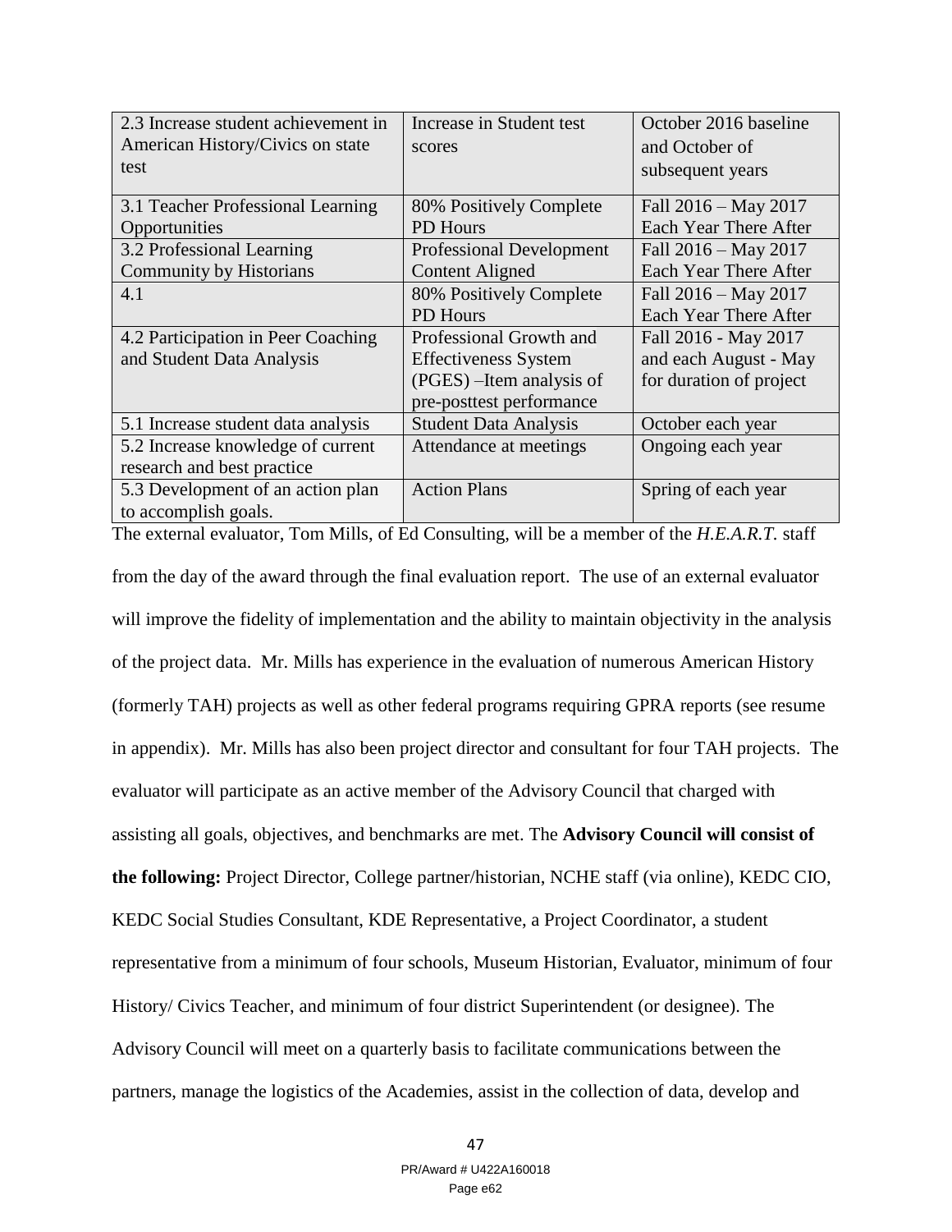| 2.3 Increase student achievement in American History/Civics on state test | Increase in Student test scores | October 2016 baseline and October of subsequent years |
|---|---|---|
| 3.1 Teacher Professional Learning Opportunities | 80% Positively Complete PD Hours | Fall 2016 – May 2017 Each Year There After |
| 3.2 Professional Learning Community by Historians | Professional Development Content Aligned | Fall 2016 – May 2017 Each Year There After |
| 4.1 | 80% Positively Complete PD Hours | Fall 2016 – May 2017 Each Year There After |
| 4.2 Participation in Peer Coaching and Student Data Analysis | Professional Growth and Effectiveness System (PGES) –Item analysis of pre-posttest performance | Fall 2016 - May 2017 and each August - May for duration of project |
| 5.1 Increase student data analysis | Student Data Analysis | October each year |
| 5.2 Increase knowledge of current research and best practice | Attendance at meetings | Ongoing each year |
| 5.3 Development of an action plan to accomplish goals. | Action Plans | Spring of each year |

The external evaluator, Tom Mills, of Ed Consulting, will be a member of the *H.E.A.R.T.* staff from the day of the award through the final evaluation report. The use of an external evaluator will improve the fidelity of implementation and the ability to maintain objectivity in the analysis of the project data. Mr. Mills has experience in the evaluation of numerous American History (formerly TAH) projects as well as other federal programs requiring GPRA reports (see resume in appendix). Mr. Mills has also been project director and consultant for four TAH projects. The evaluator will participate as an active member of the Advisory Council that charged with assisting all goals, objectives, and benchmarks are met. The **Advisory Council will consist of the following:** Project Director, College partner/historian, NCHE staff (via online), KEDC CIO, KEDC Social Studies Consultant, KDE Representative, a Project Coordinator, a student representative from a minimum of four schools, Museum Historian, Evaluator, minimum of four History/ Civics Teacher, and minimum of four district Superintendent (or designee). The Advisory Council will meet on a quarterly basis to facilitate communications between the partners, manage the logistics of the Academies, assist in the collection of data, develop and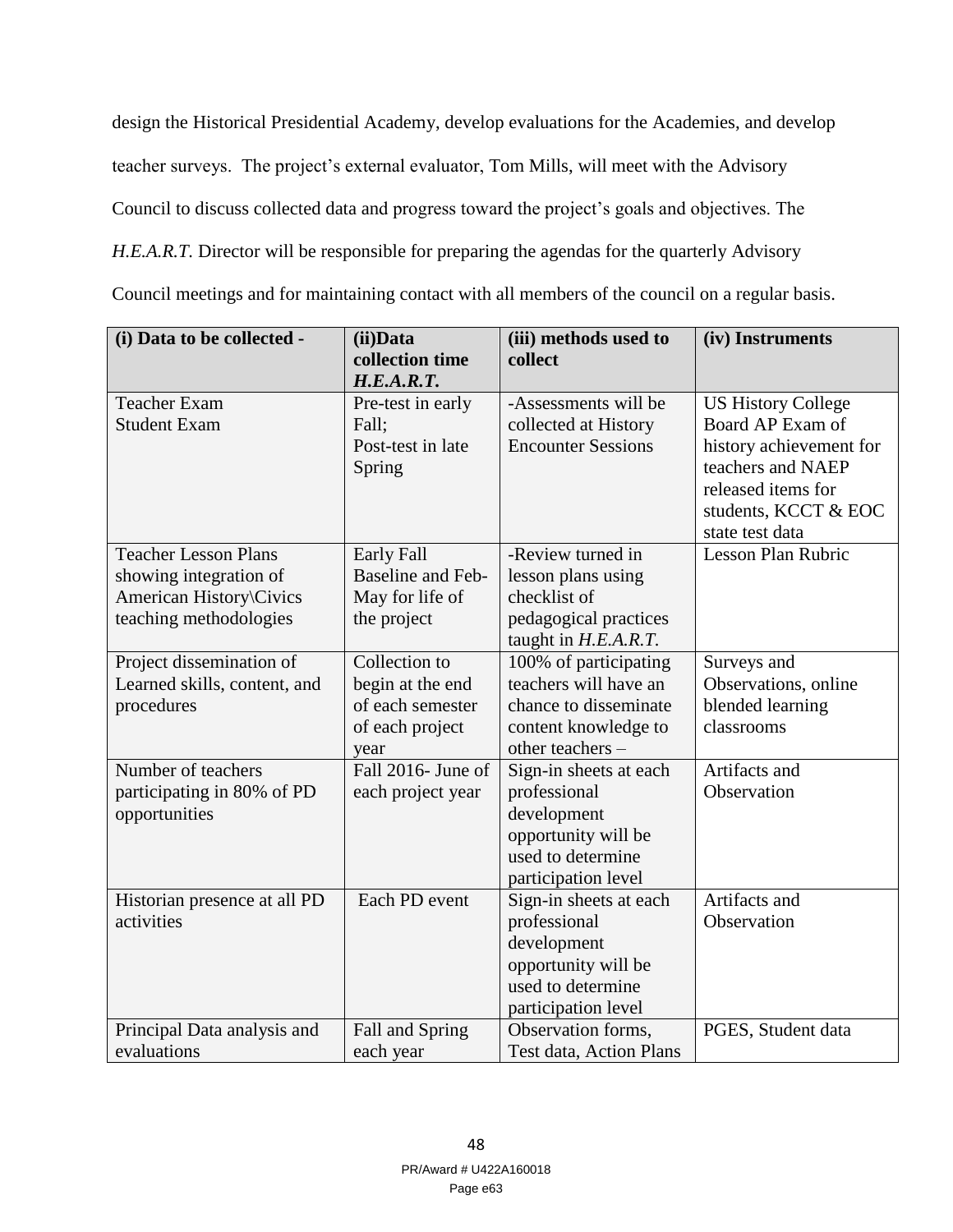design the Historical Presidential Academy, develop evaluations for the Academies, and develop teacher surveys. The project's external evaluator, Tom Mills, will meet with the Advisory Council to discuss collected data and progress toward the project's goals and objectives. The *H.E.A.R.T.* Director will be responsible for preparing the agendas for the quarterly Advisory Council meetings and for maintaining contact with all members of the council on a regular basis.

| **(i) Data to be collected -** | **(ii)Data collection time *H.E.A.R.T.*** | **(iii) methods used to collect** | **(iv) Instruments** |
|---|---|---|---|
| Teacher Exam<br>Student Exam | Pre-test in early Fall;<br>Post-test in late Spring | -Assessments will be collected at History Encounter Sessions | US History College Board AP Exam of history achievement for teachers and NAEP released items for students, KCCT & EOC state test data |
| Teacher Lesson Plans showing integration of American History\Civics teaching methodologies | Early Fall Baseline and Feb-May for life of the project | -Review turned in lesson plans using checklist of pedagogical practices taught in *H.E.A.R.T.* | Lesson Plan Rubric |
| Project dissemination of Learned skills, content, and procedures | Collection to begin at the end of each semester of each project year | 100% of participating teachers will have an chance to disseminate content knowledge to other teachers – | Surveys and Observations, online blended learning classrooms |
| Number of teachers participating in 80% of PD opportunities | Fall 2016- June of each project year | Sign-in sheets at each professional development opportunity will be used to determine participation level | Artifacts and Observation |
| Historian presence at all PD activities | Each PD event | Sign-in sheets at each professional development opportunity will be used to determine participation level | Artifacts and Observation |
| Principal Data analysis and evaluations | Fall and Spring each year | Observation forms, Test data, Action Plans | PGES, Student data |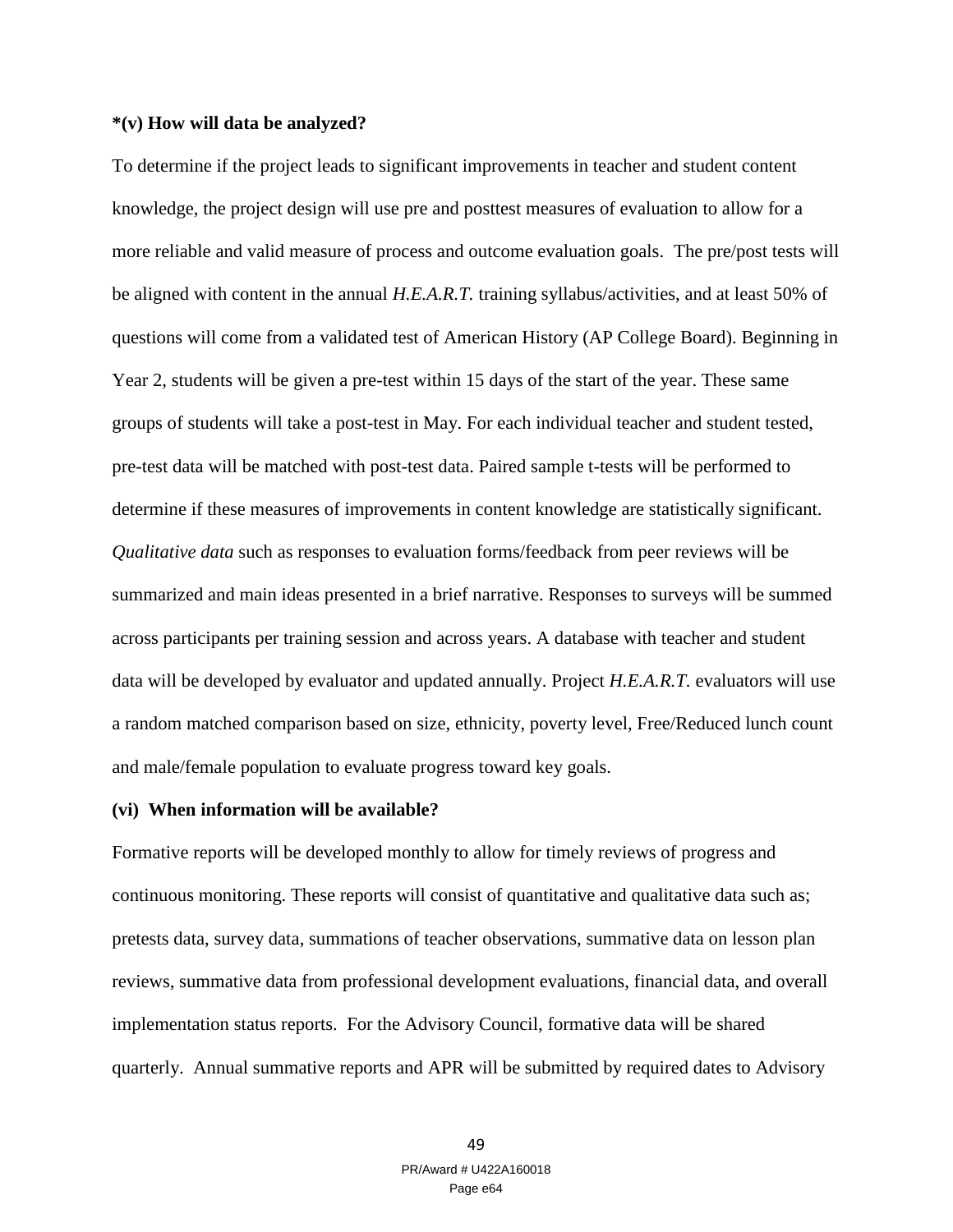**\*(v) How will data be analyzed?**

To determine if the project leads to significant improvements in teacher and student content knowledge, the project design will use pre and posttest measures of evaluation to allow for a more reliable and valid measure of process and outcome evaluation goals. The pre/post tests will be aligned with content in the annual *H.E.A.R.T.* training syllabus/activities, and at least 50% of questions will come from a validated test of American History (AP College Board). Beginning in Year 2, students will be given a pre-test within 15 days of the start of the year. These same groups of students will take a post-test in May. For each individual teacher and student tested, pre-test data will be matched with post-test data. Paired sample t-tests will be performed to determine if these measures of improvements in content knowledge are statistically significant. *Qualitative data* such as responses to evaluation forms/feedback from peer reviews will be summarized and main ideas presented in a brief narrative. Responses to surveys will be summed across participants per training session and across years. A database with teacher and student data will be developed by evaluator and updated annually. Project *H.E.A.R.T.* evaluators will use a random matched comparison based on size, ethnicity, poverty level, Free/Reduced lunch count and male/female population to evaluate progress toward key goals.

**(vi) When information will be available?**

Formative reports will be developed monthly to allow for timely reviews of progress and continuous monitoring. These reports will consist of quantitative and qualitative data such as; pretests data, survey data, summations of teacher observations, summative data on lesson plan reviews, summative data from professional development evaluations, financial data, and overall implementation status reports. For the Advisory Council, formative data will be shared quarterly. Annual summative reports and APR will be submitted by required dates to Advisory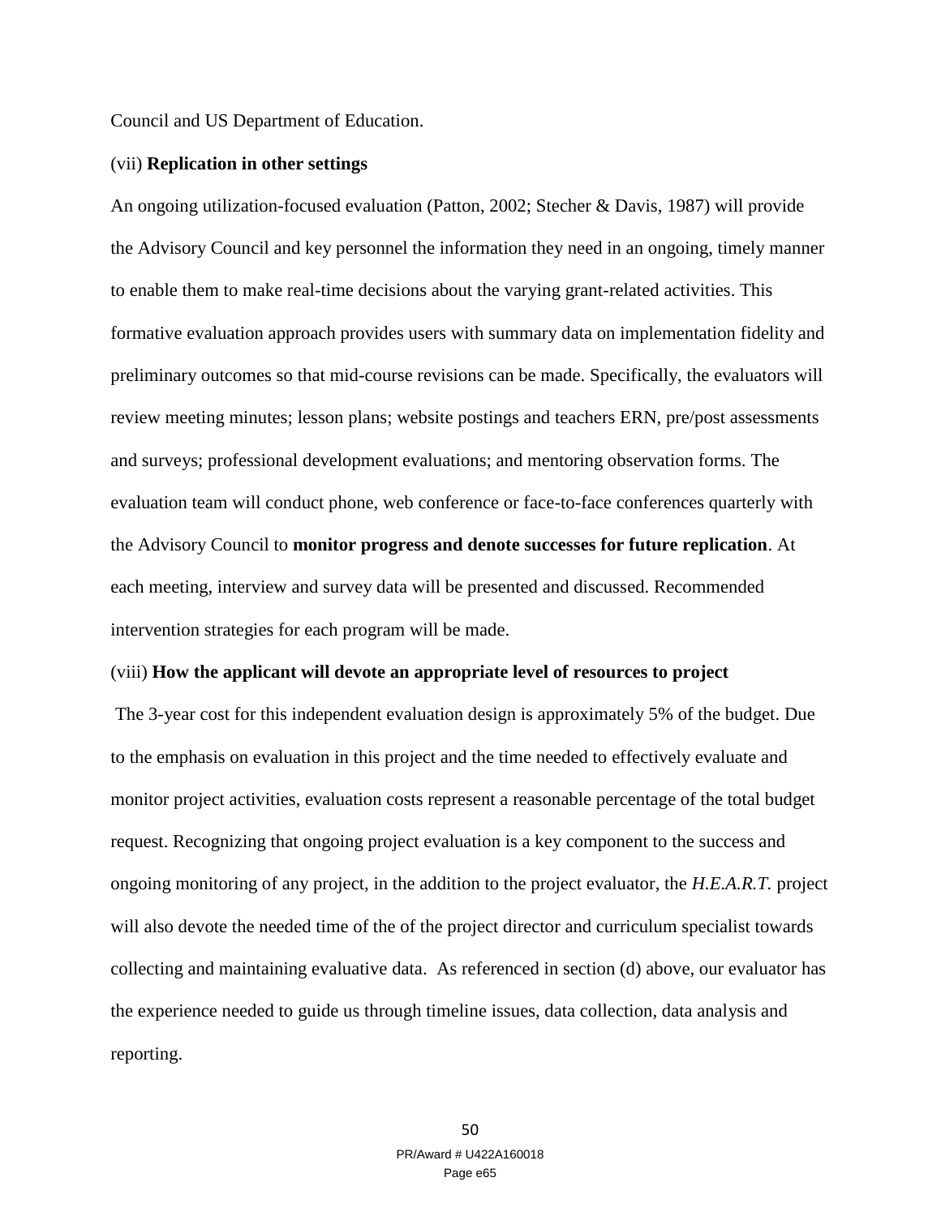Council and US Department of Education.

(vii) **Replication in other settings**

An ongoing utilization-focused evaluation (Patton, 2002; Stecher & Davis, 1987) will provide the Advisory Council and key personnel the information they need in an ongoing, timely manner to enable them to make real-time decisions about the varying grant-related activities. This formative evaluation approach provides users with summary data on implementation fidelity and preliminary outcomes so that mid-course revisions can be made. Specifically, the evaluators will review meeting minutes; lesson plans; website postings and teachers ERN, pre/post assessments and surveys; professional development evaluations; and mentoring observation forms. The evaluation team will conduct phone, web conference or face-to-face conferences quarterly with the Advisory Council to **monitor progress and denote successes for future replication**. At each meeting, interview and survey data will be presented and discussed. Recommended intervention strategies for each program will be made.

(viii) **How the applicant will devote an appropriate level of resources to project**

The 3-year cost for this independent evaluation design is approximately 5% of the budget. Due to the emphasis on evaluation in this project and the time needed to effectively evaluate and monitor project activities, evaluation costs represent a reasonable percentage of the total budget request. Recognizing that ongoing project evaluation is a key component to the success and ongoing monitoring of any project, in the addition to the project evaluator, the *H.E.A.R.T.* project will also devote the needed time of the of the project director and curriculum specialist towards collecting and maintaining evaluative data. As referenced in section (d) above, our evaluator has the experience needed to guide us through timeline issues, data collection, data analysis and reporting.